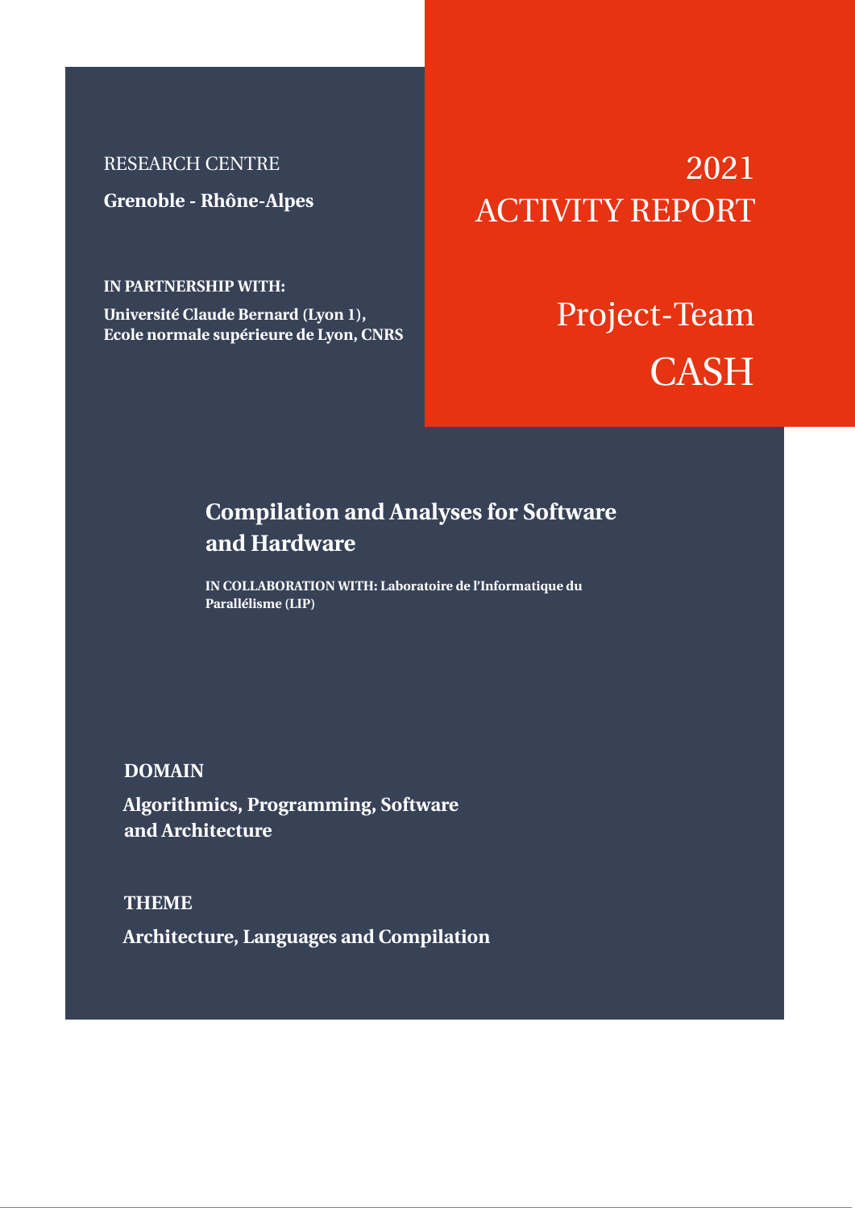RESEARCH CENTRE

**Grenoble - Rhône-Alpes**

**IN PARTNERSHIP WITH:**

**Université Claude Bernard (Lyon 1), Ecole normale supérieure de Lyon, CNRS**

# 2021 ACTIVITY REPORT

# Project-Team CASH

## Compilation and Analyses for Software and Hardware

**IN COLLABORATION WITH: Laboratoire de l'Informatique du Parallélisme (LIP)**

**DOMAIN**

**Algorithmics, Programming, Software and Architecture**

**THEME**

**Architecture, Languages and Compilation**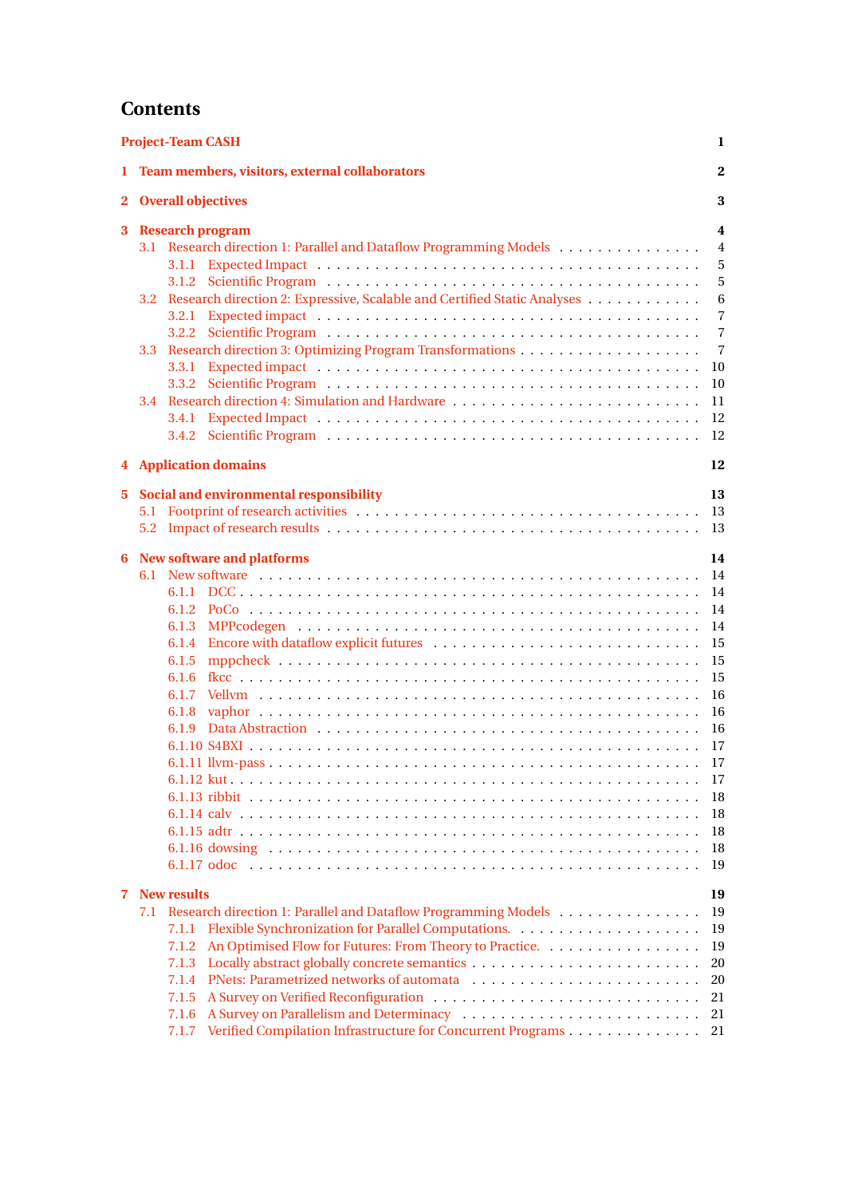# Contents

**Project-Team CASH** 1

**1 Team members, visitors, external collaborators** 2

**2 Overall objectives** 3

**3 Research program** 4

- 3.1 Research direction 1: Parallel and Dataflow Programming Models . . . 4
  - 3.1.1 Expected Impact . . . 5
  - 3.1.2 Scientific Program . . . 5
- 3.2 Research direction 2: Expressive, Scalable and Certified Static Analyses . . . 6
  - 3.2.1 Expected impact . . . 7
  - 3.2.2 Scientific Program . . . 7
- 3.3 Research direction 3: Optimizing Program Transformations . . . 7
  - 3.3.1 Expected impact . . . 10
  - 3.3.2 Scientific Program . . . 10
- 3.4 Research direction 4: Simulation and Hardware . . . 11
  - 3.4.1 Expected Impact . . . 12
  - 3.4.2 Scientific Program . . . 12

**4 Application domains** 12

**5 Social and environmental responsibility** 13

- 5.1 Footprint of research activities . . . 13
- 5.2 Impact of research results . . . 13

**6 New software and platforms** 14

- 6.1 New software . . . 14
  - 6.1.1 DCC . . . 14
  - 6.1.2 PoCo . . . 14
  - 6.1.3 MPPcodegen . . . 14
  - 6.1.4 Encore with dataflow explicit futures . . . 15
  - 6.1.5 mppcheck . . . 15
  - 6.1.6 fkcc . . . 15
  - 6.1.7 Vellvm . . . 16
  - 6.1.8 vaphor . . . 16
  - 6.1.9 Data Abstraction . . . 16
  - 6.1.10 S4BXI . . . 17
  - 6.1.11 llvm-pass . . . 17
  - 6.1.12 kut . . . 17
  - 6.1.13 ribbit . . . 18
  - 6.1.14 calv . . . 18
  - 6.1.15 adtr . . . 18
  - 6.1.16 dowsing . . . 18
  - 6.1.17 odoc . . . 19

**7 New results** 19

- 7.1 Research direction 1: Parallel and Dataflow Programming Models . . . 19
  - 7.1.1 Flexible Synchronization for Parallel Computations. . . . 19
  - 7.1.2 An Optimised Flow for Futures: From Theory to Practice. . . . 19
  - 7.1.3 Locally abstract globally concrete semantics . . . 20
  - 7.1.4 PNets: Parametrized networks of automata . . . 20
  - 7.1.5 A Survey on Verified Reconfiguration . . . 21
  - 7.1.6 A Survey on Parallelism and Determinacy . . . 21
  - 7.1.7 Verified Compilation Infrastructure for Concurrent Programs . . . 21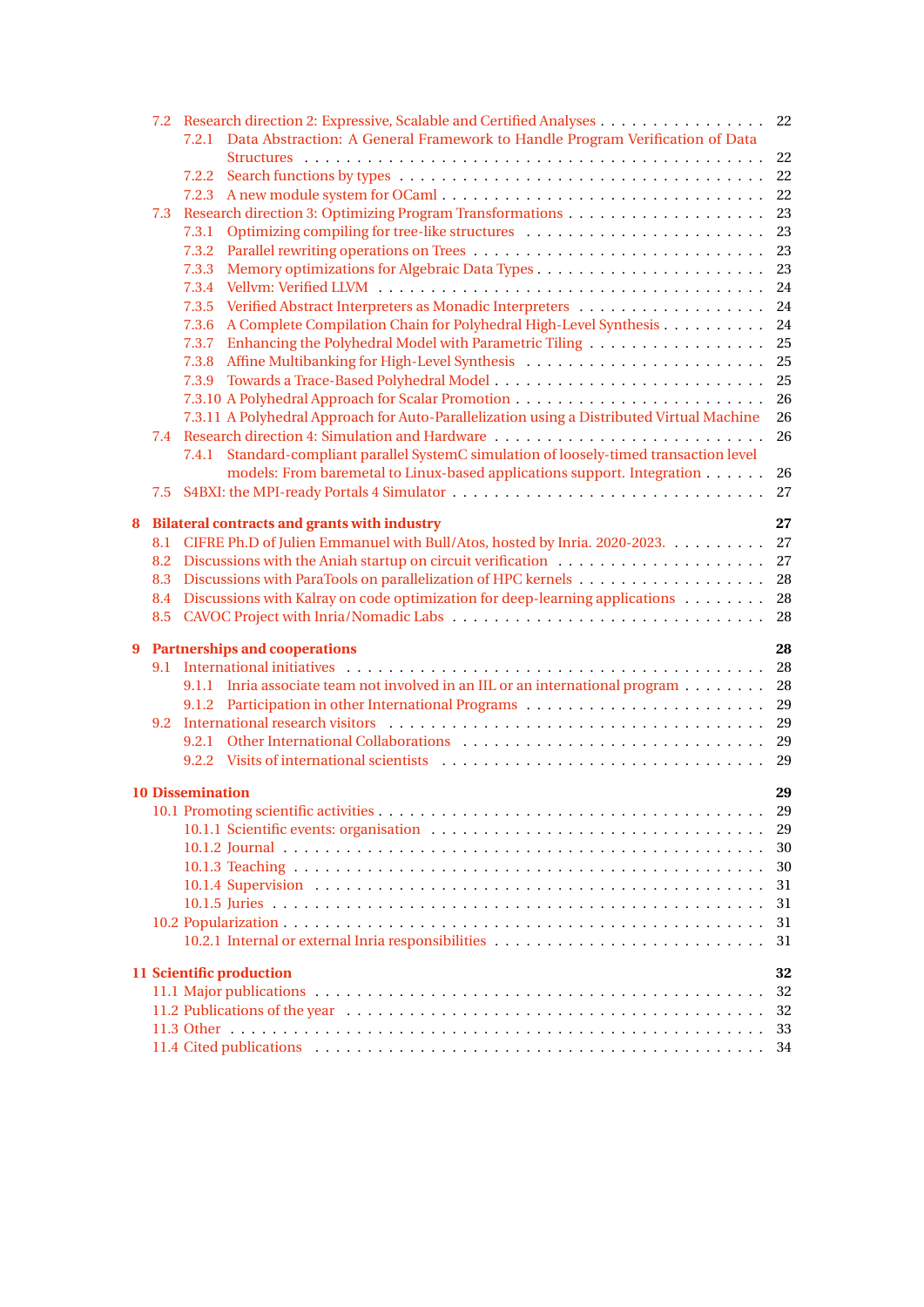- 7.2 Research direction 2: Expressive, Scalable and Certified Analyses . . . . . 22
  - 7.2.1 Data Abstraction: A General Framework to Handle Program Verification of Data Structures . . . . . 22
  - 7.2.2 Search functions by types . . . . . 22
  - 7.2.3 A new module system for OCaml . . . . . 22
- 7.3 Research direction 3: Optimizing Program Transformations . . . . . 23
  - 7.3.1 Optimizing compiling for tree-like structures . . . . . 23
  - 7.3.2 Parallel rewriting operations on Trees . . . . . 23
  - 7.3.3 Memory optimizations for Algebraic Data Types . . . . . 23
  - 7.3.4 Vellvm: Verified LLVM . . . . . 24
  - 7.3.5 Verified Abstract Interpreters as Monadic Interpreters . . . . . 24
  - 7.3.6 A Complete Compilation Chain for Polyhedral High-Level Synthesis . . . . . 24
  - 7.3.7 Enhancing the Polyhedral Model with Parametric Tiling . . . . . 25
  - 7.3.8 Affine Multibanking for High-Level Synthesis . . . . . 25
  - 7.3.9 Towards a Trace-Based Polyhedral Model . . . . . 25
  - 7.3.10 A Polyhedral Approach for Scalar Promotion . . . . . 26
  - 7.3.11 A Polyhedral Approach for Auto-Parallelization using a Distributed Virtual Machine 26
- 7.4 Research direction 4: Simulation and Hardware . . . . . 26
  - 7.4.1 Standard-compliant parallel SystemC simulation of loosely-timed transaction level models: From baremetal to Linux-based applications support. Integration . . . . . 26
- 7.5 S4BXI: the MPI-ready Portals 4 Simulator . . . . . 27

**8 Bilateral contracts and grants with industry** **27**

- 8.1 CIFRE Ph.D of Julien Emmanuel with Bull/Atos, hosted by Inria. 2020-2023. . . . . 27
- 8.2 Discussions with the Aniah startup on circuit verification . . . . . 27
- 8.3 Discussions with ParaTools on parallelization of HPC kernels . . . . . 28
- 8.4 Discussions with Kalray on code optimization for deep-learning applications . . . . . 28
- 8.5 CAVOC Project with Inria/Nomadic Labs . . . . . 28

**9 Partnerships and cooperations** **28**

- 9.1 International initiatives . . . . . 28
  - 9.1.1 Inria associate team not involved in an IIL or an international program . . . . . 28
  - 9.1.2 Participation in other International Programs . . . . . 29
- 9.2 International research visitors . . . . . 29
  - 9.2.1 Other International Collaborations . . . . . 29
  - 9.2.2 Visits of international scientists . . . . . 29

**10 Dissemination** **29**

- 10.1 Promoting scientific activities . . . . . 29
  - 10.1.1 Scientific events: organisation . . . . . 29
  - 10.1.2 Journal . . . . . 30
  - 10.1.3 Teaching . . . . . 30
  - 10.1.4 Supervision . . . . . 31
  - 10.1.5 Juries . . . . . 31
- 10.2 Popularization . . . . . 31
  - 10.2.1 Internal or external Inria responsibilities . . . . . 31

**11 Scientific production** **32**

- 11.1 Major publications . . . . . 32
- 11.2 Publications of the year . . . . . 32
- 11.3 Other . . . . . 33
- 11.4 Cited publications . . . . . 34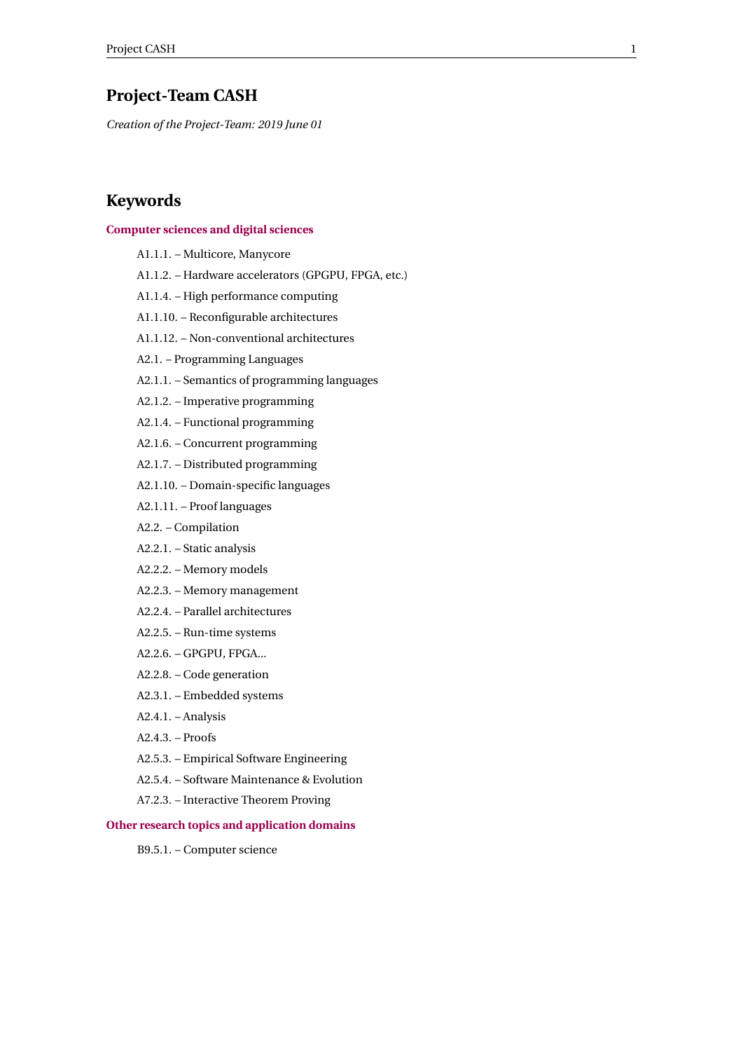# Project-Team CASH

*Creation of the Project-Team: 2019 June 01*

## Keywords

### Computer sciences and digital sciences

- A1.1.1. – Multicore, Manycore
- A1.1.2. – Hardware accelerators (GPGPU, FPGA, etc.)
- A1.1.4. – High performance computing
- A1.1.10. – Reconfigurable architectures
- A1.1.12. – Non-conventional architectures
- A2.1. – Programming Languages
- A2.1.1. – Semantics of programming languages
- A2.1.2. – Imperative programming
- A2.1.4. – Functional programming
- A2.1.6. – Concurrent programming
- A2.1.7. – Distributed programming
- A2.1.10. – Domain-specific languages
- A2.1.11. – Proof languages
- A2.2. – Compilation
- A2.2.1. – Static analysis
- A2.2.2. – Memory models
- A2.2.3. – Memory management
- A2.2.4. – Parallel architectures
- A2.2.5. – Run-time systems
- A2.2.6. – GPGPU, FPGA...
- A2.2.8. – Code generation
- A2.3.1. – Embedded systems
- A2.4.1. – Analysis
- A2.4.3. – Proofs
- A2.5.3. – Empirical Software Engineering
- A2.5.4. – Software Maintenance & Evolution
- A7.2.3. – Interactive Theorem Proving

### Other research topics and application domains

- B9.5.1. – Computer science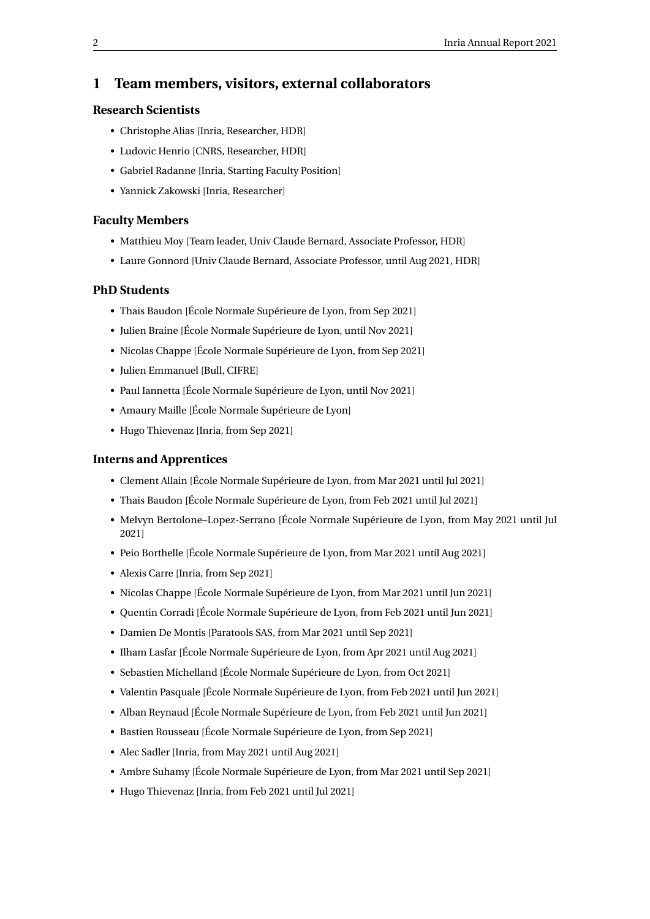# 1 Team members, visitors, external collaborators

### Research Scientists

- Christophe Alias [Inria, Researcher, HDR]
- Ludovic Henrio [CNRS, Researcher, HDR]
- Gabriel Radanne [Inria, Starting Faculty Position]
- Yannick Zakowski [Inria, Researcher]

### Faculty Members

- Matthieu Moy [Team leader, Univ Claude Bernard, Associate Professor, HDR]
- Laure Gonnord [Univ Claude Bernard, Associate Professor, until Aug 2021, HDR]

### PhD Students

- Thais Baudon [École Normale Supérieure de Lyon, from Sep 2021]
- Julien Braine [École Normale Supérieure de Lyon, until Nov 2021]
- Nicolas Chappe [École Normale Supérieure de Lyon, from Sep 2021]
- Julien Emmanuel [Bull, CIFRE]
- Paul Iannetta [École Normale Supérieure de Lyon, until Nov 2021]
- Amaury Maille [École Normale Supérieure de Lyon]
- Hugo Thievenaz [Inria, from Sep 2021]

### Interns and Apprentices

- Clement Allain [École Normale Supérieure de Lyon, from Mar 2021 until Jul 2021]
- Thais Baudon [École Normale Supérieure de Lyon, from Feb 2021 until Jul 2021]
- Melvyn Bertolone–Lopez-Serrano [École Normale Supérieure de Lyon, from May 2021 until Jul 2021]
- Peio Borthelle [École Normale Supérieure de Lyon, from Mar 2021 until Aug 2021]
- Alexis Carre [Inria, from Sep 2021]
- Nicolas Chappe [École Normale Supérieure de Lyon, from Mar 2021 until Jun 2021]
- Quentin Corradi [École Normale Supérieure de Lyon, from Feb 2021 until Jun 2021]
- Damien De Montis [Paratools SAS, from Mar 2021 until Sep 2021]
- Ilham Lasfar [École Normale Supérieure de Lyon, from Apr 2021 until Aug 2021]
- Sebastien Michelland [École Normale Supérieure de Lyon, from Oct 2021]
- Valentin Pasquale [École Normale Supérieure de Lyon, from Feb 2021 until Jun 2021]
- Alban Reynaud [École Normale Supérieure de Lyon, from Feb 2021 until Jun 2021]
- Bastien Rousseau [École Normale Supérieure de Lyon, from Sep 2021]
- Alec Sadler [Inria, from May 2021 until Aug 2021]
- Ambre Suhamy [École Normale Supérieure de Lyon, from Mar 2021 until Sep 2021]
- Hugo Thievenaz [Inria, from Feb 2021 until Jul 2021]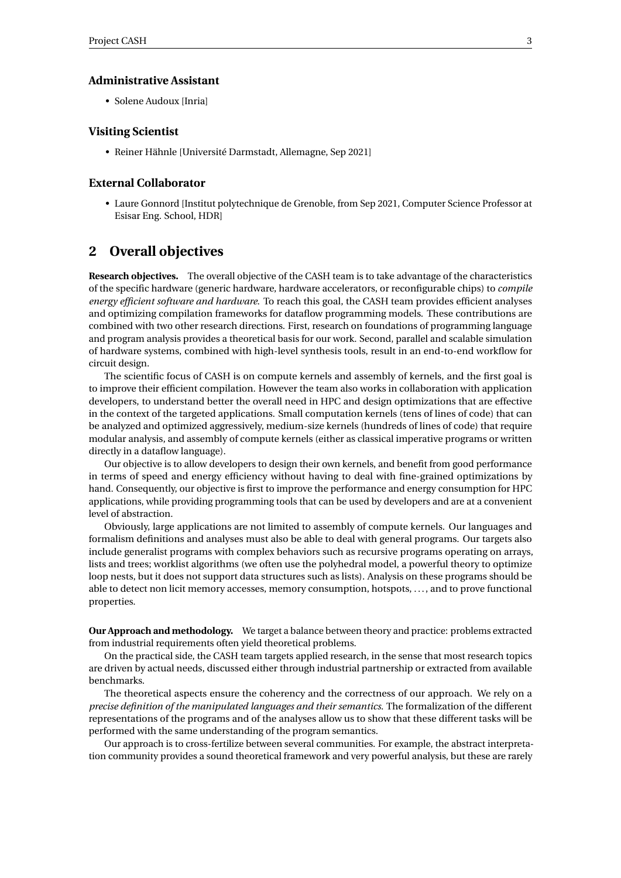### Administrative Assistant

- Solene Audoux [Inria]

### Visiting Scientist

- Reiner Hähnle [Université Darmstadt, Allemagne, Sep 2021]

### External Collaborator

- Laure Gonnord [Institut polytechnique de Grenoble, from Sep 2021, Computer Science Professor at Esisar Eng. School, HDR]

## 2 Overall objectives

**Research objectives.** The overall objective of the CASH team is to take advantage of the characteristics of the specific hardware (generic hardware, hardware accelerators, or reconfigurable chips) to *compile energy efficient software and hardware*. To reach this goal, the CASH team provides efficient analyses and optimizing compilation frameworks for dataflow programming models. These contributions are combined with two other research directions. First, research on foundations of programming language and program analysis provides a theoretical basis for our work. Second, parallel and scalable simulation of hardware systems, combined with high-level synthesis tools, result in an end-to-end workflow for circuit design.

The scientific focus of CASH is on compute kernels and assembly of kernels, and the first goal is to improve their efficient compilation. However the team also works in collaboration with application developers, to understand better the overall need in HPC and design optimizations that are effective in the context of the targeted applications. Small computation kernels (tens of lines of code) that can be analyzed and optimized aggressively, medium-size kernels (hundreds of lines of code) that require modular analysis, and assembly of compute kernels (either as classical imperative programs or written directly in a dataflow language).

Our objective is to allow developers to design their own kernels, and benefit from good performance in terms of speed and energy efficiency without having to deal with fine-grained optimizations by hand. Consequently, our objective is first to improve the performance and energy consumption for HPC applications, while providing programming tools that can be used by developers and are at a convenient level of abstraction.

Obviously, large applications are not limited to assembly of compute kernels. Our languages and formalism definitions and analyses must also be able to deal with general programs. Our targets also include generalist programs with complex behaviors such as recursive programs operating on arrays, lists and trees; worklist algorithms (we often use the polyhedral model, a powerful theory to optimize loop nests, but it does not support data structures such as lists). Analysis on these programs should be able to detect non licit memory accesses, memory consumption, hotspots, ..., and to prove functional properties.

**Our Approach and methodology.** We target a balance between theory and practice: problems extracted from industrial requirements often yield theoretical problems.

On the practical side, the CASH team targets applied research, in the sense that most research topics are driven by actual needs, discussed either through industrial partnership or extracted from available benchmarks.

The theoretical aspects ensure the coherency and the correctness of our approach. We rely on a *precise definition of the manipulated languages and their semantics*. The formalization of the different representations of the programs and of the analyses allow us to show that these different tasks will be performed with the same understanding of the program semantics.

Our approach is to cross-fertilize between several communities. For example, the abstract interpretation community provides a sound theoretical framework and very powerful analysis, but these are rarely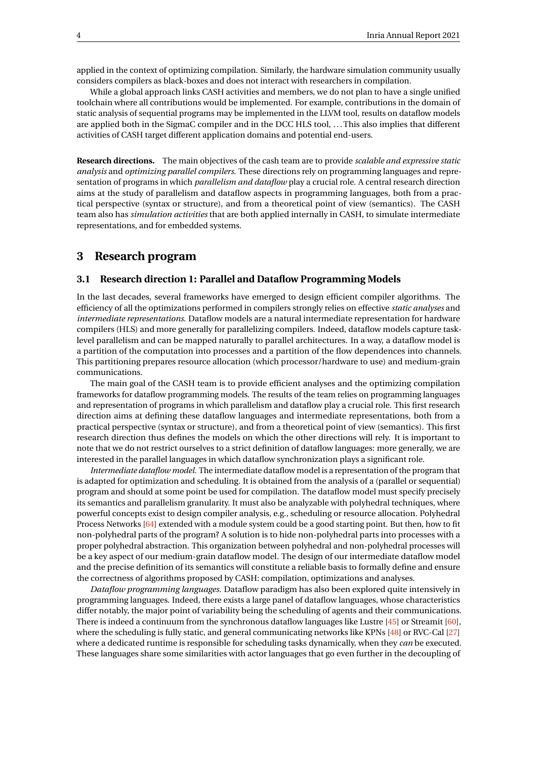applied in the context of optimizing compilation. Similarly, the hardware simulation community usually considers compilers as black-boxes and does not interact with researchers in compilation.

While a global approach links CASH activities and members, we do not plan to have a single unified toolchain where all contributions would be implemented. For example, contributions in the domain of static analysis of sequential programs may be implemented in the LLVM tool, results on dataflow models are applied both in the SigmaC compiler and in the DCC HLS tool, . . . This also implies that different activities of CASH target different application domains and potential end-users.

**Research directions.** The main objectives of the cash team are to provide *scalable and expressive static analysis* and *optimizing parallel compilers*. These directions rely on programming languages and representation of programs in which *parallelism and dataflow* play a crucial role. A central research direction aims at the study of parallelism and dataflow aspects in programming languages, both from a practical perspective (syntax or structure), and from a theoretical point of view (semantics). The CASH team also has *simulation activities* that are both applied internally in CASH, to simulate intermediate representations, and for embedded systems.

# 3 Research program

## 3.1 Research direction 1: Parallel and Dataflow Programming Models

In the last decades, several frameworks have emerged to design efficient compiler algorithms. The efficiency of all the optimizations performed in compilers strongly relies on effective *static analyses* and *intermediate representations*. Dataflow models are a natural intermediate representation for hardware compilers (HLS) and more generally for parallelizing compilers. Indeed, dataflow models capture task-level parallelism and can be mapped naturally to parallel architectures. In a way, a dataflow model is a partition of the computation into processes and a partition of the flow dependences into channels. This partitioning prepares resource allocation (which processor/hardware to use) and medium-grain communications.

The main goal of the CASH team is to provide efficient analyses and the optimizing compilation frameworks for dataflow programming models. The results of the team relies on programming languages and representation of programs in which parallelism and dataflow play a crucial role. This first research direction aims at defining these dataflow languages and intermediate representations, both from a practical perspective (syntax or structure), and from a theoretical point of view (semantics). This first research direction thus defines the models on which the other directions will rely. It is important to note that we do not restrict ourselves to a strict definition of dataflow languages: more generally, we are interested in the parallel languages in which dataflow synchronization plays a significant role.

*Intermediate dataflow model.* The intermediate dataflow model is a representation of the program that is adapted for optimization and scheduling. It is obtained from the analysis of a (parallel or sequential) program and should at some point be used for compilation. The dataflow model must specify precisely its semantics and parallelism granularity. It must also be analyzable with polyhedral techniques, where powerful concepts exist to design compiler analysis, e.g., scheduling or resource allocation. Polyhedral Process Networks [64] extended with a module system could be a good starting point. But then, how to fit non-polyhedral parts of the program? A solution is to hide non-polyhedral parts into processes with a proper polyhedral abstraction. This organization between polyhedral and non-polyhedral processes will be a key aspect of our medium-grain dataflow model. The design of our intermediate dataflow model and the precise definition of its semantics will constitute a reliable basis to formally define and ensure the correctness of algorithms proposed by CASH: compilation, optimizations and analyses.

*Dataflow programming languages.* Dataflow paradigm has also been explored quite intensively in programming languages. Indeed, there exists a large panel of dataflow languages, whose characteristics differ notably, the major point of variability being the scheduling of agents and their communications. There is indeed a continuum from the synchronous dataflow languages like Lustre [45] or Streamit [60], where the scheduling is fully static, and general communicating networks like KPNs [48] or RVC-Cal [27] where a dedicated runtime is responsible for scheduling tasks dynamically, when they *can* be executed. These languages share some similarities with actor languages that go even further in the decoupling of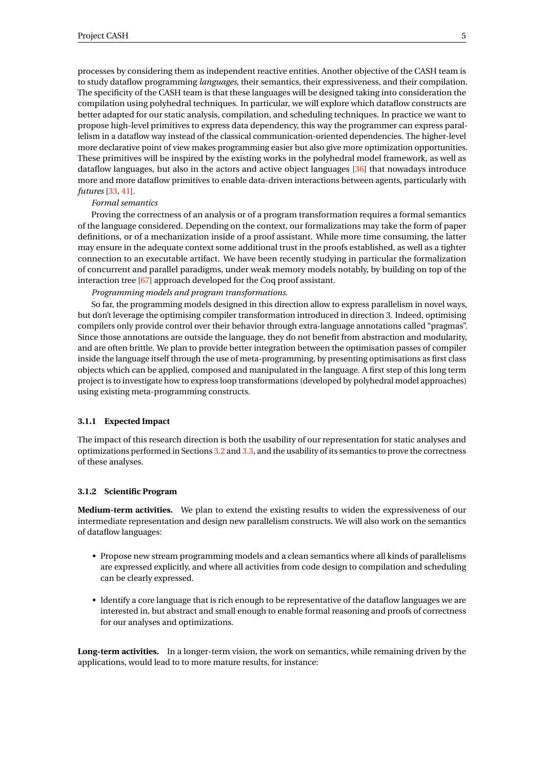processes by considering them as independent reactive entities. Another objective of the CASH team is to study dataflow programming *languages*, their semantics, their expressiveness, and their compilation. The specificity of the CASH team is that these languages will be designed taking into consideration the compilation using polyhedral techniques. In particular, we will explore which dataflow constructs are better adapted for our static analysis, compilation, and scheduling techniques. In practice we want to propose high-level primitives to express data dependency, this way the programmer can express parallelism in a dataflow way instead of the classical communication-oriented dependencies. The higher-level more declarative point of view makes programming easier but also give more optimization opportunities. These primitives will be inspired by the existing works in the polyhedral model framework, as well as dataflow languages, but also in the actors and active object languages [36] that nowadays introduce more and more dataflow primitives to enable data-driven interactions between agents, particularly with *futures* [33, 41].

*Formal semantics*

Proving the correctness of an analysis or of a program transformation requires a formal semantics of the language considered. Depending on the context, our formalizations may take the form of paper definitions, or of a mechanization inside of a proof assistant. While more time consuming, the latter may ensure in the adequate context some additional trust in the proofs established, as well as a tighter connection to an executable artifact. We have been recently studying in particular the formalization of concurrent and parallel paradigms, under weak memory models notably, by building on top of the interaction tree [67] approach developed for the Coq proof assistant.

*Programming models and program transformations.*

So far, the programming models designed in this direction allow to express parallelism in novel ways, but don't leverage the optimising compiler transformation introduced in direction 3. Indeed, optimising compilers only provide control over their behavior through extra-language annotations called "pragmas". Since those annotations are outside the language, they do not benefit from abstraction and modularity, and are often brittle. We plan to provide better integration between the optimisation passes of compiler inside the language itself through the use of meta-programming, by presenting optimisations as first class objects which can be applied, composed and manipulated in the language. A first step of this long term project is to investigate how to express loop transformations (developed by polyhedral model approaches) using existing meta-programming constructs.

### 3.1.1 Expected Impact

The impact of this research direction is both the usability of our representation for static analyses and optimizations performed in Sections 3.2 and 3.3, and the usability of its semantics to prove the correctness of these analyses.

### 3.1.2 Scientific Program

**Medium-term activities.** We plan to extend the existing results to widen the expressiveness of our intermediate representation and design new parallelism constructs. We will also work on the semantics of dataflow languages:

- Propose new stream programming models and a clean semantics where all kinds of parallelisms are expressed explicitly, and where all activities from code design to compilation and scheduling can be clearly expressed.
- Identify a core language that is rich enough to be representative of the dataflow languages we are interested in, but abstract and small enough to enable formal reasoning and proofs of correctness for our analyses and optimizations.

**Long-term activities.** In a longer-term vision, the work on semantics, while remaining driven by the applications, would lead to to more mature results, for instance: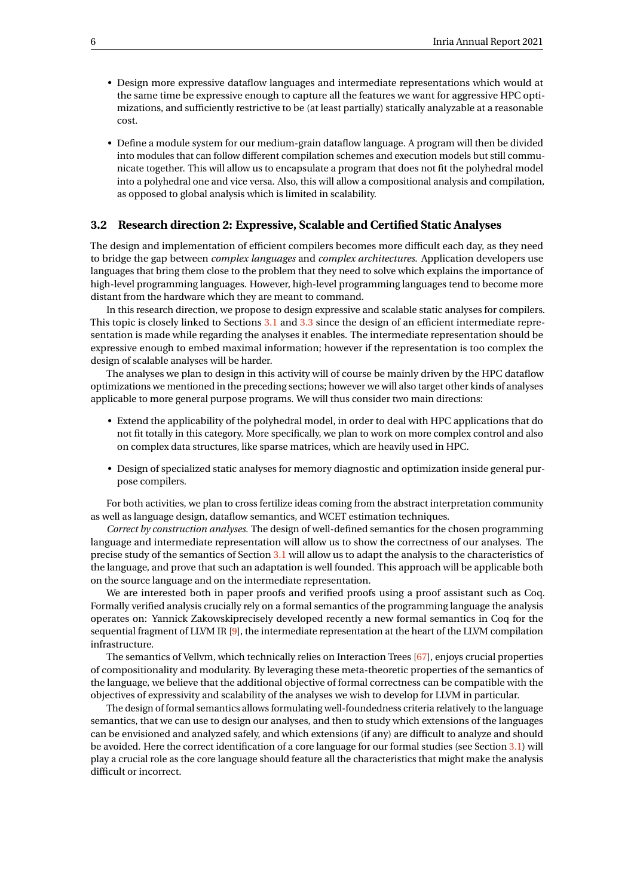- Design more expressive dataflow languages and intermediate representations which would at the same time be expressive enough to capture all the features we want for aggressive HPC optimizations, and sufficiently restrictive to be (at least partially) statically analyzable at a reasonable cost.
- Define a module system for our medium-grain dataflow language. A program will then be divided into modules that can follow different compilation schemes and execution models but still communicate together. This will allow us to encapsulate a program that does not fit the polyhedral model into a polyhedral one and vice versa. Also, this will allow a compositional analysis and compilation, as opposed to global analysis which is limited in scalability.

### 3.2 Research direction 2: Expressive, Scalable and Certified Static Analyses

The design and implementation of efficient compilers becomes more difficult each day, as they need to bridge the gap between *complex languages* and *complex architectures*. Application developers use languages that bring them close to the problem that they need to solve which explains the importance of high-level programming languages. However, high-level programming languages tend to become more distant from the hardware which they are meant to command.

In this research direction, we propose to design expressive and scalable static analyses for compilers. This topic is closely linked to Sections 3.1 and 3.3 since the design of an efficient intermediate representation is made while regarding the analyses it enables. The intermediate representation should be expressive enough to embed maximal information; however if the representation is too complex the design of scalable analyses will be harder.

The analyses we plan to design in this activity will of course be mainly driven by the HPC dataflow optimizations we mentioned in the preceding sections; however we will also target other kinds of analyses applicable to more general purpose programs. We will thus consider two main directions:

- Extend the applicability of the polyhedral model, in order to deal with HPC applications that do not fit totally in this category. More specifically, we plan to work on more complex control and also on complex data structures, like sparse matrices, which are heavily used in HPC.
- Design of specialized static analyses for memory diagnostic and optimization inside general purpose compilers.

For both activities, we plan to cross fertilize ideas coming from the abstract interpretation community as well as language design, dataflow semantics, and WCET estimation techniques.

*Correct by construction analyses.* The design of well-defined semantics for the chosen programming language and intermediate representation will allow us to show the correctness of our analyses. The precise study of the semantics of Section 3.1 will allow us to adapt the analysis to the characteristics of the language, and prove that such an adaptation is well founded. This approach will be applicable both on the source language and on the intermediate representation.

We are interested both in paper proofs and verified proofs using a proof assistant such as Coq. Formally verified analysis crucially rely on a formal semantics of the programming language the analysis operates on: Yannick Zakowskiprecisely developed recently a new formal semantics in Coq for the sequential fragment of LLVM IR [9], the intermediate representation at the heart of the LLVM compilation infrastructure.

The semantics of Vellvm, which technically relies on Interaction Trees [67], enjoys crucial properties of compositionality and modularity. By leveraging these meta-theoretic properties of the semantics of the language, we believe that the additional objective of formal correctness can be compatible with the objectives of expressivity and scalability of the analyses we wish to develop for LLVM in particular.

The design of formal semantics allows formulating well-foundedness criteria relatively to the language semantics, that we can use to design our analyses, and then to study which extensions of the languages can be envisioned and analyzed safely, and which extensions (if any) are difficult to analyze and should be avoided. Here the correct identification of a core language for our formal studies (see Section 3.1) will play a crucial role as the core language should feature all the characteristics that might make the analysis difficult or incorrect.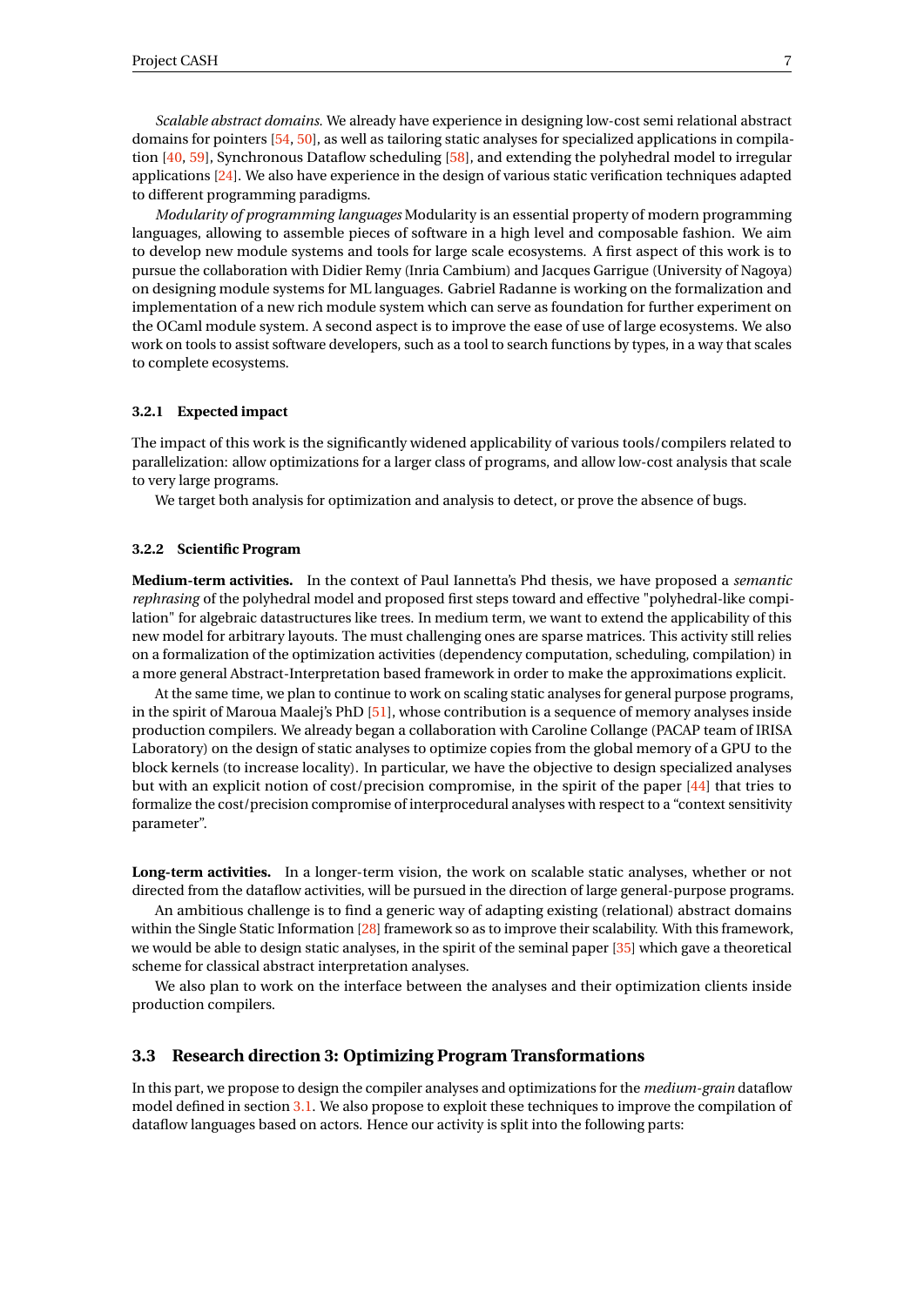*Scalable abstract domains.* We already have experience in designing low-cost semi relational abstract domains for pointers [54, 50], as well as tailoring static analyses for specialized applications in compilation [40, 59], Synchronous Dataflow scheduling [58], and extending the polyhedral model to irregular applications [24]. We also have experience in the design of various static verification techniques adapted to different programming paradigms.

*Modularity of programming languages* Modularity is an essential property of modern programming languages, allowing to assemble pieces of software in a high level and composable fashion. We aim to develop new module systems and tools for large scale ecosystems. A first aspect of this work is to pursue the collaboration with Didier Remy (Inria Cambium) and Jacques Garrigue (University of Nagoya) on designing module systems for ML languages. Gabriel Radanne is working on the formalization and implementation of a new rich module system which can serve as foundation for further experiment on the OCaml module system. A second aspect is to improve the ease of use of large ecosystems. We also work on tools to assist software developers, such as a tool to search functions by types, in a way that scales to complete ecosystems.

#### 3.2.1 Expected impact

The impact of this work is the significantly widened applicability of various tools/compilers related to parallelization: allow optimizations for a larger class of programs, and allow low-cost analysis that scale to very large programs.

We target both analysis for optimization and analysis to detect, or prove the absence of bugs.

#### 3.2.2 Scientific Program

**Medium-term activities.** In the context of Paul Iannetta's Phd thesis, we have proposed a *semantic rephrasing* of the polyhedral model and proposed first steps toward and effective "polyhedral-like compilation" for algebraic datastructures like trees. In medium term, we want to extend the applicability of this new model for arbitrary layouts. The must challenging ones are sparse matrices. This activity still relies on a formalization of the optimization activities (dependency computation, scheduling, compilation) in a more general Abstract-Interpretation based framework in order to make the approximations explicit.

At the same time, we plan to continue to work on scaling static analyses for general purpose programs, in the spirit of Maroua Maalej's PhD [51], whose contribution is a sequence of memory analyses inside production compilers. We already began a collaboration with Caroline Collange (PACAP team of IRISA Laboratory) on the design of static analyses to optimize copies from the global memory of a GPU to the block kernels (to increase locality). In particular, we have the objective to design specialized analyses but with an explicit notion of cost/precision compromise, in the spirit of the paper [44] that tries to formalize the cost/precision compromise of interprocedural analyses with respect to a "context sensitivity parameter".

**Long-term activities.** In a longer-term vision, the work on scalable static analyses, whether or not directed from the dataflow activities, will be pursued in the direction of large general-purpose programs.

An ambitious challenge is to find a generic way of adapting existing (relational) abstract domains within the Single Static Information [28] framework so as to improve their scalability. With this framework, we would be able to design static analyses, in the spirit of the seminal paper [35] which gave a theoretical scheme for classical abstract interpretation analyses.

We also plan to work on the interface between the analyses and their optimization clients inside production compilers.

### 3.3 Research direction 3: Optimizing Program Transformations

In this part, we propose to design the compiler analyses and optimizations for the *medium-grain* dataflow model defined in section 3.1. We also propose to exploit these techniques to improve the compilation of dataflow languages based on actors. Hence our activity is split into the following parts: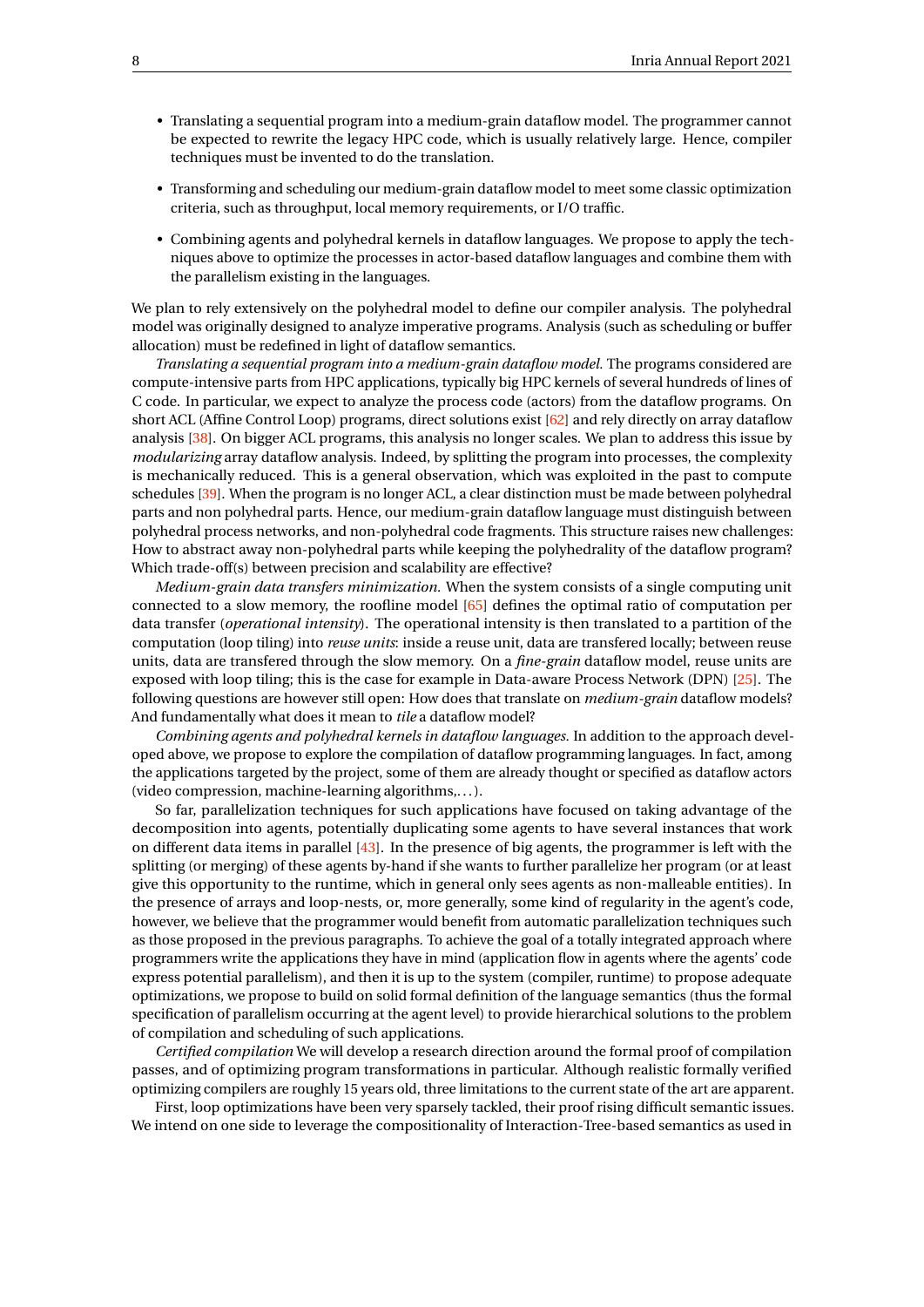- Translating a sequential program into a medium-grain dataflow model. The programmer cannot be expected to rewrite the legacy HPC code, which is usually relatively large. Hence, compiler techniques must be invented to do the translation.
- Transforming and scheduling our medium-grain dataflow model to meet some classic optimization criteria, such as throughput, local memory requirements, or I/O traffic.
- Combining agents and polyhedral kernels in dataflow languages. We propose to apply the techniques above to optimize the processes in actor-based dataflow languages and combine them with the parallelism existing in the languages.

We plan to rely extensively on the polyhedral model to define our compiler analysis. The polyhedral model was originally designed to analyze imperative programs. Analysis (such as scheduling or buffer allocation) must be redefined in light of dataflow semantics.

*Translating a sequential program into a medium-grain dataflow model.* The programs considered are compute-intensive parts from HPC applications, typically big HPC kernels of several hundreds of lines of C code. In particular, we expect to analyze the process code (actors) from the dataflow programs. On short ACL (Affine Control Loop) programs, direct solutions exist [62] and rely directly on array dataflow analysis [38]. On bigger ACL programs, this analysis no longer scales. We plan to address this issue by *modularizing* array dataflow analysis. Indeed, by splitting the program into processes, the complexity is mechanically reduced. This is a general observation, which was exploited in the past to compute schedules [39]. When the program is no longer ACL, a clear distinction must be made between polyhedral parts and non polyhedral parts. Hence, our medium-grain dataflow language must distinguish between polyhedral process networks, and non-polyhedral code fragments. This structure raises new challenges: How to abstract away non-polyhedral parts while keeping the polyhedrality of the dataflow program? Which trade-off(s) between precision and scalability are effective?

*Medium-grain data transfers minimization.* When the system consists of a single computing unit connected to a slow memory, the roofline model [65] defines the optimal ratio of computation per data transfer (*operational intensity*). The operational intensity is then translated to a partition of the computation (loop tiling) into *reuse units*: inside a reuse unit, data are transfered locally; between reuse units, data are transfered through the slow memory. On a *fine-grain* dataflow model, reuse units are exposed with loop tiling; this is the case for example in Data-aware Process Network (DPN) [25]. The following questions are however still open: How does that translate on *medium-grain* dataflow models? And fundamentally what does it mean to *tile* a dataflow model?

*Combining agents and polyhedral kernels in dataflow languages.* In addition to the approach developed above, we propose to explore the compilation of dataflow programming languages. In fact, among the applications targeted by the project, some of them are already thought or specified as dataflow actors (video compression, machine-learning algorithms,...).

So far, parallelization techniques for such applications have focused on taking advantage of the decomposition into agents, potentially duplicating some agents to have several instances that work on different data items in parallel [43]. In the presence of big agents, the programmer is left with the splitting (or merging) of these agents by-hand if she wants to further parallelize her program (or at least give this opportunity to the runtime, which in general only sees agents as non-malleable entities). In the presence of arrays and loop-nests, or, more generally, some kind of regularity in the agent's code, however, we believe that the programmer would benefit from automatic parallelization techniques such as those proposed in the previous paragraphs. To achieve the goal of a totally integrated approach where programmers write the applications they have in mind (application flow in agents where the agents' code express potential parallelism), and then it is up to the system (compiler, runtime) to propose adequate optimizations, we propose to build on solid formal definition of the language semantics (thus the formal specification of parallelism occurring at the agent level) to provide hierarchical solutions to the problem of compilation and scheduling of such applications.

*Certified compilation* We will develop a research direction around the formal proof of compilation passes, and of optimizing program transformations in particular. Although realistic formally verified optimizing compilers are roughly 15 years old, three limitations to the current state of the art are apparent.

First, loop optimizations have been very sparsely tackled, their proof rising difficult semantic issues. We intend on one side to leverage the compositionality of Interaction-Tree-based semantics as used in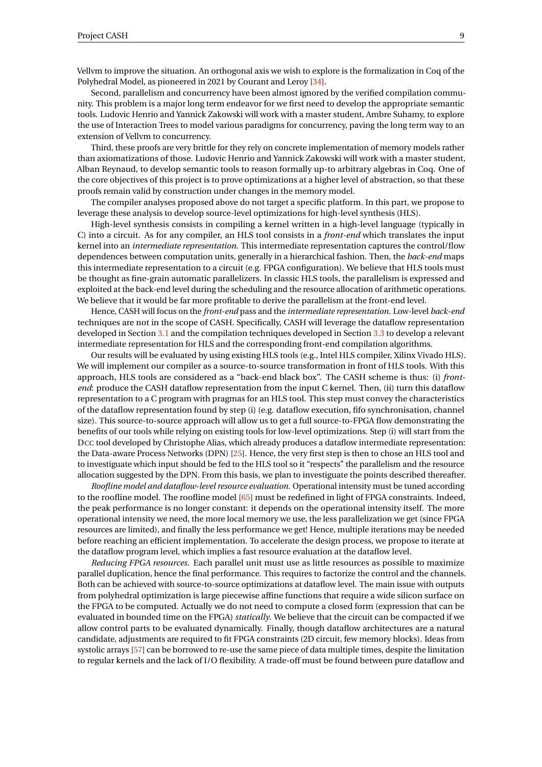Vellvm to improve the situation. An orthogonal axis we wish to explore is the formalization in Coq of the Polyhedral Model, as pioneered in 2021 by Courant and Leroy [34].

Second, parallelism and concurrency have been almost ignored by the verified compilation community. This problem is a major long term endeavor for we first need to develop the appropriate semantic tools. Ludovic Henrio and Yannick Zakowski will work with a master student, Ambre Suhamy, to explore the use of Interaction Trees to model various paradigms for concurrency, paving the long term way to an extension of Vellvm to concurrency.

Third, these proofs are very brittle for they rely on concrete implementation of memory models rather than axiomatizations of those. Ludovic Henrio and Yannick Zakowski will work with a master student, Alban Reynaud, to develop semantic tools to reason formally up-to arbitrary algebras in Coq. One of the core objectives of this project is to prove optimizations at a higher level of abstraction, so that these proofs remain valid by construction under changes in the memory model.

The compiler analyses proposed above do not target a specific platform. In this part, we propose to leverage these analysis to develop source-level optimizations for high-level synthesis (HLS).

High-level synthesis consists in compiling a kernel written in a high-level language (typically in C) into a circuit. As for any compiler, an HLS tool consists in a *front-end* which translates the input kernel into an *intermediate representation*. This intermediate representation captures the control/flow dependences between computation units, generally in a hierarchical fashion. Then, the *back-end* maps this intermediate representation to a circuit (e.g. FPGA configuration). We believe that HLS tools must be thought as fine-grain automatic parallelizers. In classic HLS tools, the parallelism is expressed and exploited at the back-end level during the scheduling and the resource allocation of arithmetic operations. We believe that it would be far more profitable to derive the parallelism at the front-end level.

Hence, CASH will focus on the *front-end* pass and the *intermediate representation*. Low-level *back-end* techniques are not in the scope of CASH. Specifically, CASH will leverage the dataflow representation developed in Section 3.1 and the compilation techniques developed in Section 3.3 to develop a relevant intermediate representation for HLS and the corresponding front-end compilation algorithms.

Our results will be evaluated by using existing HLS tools (e.g., Intel HLS compiler, Xilinx Vivado HLS). We will implement our compiler as a source-to-source transformation in front of HLS tools. With this approach, HLS tools are considered as a "back-end black box". The CASH scheme is thus: (i) *front-end*: produce the CASH dataflow representation from the input C kernel. Then, (ii) turn this dataflow representation to a C program with pragmas for an HLS tool. This step must convey the characteristics of the dataflow representation found by step (i) (e.g. dataflow execution, fifo synchronisation, channel size). This source-to-source approach will allow us to get a full source-to-FPGA flow demonstrating the benefits of our tools while relying on existing tools for low-level optimizations. Step (i) will start from the DCC tool developed by Christophe Alias, which already produces a dataflow intermediate representation: the Data-aware Process Networks (DPN) [25]. Hence, the very first step is then to chose an HLS tool and to investigate which input should be fed to the HLS tool so it "respects" the parallelism and the resource allocation suggested by the DPN. From this basis, we plan to investigate the points described thereafter.

*Roofline model and dataflow-level resource evaluation.* Operational intensity must be tuned according to the roofline model. The roofline model [65] must be redefined in light of FPGA constraints. Indeed, the peak performance is no longer constant: it depends on the operational intensity itself. The more operational intensity we need, the more local memory we use, the less parallelization we get (since FPGA resources are limited), and finally the less performance we get! Hence, multiple iterations may be needed before reaching an efficient implementation. To accelerate the design process, we propose to iterate at the dataflow program level, which implies a fast resource evaluation at the dataflow level.

*Reducing FPGA resources.* Each parallel unit must use as little resources as possible to maximize parallel duplication, hence the final performance. This requires to factorize the control and the channels. Both can be achieved with source-to-source optimizations at dataflow level. The main issue with outputs from polyhedral optimization is large piecewise affine functions that require a wide silicon surface on the FPGA to be computed. Actually we do not need to compute a closed form (expression that can be evaluated in bounded time on the FPGA) *statically*. We believe that the circuit can be compacted if we allow control parts to be evaluated dynamically. Finally, though dataflow architectures are a natural candidate, adjustments are required to fit FPGA constraints (2D circuit, few memory blocks). Ideas from systolic arrays [57] can be borrowed to re-use the same piece of data multiple times, despite the limitation to regular kernels and the lack of I/O flexibility. A trade-off must be found between pure dataflow and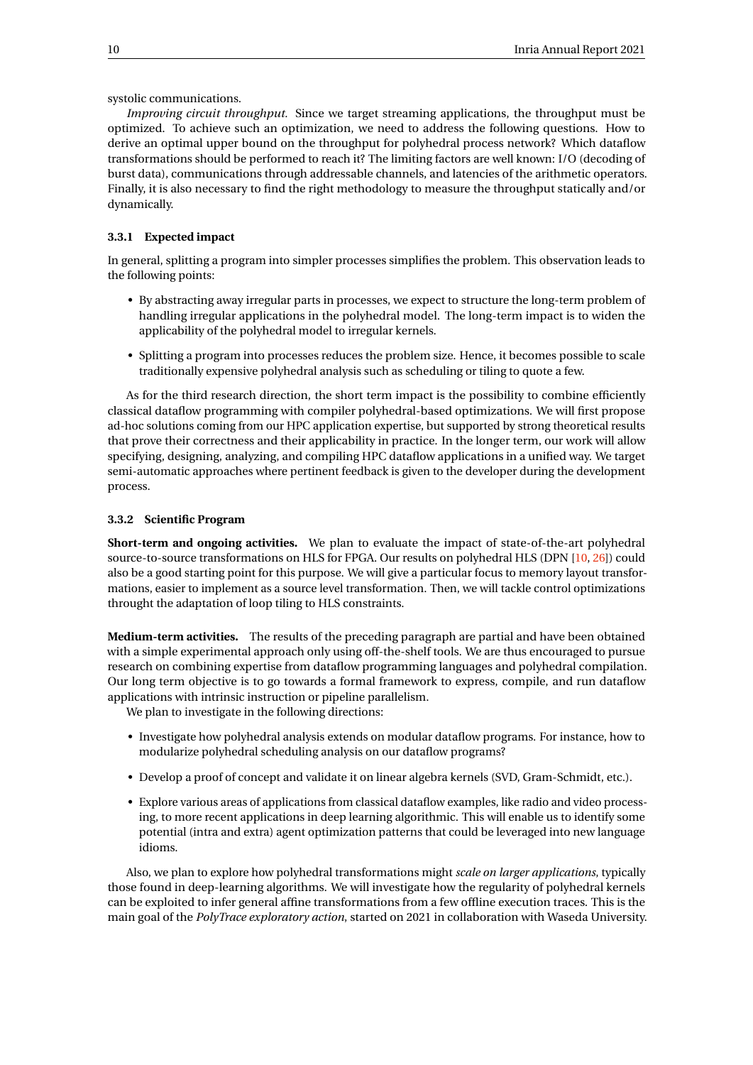systolic communications.

*Improving circuit throughput.* Since we target streaming applications, the throughput must be optimized. To achieve such an optimization, we need to address the following questions. How to derive an optimal upper bound on the throughput for polyhedral process network? Which dataflow transformations should be performed to reach it? The limiting factors are well known: I/O (decoding of burst data), communications through addressable channels, and latencies of the arithmetic operators. Finally, it is also necessary to find the right methodology to measure the throughput statically and/or dynamically.

### 3.3.1 Expected impact

In general, splitting a program into simpler processes simplifies the problem. This observation leads to the following points:

- By abstracting away irregular parts in processes, we expect to structure the long-term problem of handling irregular applications in the polyhedral model. The long-term impact is to widen the applicability of the polyhedral model to irregular kernels.
- Splitting a program into processes reduces the problem size. Hence, it becomes possible to scale traditionally expensive polyhedral analysis such as scheduling or tiling to quote a few.

As for the third research direction, the short term impact is the possibility to combine efficiently classical dataflow programming with compiler polyhedral-based optimizations. We will first propose ad-hoc solutions coming from our HPC application expertise, but supported by strong theoretical results that prove their correctness and their applicability in practice. In the longer term, our work will allow specifying, designing, analyzing, and compiling HPC dataflow applications in a unified way. We target semi-automatic approaches where pertinent feedback is given to the developer during the development process.

### 3.3.2 Scientific Program

**Short-term and ongoing activities.** We plan to evaluate the impact of state-of-the-art polyhedral source-to-source transformations on HLS for FPGA. Our results on polyhedral HLS (DPN [10, 26]) could also be a good starting point for this purpose. We will give a particular focus to memory layout transformations, easier to implement as a source level transformation. Then, we will tackle control optimizations throught the adaptation of loop tiling to HLS constraints.

**Medium-term activities.** The results of the preceding paragraph are partial and have been obtained with a simple experimental approach only using off-the-shelf tools. We are thus encouraged to pursue research on combining expertise from dataflow programming languages and polyhedral compilation. Our long term objective is to go towards a formal framework to express, compile, and run dataflow applications with intrinsic instruction or pipeline parallelism.

We plan to investigate in the following directions:

- Investigate how polyhedral analysis extends on modular dataflow programs. For instance, how to modularize polyhedral scheduling analysis on our dataflow programs?
- Develop a proof of concept and validate it on linear algebra kernels (SVD, Gram-Schmidt, etc.).
- Explore various areas of applications from classical dataflow examples, like radio and video processing, to more recent applications in deep learning algorithmic. This will enable us to identify some potential (intra and extra) agent optimization patterns that could be leveraged into new language idioms.

Also, we plan to explore how polyhedral transformations might *scale on larger applications*, typically those found in deep-learning algorithms. We will investigate how the regularity of polyhedral kernels can be exploited to infer general affine transformations from a few offline execution traces. This is the main goal of the *PolyTrace exploratory action*, started on 2021 in collaboration with Waseda University.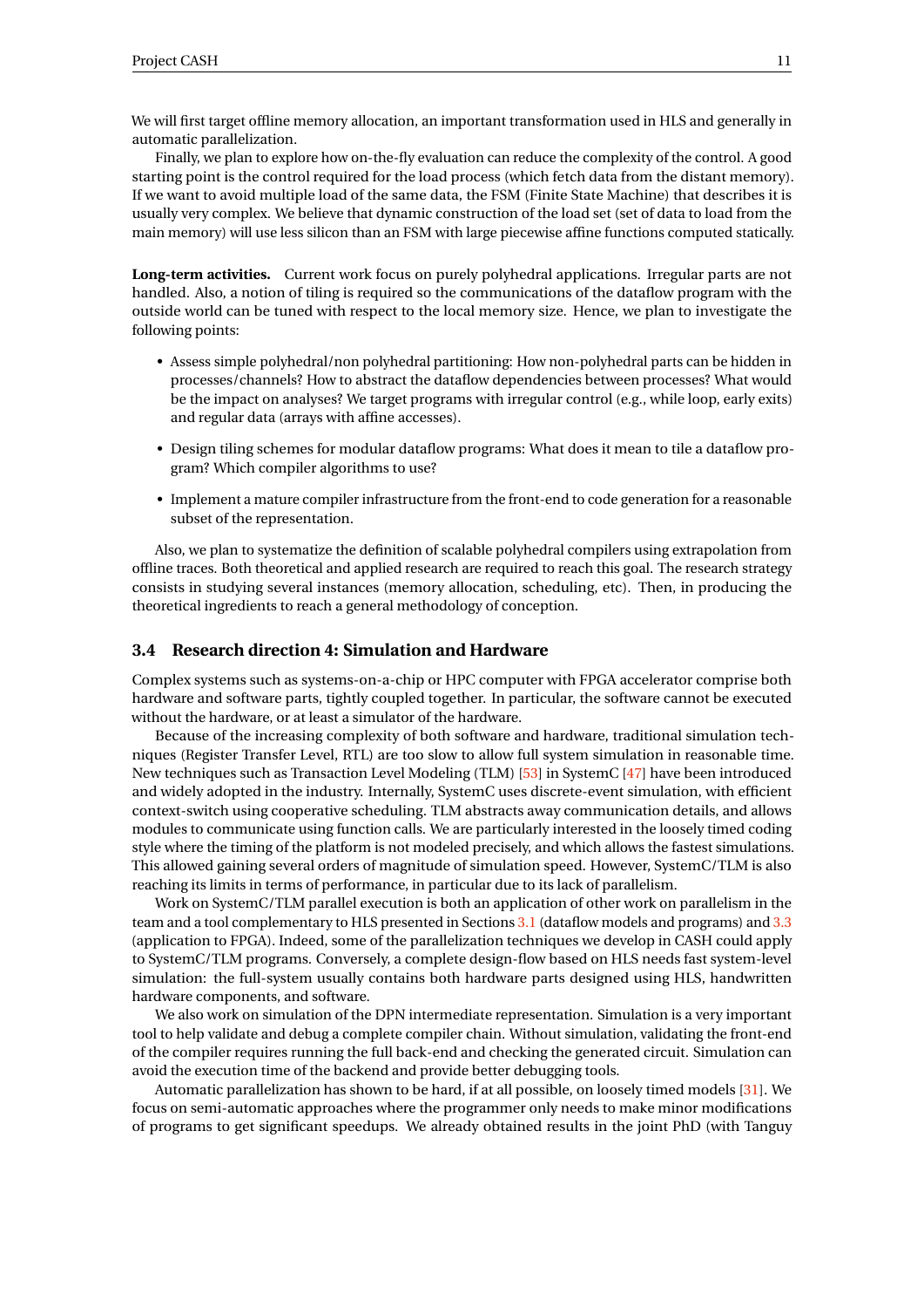We will first target offline memory allocation, an important transformation used in HLS and generally in automatic parallelization.

Finally, we plan to explore how on-the-fly evaluation can reduce the complexity of the control. A good starting point is the control required for the load process (which fetch data from the distant memory). If we want to avoid multiple load of the same data, the FSM (Finite State Machine) that describes it is usually very complex. We believe that dynamic construction of the load set (set of data to load from the main memory) will use less silicon than an FSM with large piecewise affine functions computed statically.

**Long-term activities.** Current work focus on purely polyhedral applications. Irregular parts are not handled. Also, a notion of tiling is required so the communications of the dataflow program with the outside world can be tuned with respect to the local memory size. Hence, we plan to investigate the following points:

- Assess simple polyhedral/non polyhedral partitioning: How non-polyhedral parts can be hidden in processes/channels? How to abstract the dataflow dependencies between processes? What would be the impact on analyses? We target programs with irregular control (e.g., while loop, early exits) and regular data (arrays with affine accesses).
- Design tiling schemes for modular dataflow programs: What does it mean to tile a dataflow program? Which compiler algorithms to use?
- Implement a mature compiler infrastructure from the front-end to code generation for a reasonable subset of the representation.

Also, we plan to systematize the definition of scalable polyhedral compilers using extrapolation from offline traces. Both theoretical and applied research are required to reach this goal. The research strategy consists in studying several instances (memory allocation, scheduling, etc). Then, in producing the theoretical ingredients to reach a general methodology of conception.

### 3.4 Research direction 4: Simulation and Hardware

Complex systems such as systems-on-a-chip or HPC computer with FPGA accelerator comprise both hardware and software parts, tightly coupled together. In particular, the software cannot be executed without the hardware, or at least a simulator of the hardware.

Because of the increasing complexity of both software and hardware, traditional simulation techniques (Register Transfer Level, RTL) are too slow to allow full system simulation in reasonable time. New techniques such as Transaction Level Modeling (TLM) [53] in SystemC [47] have been introduced and widely adopted in the industry. Internally, SystemC uses discrete-event simulation, with efficient context-switch using cooperative scheduling. TLM abstracts away communication details, and allows modules to communicate using function calls. We are particularly interested in the loosely timed coding style where the timing of the platform is not modeled precisely, and which allows the fastest simulations. This allowed gaining several orders of magnitude of simulation speed. However, SystemC/TLM is also reaching its limits in terms of performance, in particular due to its lack of parallelism.

Work on SystemC/TLM parallel execution is both an application of other work on parallelism in the team and a tool complementary to HLS presented in Sections 3.1 (dataflow models and programs) and 3.3 (application to FPGA). Indeed, some of the parallelization techniques we develop in CASH could apply to SystemC/TLM programs. Conversely, a complete design-flow based on HLS needs fast system-level simulation: the full-system usually contains both hardware parts designed using HLS, handwritten hardware components, and software.

We also work on simulation of the DPN intermediate representation. Simulation is a very important tool to help validate and debug a complete compiler chain. Without simulation, validating the front-end of the compiler requires running the full back-end and checking the generated circuit. Simulation can avoid the execution time of the backend and provide better debugging tools.

Automatic parallelization has shown to be hard, if at all possible, on loosely timed models [31]. We focus on semi-automatic approaches where the programmer only needs to make minor modifications of programs to get significant speedups. We already obtained results in the joint PhD (with Tanguy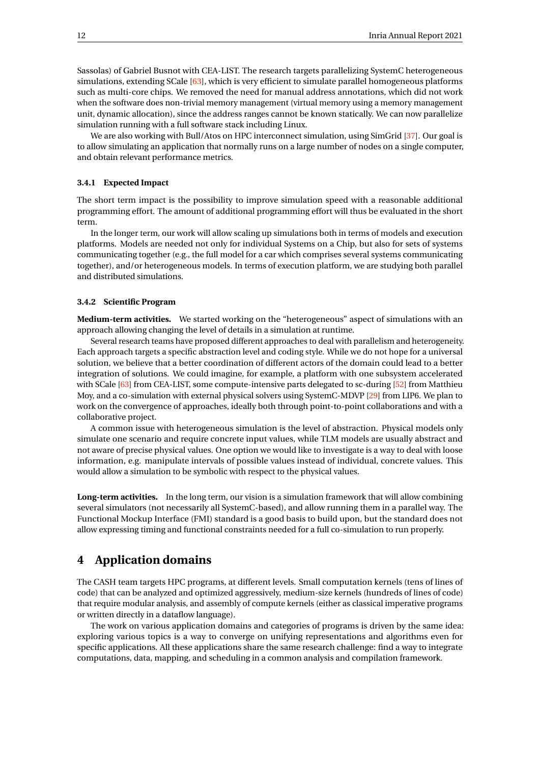Sassolas) of Gabriel Busnot with CEA-LIST. The research targets parallelizing SystemC heterogeneous simulations, extending SCale [63], which is very efficient to simulate parallel homogeneous platforms such as multi-core chips. We removed the need for manual address annotations, which did not work when the software does non-trivial memory management (virtual memory using a memory management unit, dynamic allocation), since the address ranges cannot be known statically. We can now parallelize simulation running with a full software stack including Linux.

We are also working with Bull/Atos on HPC interconnect simulation, using SimGrid [37]. Our goal is to allow simulating an application that normally runs on a large number of nodes on a single computer, and obtain relevant performance metrics.

### 3.4.1 Expected Impact

The short term impact is the possibility to improve simulation speed with a reasonable additional programming effort. The amount of additional programming effort will thus be evaluated in the short term.

In the longer term, our work will allow scaling up simulations both in terms of models and execution platforms. Models are needed not only for individual Systems on a Chip, but also for sets of systems communicating together (e.g., the full model for a car which comprises several systems communicating together), and/or heterogeneous models. In terms of execution platform, we are studying both parallel and distributed simulations.

### 3.4.2 Scientific Program

**Medium-term activities.** We started working on the "heterogeneous" aspect of simulations with an approach allowing changing the level of details in a simulation at runtime.

Several research teams have proposed different approaches to deal with parallelism and heterogeneity. Each approach targets a specific abstraction level and coding style. While we do not hope for a universal solution, we believe that a better coordination of different actors of the domain could lead to a better integration of solutions. We could imagine, for example, a platform with one subsystem accelerated with SCale [63] from CEA-LIST, some compute-intensive parts delegated to sc-during [52] from Matthieu Moy, and a co-simulation with external physical solvers using SystemC-MDVP [29] from LIP6. We plan to work on the convergence of approaches, ideally both through point-to-point collaborations and with a collaborative project.

A common issue with heterogeneous simulation is the level of abstraction. Physical models only simulate one scenario and require concrete input values, while TLM models are usually abstract and not aware of precise physical values. One option we would like to investigate is a way to deal with loose information, e.g. manipulate intervals of possible values instead of individual, concrete values. This would allow a simulation to be symbolic with respect to the physical values.

**Long-term activities.** In the long term, our vision is a simulation framework that will allow combining several simulators (not necessarily all SystemC-based), and allow running them in a parallel way. The Functional Mockup Interface (FMI) standard is a good basis to build upon, but the standard does not allow expressing timing and functional constraints needed for a full co-simulation to run properly.

## 4 Application domains

The CASH team targets HPC programs, at different levels. Small computation kernels (tens of lines of code) that can be analyzed and optimized aggressively, medium-size kernels (hundreds of lines of code) that require modular analysis, and assembly of compute kernels (either as classical imperative programs or written directly in a dataflow language).

The work on various application domains and categories of programs is driven by the same idea: exploring various topics is a way to converge on unifying representations and algorithms even for specific applications. All these applications share the same research challenge: find a way to integrate computations, data, mapping, and scheduling in a common analysis and compilation framework.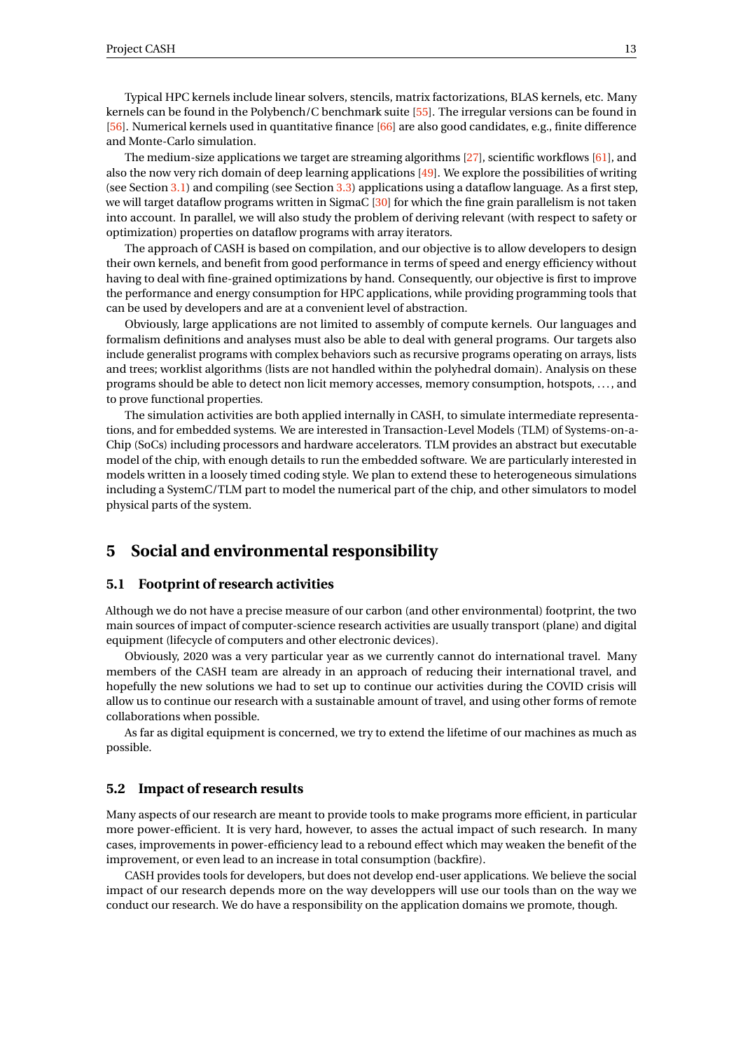Typical HPC kernels include linear solvers, stencils, matrix factorizations, BLAS kernels, etc. Many kernels can be found in the Polybench/C benchmark suite [55]. The irregular versions can be found in [56]. Numerical kernels used in quantitative finance [66] are also good candidates, e.g., finite difference and Monte-Carlo simulation.

The medium-size applications we target are streaming algorithms [27], scientific workflows [61], and also the now very rich domain of deep learning applications [49]. We explore the possibilities of writing (see Section 3.1) and compiling (see Section 3.3) applications using a dataflow language. As a first step, we will target dataflow programs written in SigmaC [30] for which the fine grain parallelism is not taken into account. In parallel, we will also study the problem of deriving relevant (with respect to safety or optimization) properties on dataflow programs with array iterators.

The approach of CASH is based on compilation, and our objective is to allow developers to design their own kernels, and benefit from good performance in terms of speed and energy efficiency without having to deal with fine-grained optimizations by hand. Consequently, our objective is first to improve the performance and energy consumption for HPC applications, while providing programming tools that can be used by developers and are at a convenient level of abstraction.

Obviously, large applications are not limited to assembly of compute kernels. Our languages and formalism definitions and analyses must also be able to deal with general programs. Our targets also include generalist programs with complex behaviors such as recursive programs operating on arrays, lists and trees; worklist algorithms (lists are not handled within the polyhedral domain). Analysis on these programs should be able to detect non licit memory accesses, memory consumption, hotspots, ..., and to prove functional properties.

The simulation activities are both applied internally in CASH, to simulate intermediate representations, and for embedded systems. We are interested in Transaction-Level Models (TLM) of Systems-on-a-Chip (SoCs) including processors and hardware accelerators. TLM provides an abstract but executable model of the chip, with enough details to run the embedded software. We are particularly interested in models written in a loosely timed coding style. We plan to extend these to heterogeneous simulations including a SystemC/TLM part to model the numerical part of the chip, and other simulators to model physical parts of the system.

# 5 Social and environmental responsibility

## 5.1 Footprint of research activities

Although we do not have a precise measure of our carbon (and other environmental) footprint, the two main sources of impact of computer-science research activities are usually transport (plane) and digital equipment (lifecycle of computers and other electronic devices).

Obviously, 2020 was a very particular year as we currently cannot do international travel. Many members of the CASH team are already in an approach of reducing their international travel, and hopefully the new solutions we had to set up to continue our activities during the COVID crisis will allow us to continue our research with a sustainable amount of travel, and using other forms of remote collaborations when possible.

As far as digital equipment is concerned, we try to extend the lifetime of our machines as much as possible.

## 5.2 Impact of research results

Many aspects of our research are meant to provide tools to make programs more efficient, in particular more power-efficient. It is very hard, however, to asses the actual impact of such research. In many cases, improvements in power-efficiency lead to a rebound effect which may weaken the benefit of the improvement, or even lead to an increase in total consumption (backfire).

CASH provides tools for developers, but does not develop end-user applications. We believe the social impact of our research depends more on the way developpers will use our tools than on the way we conduct our research. We do have a responsibility on the application domains we promote, though.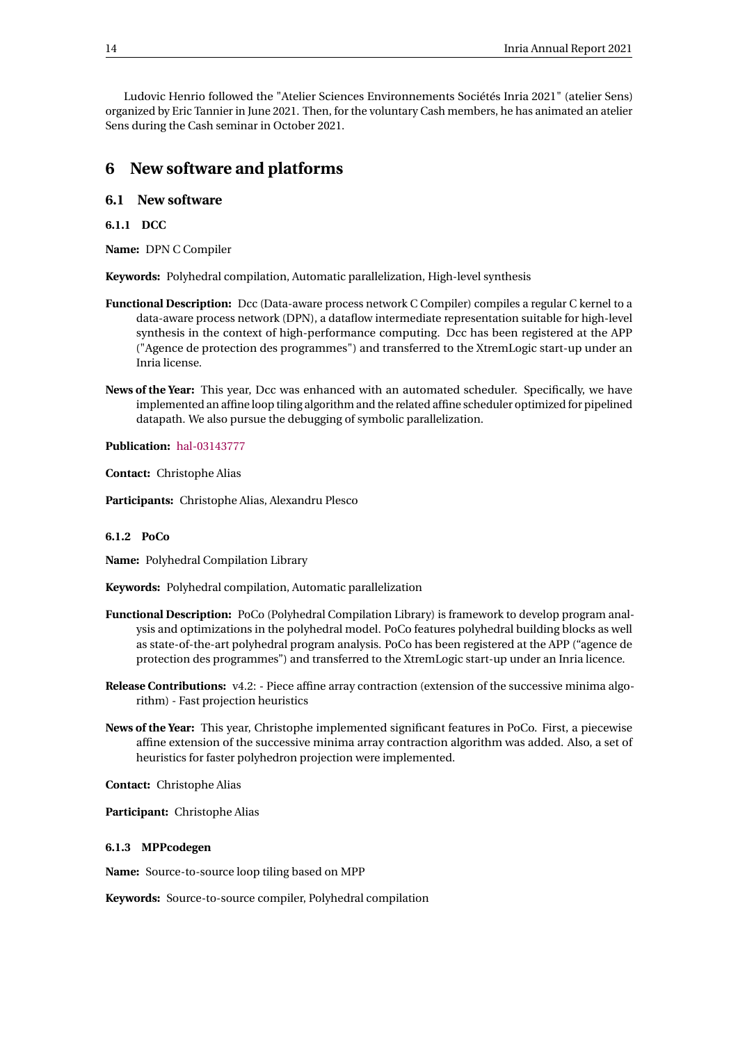Ludovic Henrio followed the "Atelier Sciences Environnements Sociétés Inria 2021" (atelier Sens) organized by Eric Tannier in June 2021. Then, for the voluntary Cash members, he has animated an atelier Sens during the Cash seminar in October 2021.

# 6 New software and platforms

## 6.1 New software

### 6.1.1 DCC

**Name:** DPN C Compiler

**Keywords:** Polyhedral compilation, Automatic parallelization, High-level synthesis

**Functional Description:** Dcc (Data-aware process network C Compiler) compiles a regular C kernel to a data-aware process network (DPN), a dataflow intermediate representation suitable for high-level synthesis in the context of high-performance computing. Dcc has been registered at the APP ("Agence de protection des programmes") and transferred to the XtremLogic start-up under an Inria license.

**News of the Year:** This year, Dcc was enhanced with an automated scheduler. Specifically, we have implemented an affine loop tiling algorithm and the related affine scheduler optimized for pipelined datapath. We also pursue the debugging of symbolic parallelization.

**Publication:** hal-03143777

**Contact:** Christophe Alias

**Participants:** Christophe Alias, Alexandru Plesco

### 6.1.2 PoCo

**Name:** Polyhedral Compilation Library

**Keywords:** Polyhedral compilation, Automatic parallelization

**Functional Description:** PoCo (Polyhedral Compilation Library) is framework to develop program analysis and optimizations in the polyhedral model. PoCo features polyhedral building blocks as well as state-of-the-art polyhedral program analysis. PoCo has been registered at the APP ("agence de protection des programmes") and transferred to the XtremLogic start-up under an Inria licence.

**Release Contributions:** v4.2: - Piece affine array contraction (extension of the successive minima algorithm) - Fast projection heuristics

**News of the Year:** This year, Christophe implemented significant features in PoCo. First, a piecewise affine extension of the successive minima array contraction algorithm was added. Also, a set of heuristics for faster polyhedron projection were implemented.

**Contact:** Christophe Alias

**Participant:** Christophe Alias

### 6.1.3 MPPcodegen

**Name:** Source-to-source loop tiling based on MPP

**Keywords:** Source-to-source compiler, Polyhedral compilation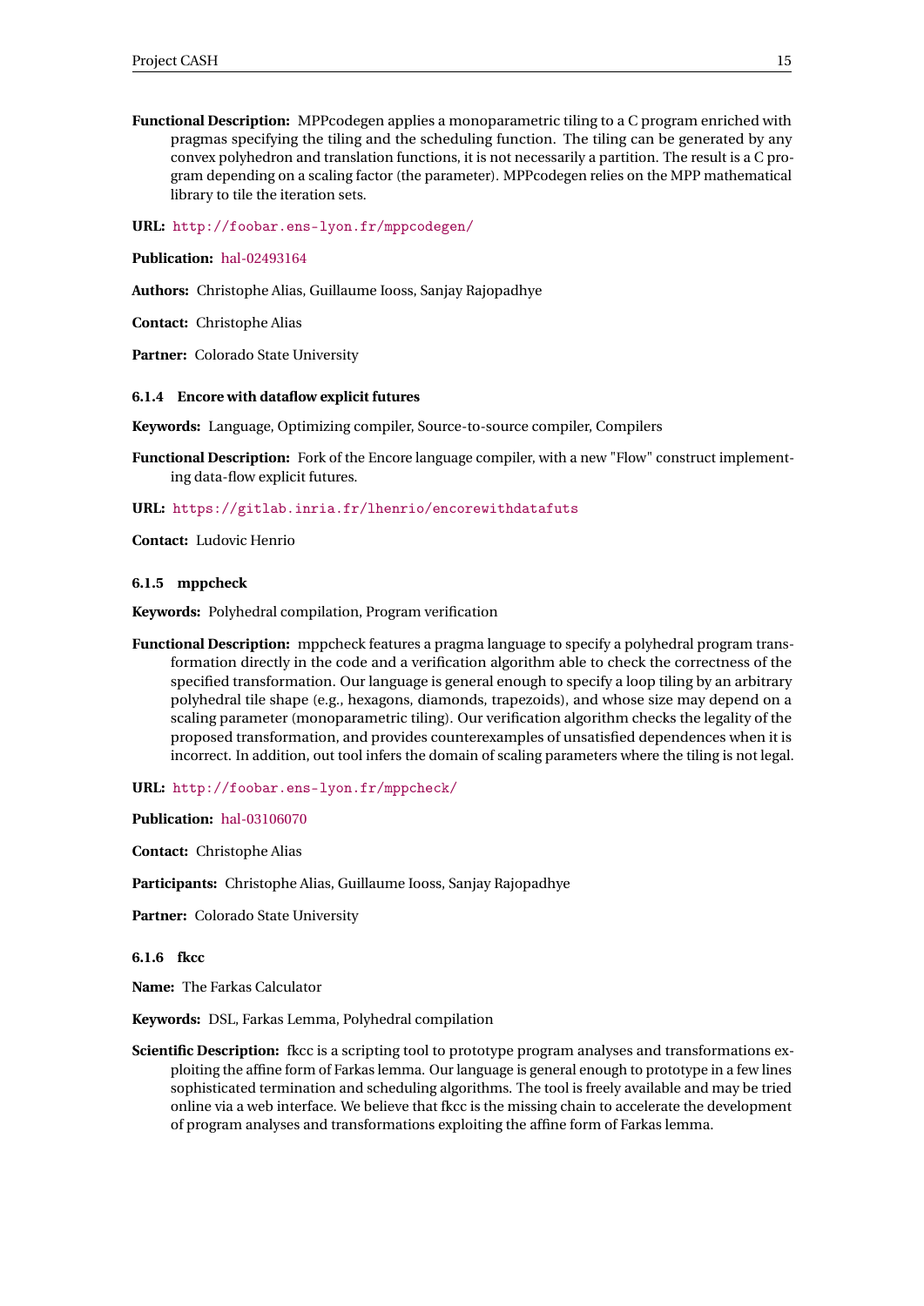**Functional Description:** MPPcodegen applies a monoparametric tiling to a C program enriched with pragmas specifying the tiling and the scheduling function. The tiling can be generated by any convex polyhedron and translation functions, it is not necessarily a partition. The result is a C program depending on a scaling factor (the parameter). MPPcodegen relies on the MPP mathematical library to tile the iteration sets.

**URL:** http://foobar.ens-lyon.fr/mppcodegen/

**Publication:** hal-02493164

**Authors:** Christophe Alias, Guillaume Iooss, Sanjay Rajopadhye

**Contact:** Christophe Alias

**Partner:** Colorado State University

#### 6.1.4 Encore with dataflow explicit futures

**Keywords:** Language, Optimizing compiler, Source-to-source compiler, Compilers

**Functional Description:** Fork of the Encore language compiler, with a new "Flow" construct implementing data-flow explicit futures.

**URL:** https://gitlab.inria.fr/lhenrio/encorewithdatafuts

**Contact:** Ludovic Henrio

#### 6.1.5 mppcheck

**Keywords:** Polyhedral compilation, Program verification

**Functional Description:** mppcheck features a pragma language to specify a polyhedral program transformation directly in the code and a verification algorithm able to check the correctness of the specified transformation. Our language is general enough to specify a loop tiling by an arbitrary polyhedral tile shape (e.g., hexagons, diamonds, trapezoids), and whose size may depend on a scaling parameter (monoparametric tiling). Our verification algorithm checks the legality of the proposed transformation, and provides counterexamples of unsatisfied dependences when it is incorrect. In addition, out tool infers the domain of scaling parameters where the tiling is not legal.

**URL:** http://foobar.ens-lyon.fr/mppcheck/

**Publication:** hal-03106070

**Contact:** Christophe Alias

**Participants:** Christophe Alias, Guillaume Iooss, Sanjay Rajopadhye

**Partner:** Colorado State University

#### 6.1.6 fkcc

**Name:** The Farkas Calculator

**Keywords:** DSL, Farkas Lemma, Polyhedral compilation

**Scientific Description:** fkcc is a scripting tool to prototype program analyses and transformations exploiting the affine form of Farkas lemma. Our language is general enough to prototype in a few lines sophisticated termination and scheduling algorithms. The tool is freely available and may be tried online via a web interface. We believe that fkcc is the missing chain to accelerate the development of program analyses and transformations exploiting the affine form of Farkas lemma.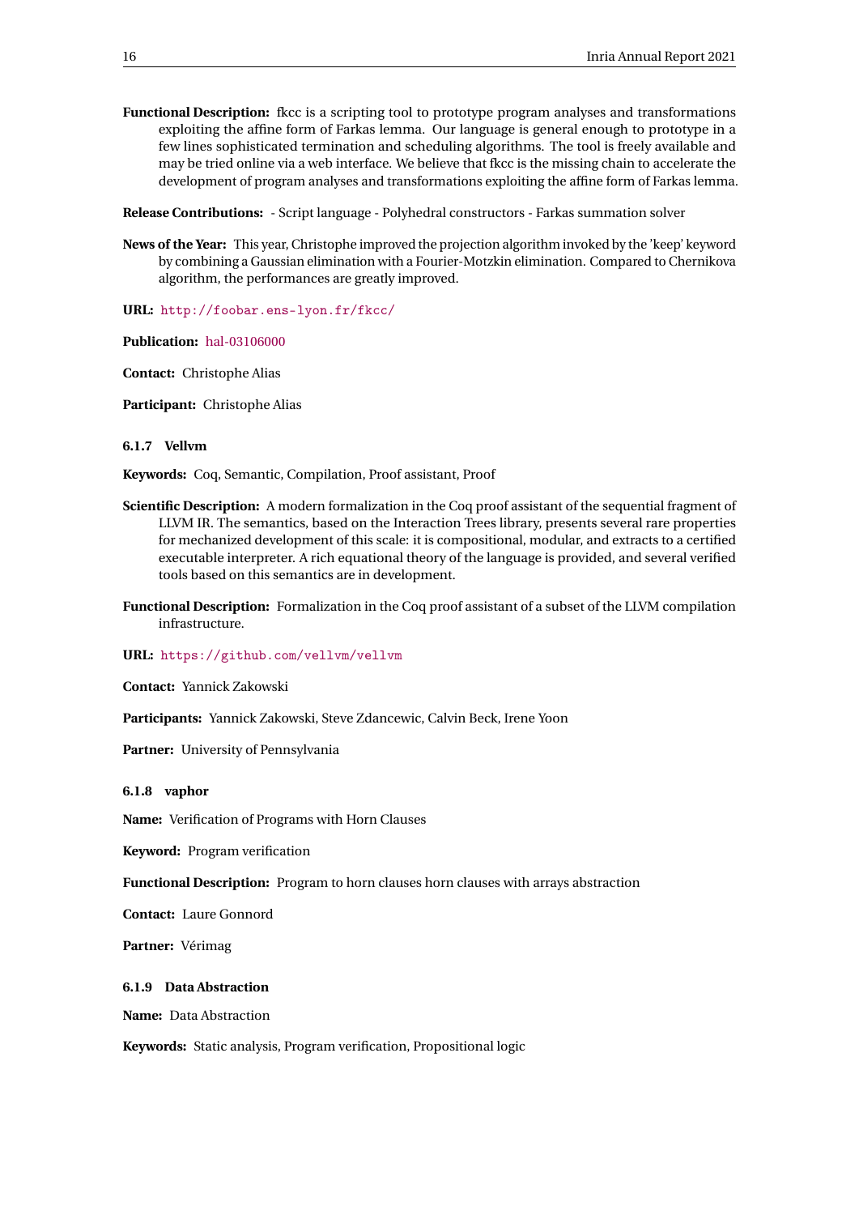**Functional Description:** fkcc is a scripting tool to prototype program analyses and transformations exploiting the affine form of Farkas lemma. Our language is general enough to prototype in a few lines sophisticated termination and scheduling algorithms. The tool is freely available and may be tried online via a web interface. We believe that fkcc is the missing chain to accelerate the development of program analyses and transformations exploiting the affine form of Farkas lemma.

**Release Contributions:** - Script language - Polyhedral constructors - Farkas summation solver

**News of the Year:** This year, Christophe improved the projection algorithm invoked by the 'keep' keyword by combining a Gaussian elimination with a Fourier-Motzkin elimination. Compared to Chernikova algorithm, the performances are greatly improved.

**URL:** http://foobar.ens-lyon.fr/fkcc/

**Publication:** hal-03106000

**Contact:** Christophe Alias

**Participant:** Christophe Alias

#### 6.1.7 Vellvm

**Keywords:** Coq, Semantic, Compilation, Proof assistant, Proof

**Scientific Description:** A modern formalization in the Coq proof assistant of the sequential fragment of LLVM IR. The semantics, based on the Interaction Trees library, presents several rare properties for mechanized development of this scale: it is compositional, modular, and extracts to a certified executable interpreter. A rich equational theory of the language is provided, and several verified tools based on this semantics are in development.

**Functional Description:** Formalization in the Coq proof assistant of a subset of the LLVM compilation infrastructure.

**URL:** https://github.com/vellvm/vellvm

**Contact:** Yannick Zakowski

**Participants:** Yannick Zakowski, Steve Zdancewic, Calvin Beck, Irene Yoon

**Partner:** University of Pennsylvania

#### 6.1.8 vaphor

**Name:** Verification of Programs with Horn Clauses

**Keyword:** Program verification

**Functional Description:** Program to horn clauses horn clauses with arrays abstraction

**Contact:** Laure Gonnord

**Partner:** Vérimag

#### 6.1.9 Data Abstraction

**Name:** Data Abstraction

**Keywords:** Static analysis, Program verification, Propositional logic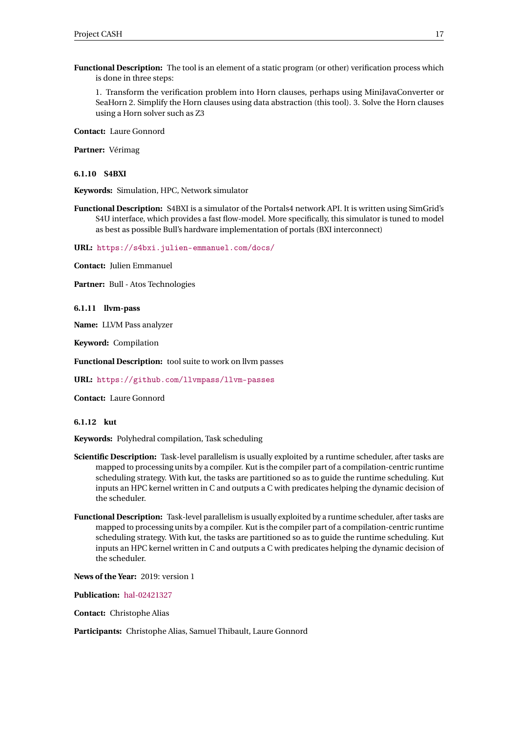**Functional Description:** The tool is an element of a static program (or other) verification process which is done in three steps:

1. Transform the verification problem into Horn clauses, perhaps using MiniJavaConverter or SeaHorn 2. Simplify the Horn clauses using data abstraction (this tool). 3. Solve the Horn clauses using a Horn solver such as Z3

**Contact:** Laure Gonnord

**Partner:** Vérimag

#### 6.1.10 S4BXI

**Keywords:** Simulation, HPC, Network simulator

**Functional Description:** S4BXI is a simulator of the Portals4 network API. It is written using SimGrid's S4U interface, which provides a fast flow-model. More specifically, this simulator is tuned to model as best as possible Bull's hardware implementation of portals (BXI interconnect)

**URL:** https://s4bxi.julien-emmanuel.com/docs/

**Contact:** Julien Emmanuel

**Partner:** Bull - Atos Technologies

#### 6.1.11 llvm-pass

**Name:** LLVM Pass analyzer

**Keyword:** Compilation

**Functional Description:** tool suite to work on llvm passes

**URL:** https://github.com/llvmpass/llvm-passes

**Contact:** Laure Gonnord

#### 6.1.12 kut

**Keywords:** Polyhedral compilation, Task scheduling

**Scientific Description:** Task-level parallelism is usually exploited by a runtime scheduler, after tasks are mapped to processing units by a compiler. Kut is the compiler part of a compilation-centric runtime scheduling strategy. With kut, the tasks are partitioned so as to guide the runtime scheduling. Kut inputs an HPC kernel written in C and outputs a C with predicates helping the dynamic decision of the scheduler.

**Functional Description:** Task-level parallelism is usually exploited by a runtime scheduler, after tasks are mapped to processing units by a compiler. Kut is the compiler part of a compilation-centric runtime scheduling strategy. With kut, the tasks are partitioned so as to guide the runtime scheduling. Kut inputs an HPC kernel written in C and outputs a C with predicates helping the dynamic decision of the scheduler.

**News of the Year:** 2019: version 1

**Publication:** hal-02421327

**Contact:** Christophe Alias

**Participants:** Christophe Alias, Samuel Thibault, Laure Gonnord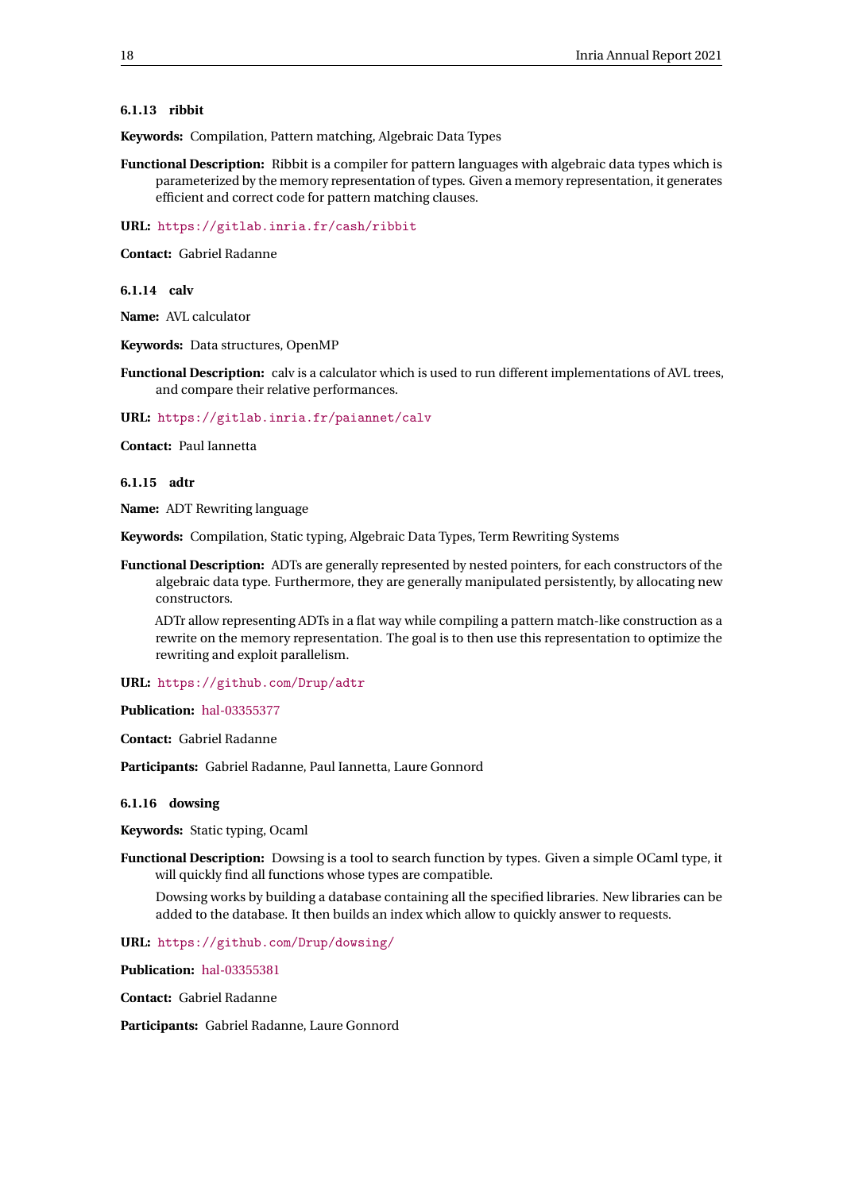### 6.1.13 ribbit

**Keywords:** Compilation, Pattern matching, Algebraic Data Types

**Functional Description:** Ribbit is a compiler for pattern languages with algebraic data types which is parameterized by the memory representation of types. Given a memory representation, it generates efficient and correct code for pattern matching clauses.

**URL:** https://gitlab.inria.fr/cash/ribbit

**Contact:** Gabriel Radanne

### 6.1.14 calv

**Name:** AVL calculator

**Keywords:** Data structures, OpenMP

**Functional Description:** calv is a calculator which is used to run different implementations of AVL trees, and compare their relative performances.

**URL:** https://gitlab.inria.fr/paiannet/calv

**Contact:** Paul Iannetta

### 6.1.15 adtr

**Name:** ADT Rewriting language

**Keywords:** Compilation, Static typing, Algebraic Data Types, Term Rewriting Systems

**Functional Description:** ADTs are generally represented by nested pointers, for each constructors of the algebraic data type. Furthermore, they are generally manipulated persistently, by allocating new constructors.

ADTr allow representing ADTs in a flat way while compiling a pattern match-like construction as a rewrite on the memory representation. The goal is to then use this representation to optimize the rewriting and exploit parallelism.

**URL:** https://github.com/Drup/adtr

**Publication:** hal-03355377

**Contact:** Gabriel Radanne

**Participants:** Gabriel Radanne, Paul Iannetta, Laure Gonnord

### 6.1.16 dowsing

**Keywords:** Static typing, Ocaml

**Functional Description:** Dowsing is a tool to search function by types. Given a simple OCaml type, it will quickly find all functions whose types are compatible.

Dowsing works by building a database containing all the specified libraries. New libraries can be added to the database. It then builds an index which allow to quickly answer to requests.

**URL:** https://github.com/Drup/dowsing/

**Publication:** hal-03355381

**Contact:** Gabriel Radanne

**Participants:** Gabriel Radanne, Laure Gonnord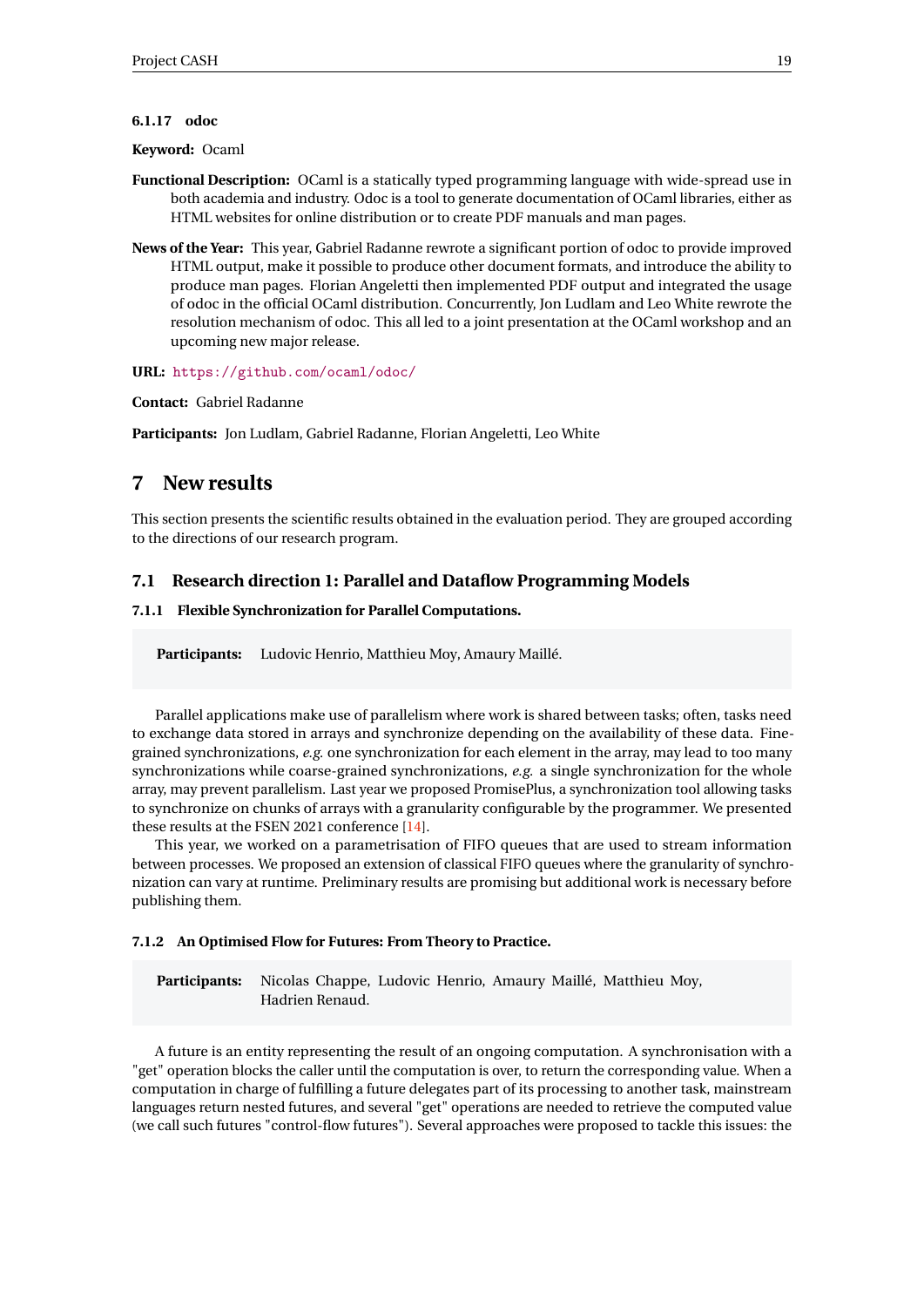#### 6.1.17 odoc

**Keyword:** Ocaml

**Functional Description:** OCaml is a statically typed programming language with wide-spread use in both academia and industry. Odoc is a tool to generate documentation of OCaml libraries, either as HTML websites for online distribution or to create PDF manuals and man pages.

**News of the Year:** This year, Gabriel Radanne rewrote a significant portion of odoc to provide improved HTML output, make it possible to produce other document formats, and introduce the ability to produce man pages. Florian Angeletti then implemented PDF output and integrated the usage of odoc in the official OCaml distribution. Concurrently, Jon Ludlam and Leo White rewrote the resolution mechanism of odoc. This all led to a joint presentation at the OCaml workshop and an upcoming new major release.

**URL:** https://github.com/ocaml/odoc/

**Contact:** Gabriel Radanne

**Participants:** Jon Ludlam, Gabriel Radanne, Florian Angeletti, Leo White

# 7 New results

This section presents the scientific results obtained in the evaluation period. They are grouped according to the directions of our research program.

## 7.1 Research direction 1: Parallel and Dataflow Programming Models

### 7.1.1 Flexible Synchronization for Parallel Computations.

**Participants:** Ludovic Henrio, Matthieu Moy, Amaury Maillé.

Parallel applications make use of parallelism where work is shared between tasks; often, tasks need to exchange data stored in arrays and synchronize depending on the availability of these data. Fine-grained synchronizations, *e.g.* one synchronization for each element in the array, may lead to too many synchronizations while coarse-grained synchronizations, *e.g.* a single synchronization for the whole array, may prevent parallelism. Last year we proposed PromisePlus, a synchronization tool allowing tasks to synchronize on chunks of arrays with a granularity configurable by the programmer. We presented these results at the FSEN 2021 conference [14].

This year, we worked on a parametrisation of FIFO queues that are used to stream information between processes. We proposed an extension of classical FIFO queues where the granularity of synchronization can vary at runtime. Preliminary results are promising but additional work is necessary before publishing them.

### 7.1.2 An Optimised Flow for Futures: From Theory to Practice.

**Participants:** Nicolas Chappe, Ludovic Henrio, Amaury Maillé, Matthieu Moy, Hadrien Renaud.

A future is an entity representing the result of an ongoing computation. A synchronisation with a "get" operation blocks the caller until the computation is over, to return the corresponding value. When a computation in charge of fulfilling a future delegates part of its processing to another task, mainstream languages return nested futures, and several "get" operations are needed to retrieve the computed value (we call such futures "control-flow futures"). Several approaches were proposed to tackle this issues: the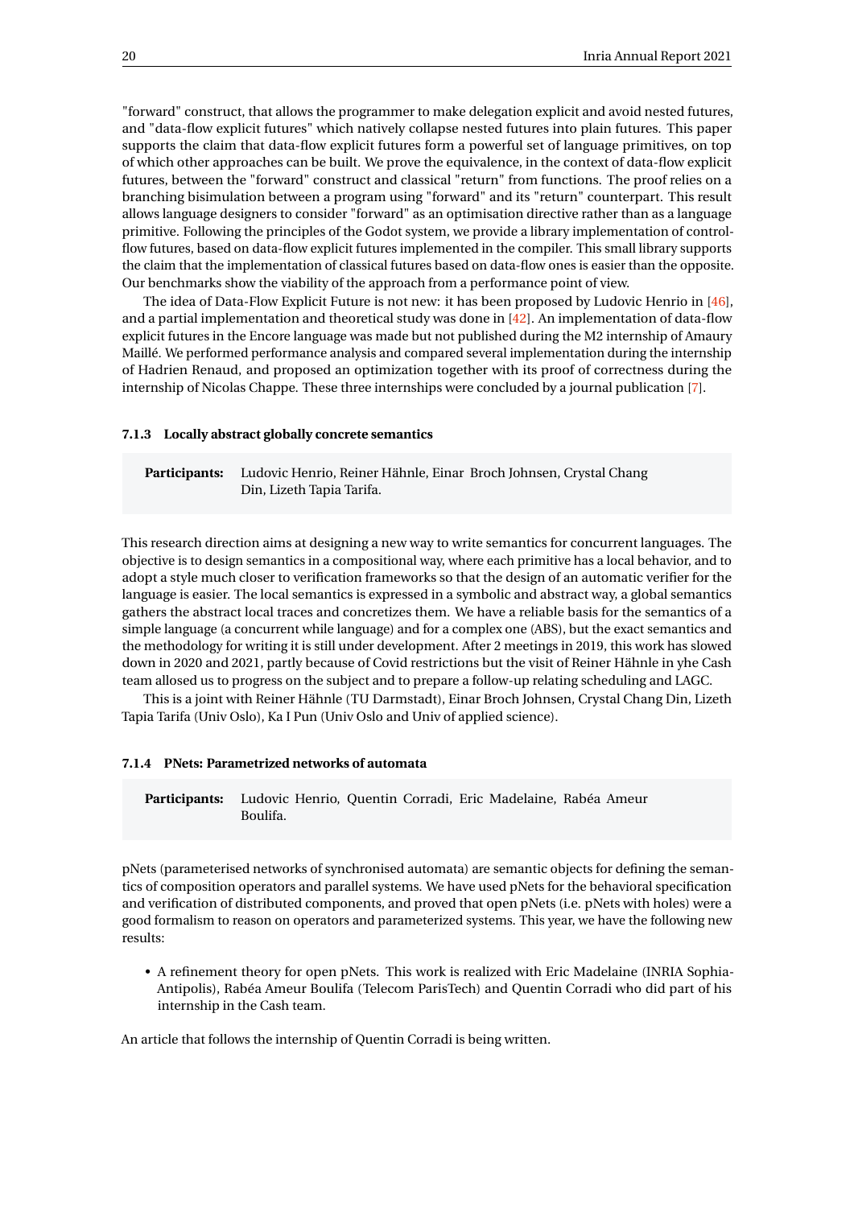"forward" construct, that allows the programmer to make delegation explicit and avoid nested futures, and "data-flow explicit futures" which natively collapse nested futures into plain futures. This paper supports the claim that data-flow explicit futures form a powerful set of language primitives, on top of which other approaches can be built. We prove the equivalence, in the context of data-flow explicit futures, between the "forward" construct and classical "return" from functions. The proof relies on a branching bisimulation between a program using "forward" and its "return" counterpart. This result allows language designers to consider "forward" as an optimisation directive rather than as a language primitive. Following the principles of the Godot system, we provide a library implementation of control-flow futures, based on data-flow explicit futures implemented in the compiler. This small library supports the claim that the implementation of classical futures based on data-flow ones is easier than the opposite. Our benchmarks show the viability of the approach from a performance point of view.

The idea of Data-Flow Explicit Future is not new: it has been proposed by Ludovic Henrio in [46], and a partial implementation and theoretical study was done in [42]. An implementation of data-flow explicit futures in the Encore language was made but not published during the M2 internship of Amaury Maillé. We performed performance analysis and compared several implementation during the internship of Hadrien Renaud, and proposed an optimization together with its proof of correctness during the internship of Nicolas Chappe. These three internships were concluded by a journal publication [7].

### 7.1.3 Locally abstract globally concrete semantics

**Participants:** Ludovic Henrio, Reiner Hähnle, Einar Broch Johnsen, Crystal Chang Din, Lizeth Tapia Tarifa.

This research direction aims at designing a new way to write semantics for concurrent languages. The objective is to design semantics in a compositional way, where each primitive has a local behavior, and to adopt a style much closer to verification frameworks so that the design of an automatic verifier for the language is easier. The local semantics is expressed in a symbolic and abstract way, a global semantics gathers the abstract local traces and concretizes them. We have a reliable basis for the semantics of a simple language (a concurrent while language) and for a complex one (ABS), but the exact semantics and the methodology for writing it is still under development. After 2 meetings in 2019, this work has slowed down in 2020 and 2021, partly because of Covid restrictions but the visit of Reiner Hähnle in yhe Cash team allosed us to progress on the subject and to prepare a follow-up relating scheduling and LAGC.

This is a joint with Reiner Hähnle (TU Darmstadt), Einar Broch Johnsen, Crystal Chang Din, Lizeth Tapia Tarifa (Univ Oslo), Ka I Pun (Univ Oslo and Univ of applied science).

### 7.1.4 PNets: Parametrized networks of automata

**Participants:** Ludovic Henrio, Quentin Corradi, Eric Madelaine, Rabéa Ameur Boulifa.

pNets (parameterised networks of synchronised automata) are semantic objects for defining the semantics of composition operators and parallel systems. We have used pNets for the behavioral specification and verification of distributed components, and proved that open pNets (i.e. pNets with holes) were a good formalism to reason on operators and parameterized systems. This year, we have the following new results:

- A refinement theory for open pNets. This work is realized with Eric Madelaine (INRIA Sophia-Antipolis), Rabéa Ameur Boulifa (Telecom ParisTech) and Quentin Corradi who did part of his internship in the Cash team.

An article that follows the internship of Quentin Corradi is being written.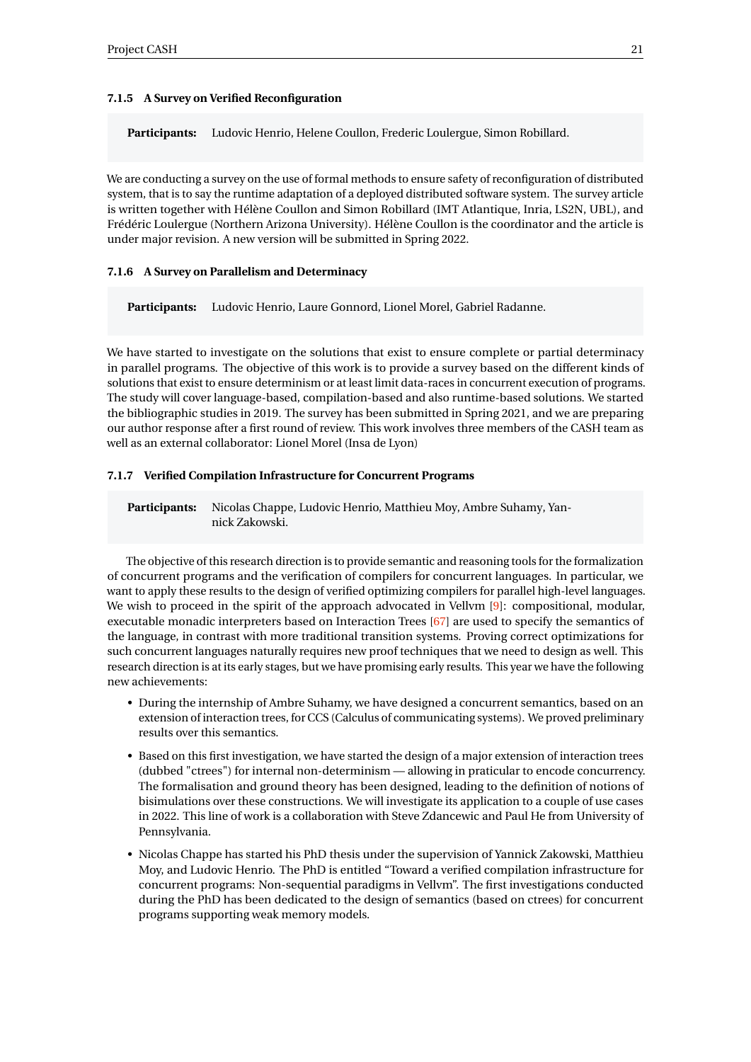#### 7.1.5 A Survey on Verified Reconfiguration

**Participants:** Ludovic Henrio, Helene Coullon, Frederic Loulergue, Simon Robillard.

We are conducting a survey on the use of formal methods to ensure safety of reconfiguration of distributed system, that is to say the runtime adaptation of a deployed distributed software system. The survey article is written together with Hélène Coullon and Simon Robillard (IMT Atlantique, Inria, LS2N, UBL), and Frédéric Loulergue (Northern Arizona University). Hélène Coullon is the coordinator and the article is under major revision. A new version will be submitted in Spring 2022.

#### 7.1.6 A Survey on Parallelism and Determinacy

**Participants:** Ludovic Henrio, Laure Gonnord, Lionel Morel, Gabriel Radanne.

We have started to investigate on the solutions that exist to ensure complete or partial determinacy in parallel programs. The objective of this work is to provide a survey based on the different kinds of solutions that exist to ensure determinism or at least limit data-races in concurrent execution of programs. The study will cover language-based, compilation-based and also runtime-based solutions. We started the bibliographic studies in 2019. The survey has been submitted in Spring 2021, and we are preparing our author response after a first round of review. This work involves three members of the CASH team as well as an external collaborator: Lionel Morel (Insa de Lyon)

#### 7.1.7 Verified Compilation Infrastructure for Concurrent Programs

**Participants:** Nicolas Chappe, Ludovic Henrio, Matthieu Moy, Ambre Suhamy, Yannick Zakowski.

The objective of this research direction is to provide semantic and reasoning tools for the formalization of concurrent programs and the verification of compilers for concurrent languages. In particular, we want to apply these results to the design of verified optimizing compilers for parallel high-level languages. We wish to proceed in the spirit of the approach advocated in Vellvm [9]: compositional, modular, executable monadic interpreters based on Interaction Trees [67] are used to specify the semantics of the language, in contrast with more traditional transition systems. Proving correct optimizations for such concurrent languages naturally requires new proof techniques that we need to design as well. This research direction is at its early stages, but we have promising early results. This year we have the following new achievements:

- During the internship of Ambre Suhamy, we have designed a concurrent semantics, based on an extension of interaction trees, for CCS (Calculus of communicating systems). We proved preliminary results over this semantics.
- Based on this first investigation, we have started the design of a major extension of interaction trees (dubbed "ctrees") for internal non-determinism — allowing in praticular to encode concurrency. The formalisation and ground theory has been designed, leading to the definition of notions of bisimulations over these constructions. We will investigate its application to a couple of use cases in 2022. This line of work is a collaboration with Steve Zdancewic and Paul He from University of Pennsylvania.
- Nicolas Chappe has started his PhD thesis under the supervision of Yannick Zakowski, Matthieu Moy, and Ludovic Henrio. The PhD is entitled "Toward a verified compilation infrastructure for concurrent programs: Non-sequential paradigms in Vellvm". The first investigations conducted during the PhD has been dedicated to the design of semantics (based on ctrees) for concurrent programs supporting weak memory models.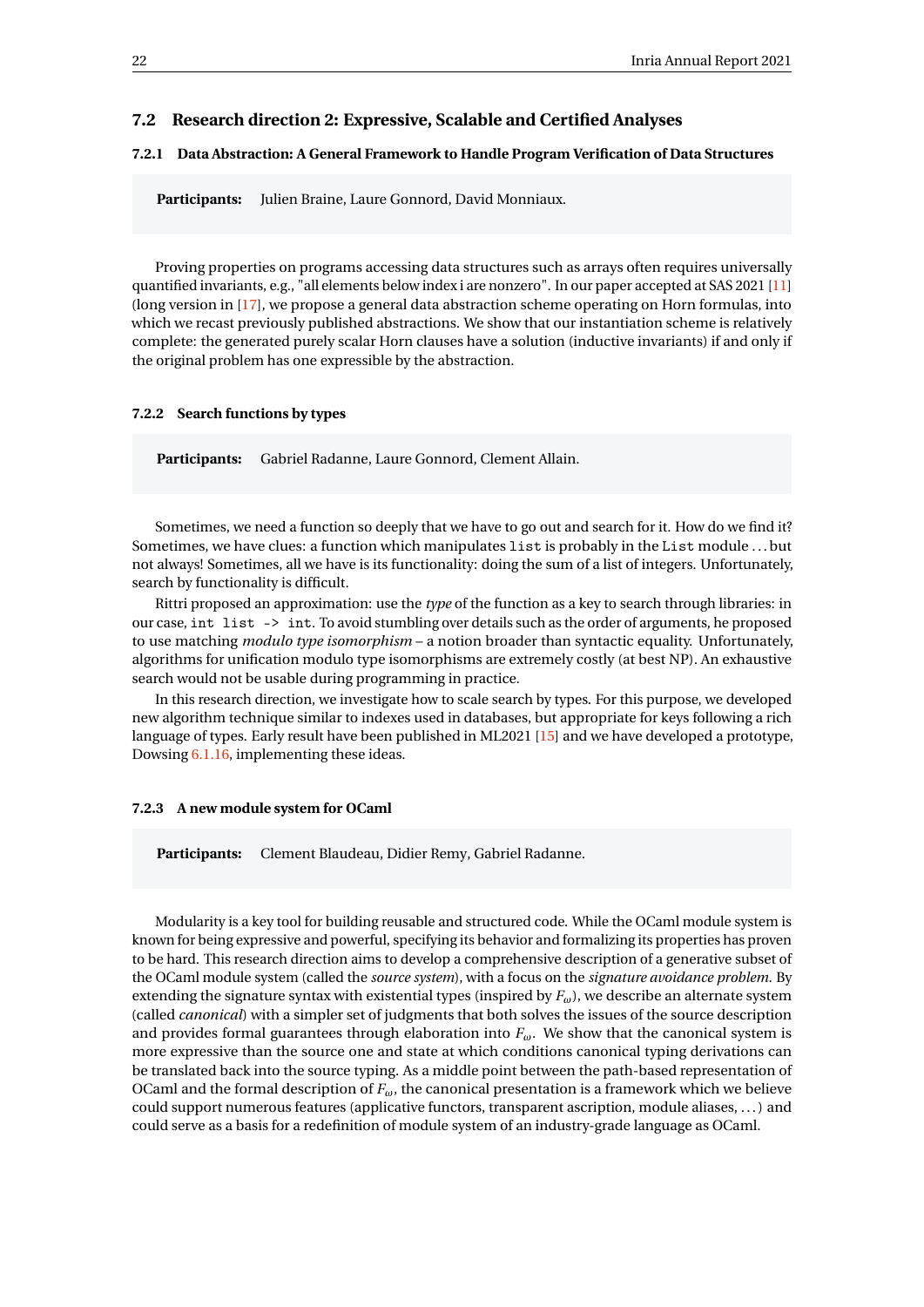## 7.2 Research direction 2: Expressive, Scalable and Certified Analyses

### 7.2.1 Data Abstraction: A General Framework to Handle Program Verification of Data Structures

**Participants:** Julien Braine, Laure Gonnord, David Monniaux.

Proving properties on programs accessing data structures such as arrays often requires universally quantified invariants, e.g., "all elements below index i are nonzero". In our paper accepted at SAS 2021 [11] (long version in [17], we propose a general data abstraction scheme operating on Horn formulas, into which we recast previously published abstractions. We show that our instantiation scheme is relatively complete: the generated purely scalar Horn clauses have a solution (inductive invariants) if and only if the original problem has one expressible by the abstraction.

### 7.2.2 Search functions by types

**Participants:** Gabriel Radanne, Laure Gonnord, Clement Allain.

Sometimes, we need a function so deeply that we have to go out and search for it. How do we find it? Sometimes, we have clues: a function which manipulates `list` is probably in the `List` module ... but not always! Sometimes, all we have is its functionality: doing the sum of a list of integers. Unfortunately, search by functionality is difficult.

Rittri proposed an approximation: use the *type* of the function as a key to search through libraries: in our case, `int list -> int`. To avoid stumbling over details such as the order of arguments, he proposed to use matching *modulo type isomorphism* – a notion broader than syntactic equality. Unfortunately, algorithms for unification modulo type isomorphisms are extremely costly (at best NP). An exhaustive search would not be usable during programming in practice.

In this research direction, we investigate how to scale search by types. For this purpose, we developed new algorithm technique similar to indexes used in databases, but appropriate for keys following a rich language of types. Early result have been published in ML2021 [15] and we have developed a prototype, Dowsing 6.1.16, implementing these ideas.

### 7.2.3 A new module system for OCaml

**Participants:** Clement Blaudeau, Didier Remy, Gabriel Radanne.

Modularity is a key tool for building reusable and structured code. While the OCaml module system is known for being expressive and powerful, specifying its behavior and formalizing its properties has proven to be hard. This research direction aims to develop a comprehensive description of a generative subset of the OCaml module system (called the *source system*), with a focus on the *signature avoidance problem*. By extending the signature syntax with existential types (inspired by $F_\omega$), we describe an alternate system (called *canonical*) with a simpler set of judgments that both solves the issues of the source description and provides formal guarantees through elaboration into $F_\omega$. We show that the canonical system is more expressive than the source one and state at which conditions canonical typing derivations can be translated back into the source typing. As a middle point between the path-based representation of OCaml and the formal description of $F_\omega$, the canonical presentation is a framework which we believe could support numerous features (applicative functors, transparent ascription, module aliases, ...) and could serve as a basis for a redefinition of module system of an industry-grade language as OCaml.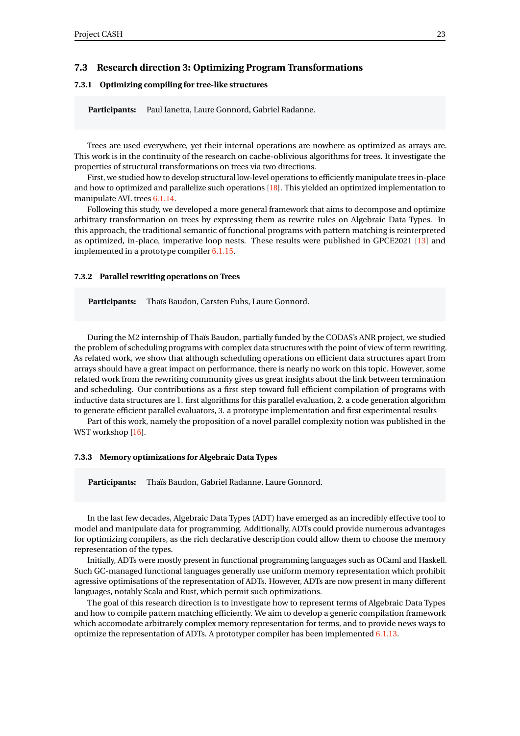## 7.3 Research direction 3: Optimizing Program Transformations

### 7.3.1 Optimizing compiling for tree-like structures

**Participants:** Paul Ianetta, Laure Gonnord, Gabriel Radanne.

Trees are used everywhere, yet their internal operations are nowhere as optimized as arrays are. This work is in the continuity of the research on cache-oblivious algorithms for trees. It investigate the properties of structural transformations on trees via two directions.

First, we studied how to develop structural low-level operations to efficiently manipulate trees in-place and how to optimized and parallelize such operations [18]. This yielded an optimized implementation to manipulate AVL trees 6.1.14.

Following this study, we developed a more general framework that aims to decompose and optimize arbitrary transformation on trees by expressing them as rewrite rules on Algebraic Data Types. In this approach, the traditional semantic of functional programs with pattern matching is reinterpreted as optimized, in-place, imperative loop nests. These results were published in GPCE2021 [13] and implemented in a prototype compiler 6.1.15.

### 7.3.2 Parallel rewriting operations on Trees

**Participants:** Thaïs Baudon, Carsten Fuhs, Laure Gonnord.

During the M2 internship of Thaïs Baudon, partially funded by the CODAS's ANR project, we studied the problem of scheduling programs with complex data structures with the point of view of term rewriting. As related work, we show that although scheduling operations on efficient data structures apart from arrays should have a great impact on performance, there is nearly no work on this topic. However, some related work from the rewriting community gives us great insights about the link between termination and scheduling. Our contributions as a first step toward full efficient compilation of programs with inductive data structures are 1. first algorithms for this parallel evaluation, 2. a code generation algorithm to generate efficient parallel evaluators, 3. a prototype implementation and first experimental results

Part of this work, namely the proposition of a novel parallel complexity notion was published in the WST workshop [16].

### 7.3.3 Memory optimizations for Algebraic Data Types

**Participants:** Thaïs Baudon, Gabriel Radanne, Laure Gonnord.

In the last few decades, Algebraic Data Types (ADT) have emerged as an incredibly effective tool to model and manipulate data for programming. Additionally, ADTs could provide numerous advantages for optimizing compilers, as the rich declarative description could allow them to choose the memory representation of the types.

Initially, ADTs were mostly present in functional programming languages such as OCaml and Haskell. Such GC-managed functional languages generally use uniform memory representation which prohibit agressive optimisations of the representation of ADTs. However, ADTs are now present in many different languages, notably Scala and Rust, which permit such optimizations.

The goal of this research direction is to investigate how to represent terms of Algebraic Data Types and how to compile pattern matching efficiently. We aim to develop a generic compilation framework which accomodate arbitrarely complex memory representation for terms, and to provide news ways to optimize the representation of ADTs. A prototyper compiler has been implemented 6.1.13.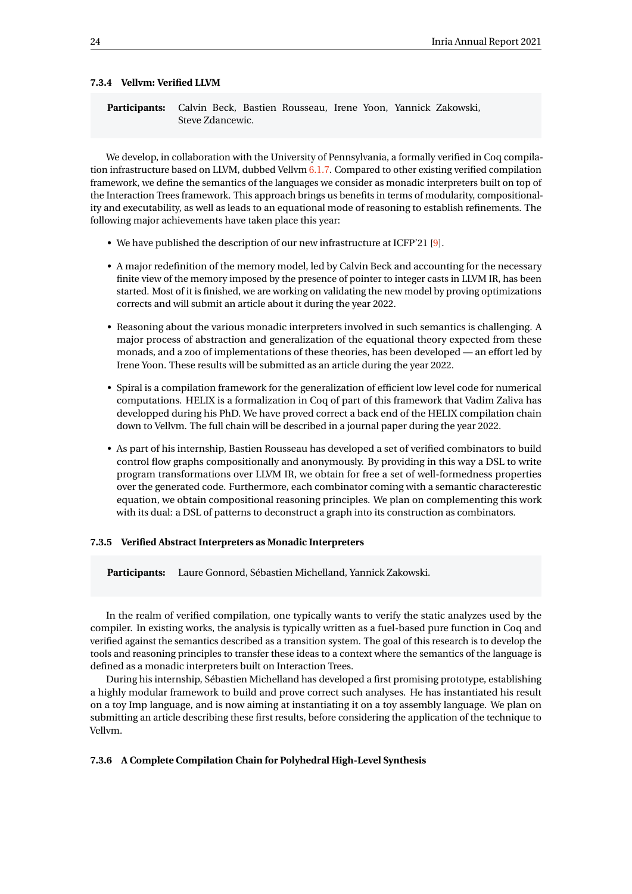#### 7.3.4 Vellvm: Verified LLVM

**Participants:** Calvin Beck, Bastien Rousseau, Irene Yoon, Yannick Zakowski, Steve Zdancewic.

We develop, in collaboration with the University of Pennsylvania, a formally verified in Coq compilation infrastructure based on LLVM, dubbed Vellvm 6.1.7. Compared to other existing verified compilation framework, we define the semantics of the languages we consider as monadic interpreters built on top of the Interaction Trees framework. This approach brings us benefits in terms of modularity, compositionality and executability, as well as leads to an equational mode of reasoning to establish refinements. The following major achievements have taken place this year:

- We have published the description of our new infrastructure at ICFP'21 [9].
- A major redefinition of the memory model, led by Calvin Beck and accounting for the necessary finite view of the memory imposed by the presence of pointer to integer casts in LLVM IR, has been started. Most of it is finished, we are working on validating the new model by proving optimizations corrects and will submit an article about it during the year 2022.
- Reasoning about the various monadic interpreters involved in such semantics is challenging. A major process of abstraction and generalization of the equational theory expected from these monads, and a zoo of implementations of these theories, has been developed — an effort led by Irene Yoon. These results will be submitted as an article during the year 2022.
- Spiral is a compilation framework for the generalization of efficient low level code for numerical computations. HELIX is a formalization in Coq of part of this framework that Vadim Zaliva has developped during his PhD. We have proved correct a back end of the HELIX compilation chain down to Vellvm. The full chain will be described in a journal paper during the year 2022.
- As part of his internship, Bastien Rousseau has developed a set of verified combinators to build control flow graphs compositionally and anonymously. By providing in this way a DSL to write program transformations over LLVM IR, we obtain for free a set of well-formedness properties over the generated code. Furthermore, each combinator coming with a semantic characterestic equation, we obtain compositional reasoning principles. We plan on complementing this work with its dual: a DSL of patterns to deconstruct a graph into its construction as combinators.

#### 7.3.5 Verified Abstract Interpreters as Monadic Interpreters

**Participants:** Laure Gonnord, Sébastien Michelland, Yannick Zakowski.

In the realm of verified compilation, one typically wants to verify the static analyzes used by the compiler. In existing works, the analysis is typically written as a fuel-based pure function in Coq and verified against the semantics described as a transition system. The goal of this research is to develop the tools and reasoning principles to transfer these ideas to a context where the semantics of the language is defined as a monadic interpreters built on Interaction Trees.

During his internship, Sébastien Michelland has developed a first promising prototype, establishing a highly modular framework to build and prove correct such analyses. He has instantiated his result on a toy Imp language, and is now aiming at instantiating it on a toy assembly language. We plan on submitting an article describing these first results, before considering the application of the technique to Vellvm.

#### 7.3.6 A Complete Compilation Chain for Polyhedral High-Level Synthesis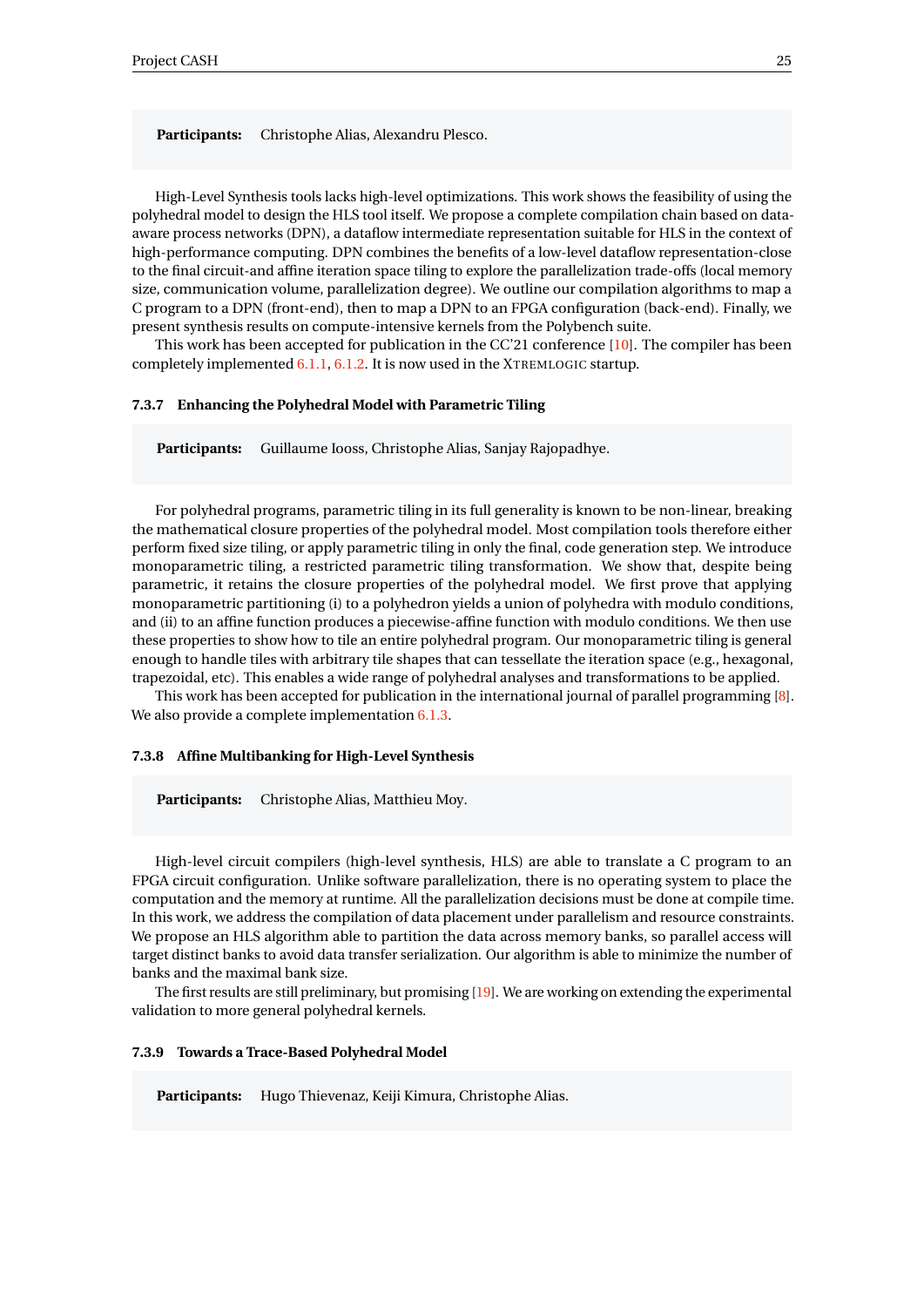**Participants:** Christophe Alias, Alexandru Plesco.

High-Level Synthesis tools lacks high-level optimizations. This work shows the feasibility of using the polyhedral model to design the HLS tool itself. We propose a complete compilation chain based on data-aware process networks (DPN), a dataflow intermediate representation suitable for HLS in the context of high-performance computing. DPN combines the benefits of a low-level dataflow representation-close to the final circuit-and affine iteration space tiling to explore the parallelization trade-offs (local memory size, communication volume, parallelization degree). We outline our compilation algorithms to map a C program to a DPN (front-end), then to map a DPN to an FPGA configuration (back-end). Finally, we present synthesis results on compute-intensive kernels from the Polybench suite.

This work has been accepted for publication in the CC'21 conference [10]. The compiler has been completely implemented 6.1.1, 6.1.2. It is now used in the XTREMLOGIC startup.

### 7.3.7 Enhancing the Polyhedral Model with Parametric Tiling

**Participants:** Guillaume Iooss, Christophe Alias, Sanjay Rajopadhye.

For polyhedral programs, parametric tiling in its full generality is known to be non-linear, breaking the mathematical closure properties of the polyhedral model. Most compilation tools therefore either perform fixed size tiling, or apply parametric tiling in only the final, code generation step. We introduce monoparametric tiling, a restricted parametric tiling transformation. We show that, despite being parametric, it retains the closure properties of the polyhedral model. We first prove that applying monoparametric partitioning (i) to a polyhedron yields a union of polyhedra with modulo conditions, and (ii) to an affine function produces a piecewise-affine function with modulo conditions. We then use these properties to show how to tile an entire polyhedral program. Our monoparametric tiling is general enough to handle tiles with arbitrary tile shapes that can tessellate the iteration space (e.g., hexagonal, trapezoidal, etc). This enables a wide range of polyhedral analyses and transformations to be applied.

This work has been accepted for publication in the international journal of parallel programming [8]. We also provide a complete implementation 6.1.3.

### 7.3.8 Affine Multibanking for High-Level Synthesis

**Participants:** Christophe Alias, Matthieu Moy.

High-level circuit compilers (high-level synthesis, HLS) are able to translate a C program to an FPGA circuit configuration. Unlike software parallelization, there is no operating system to place the computation and the memory at runtime. All the parallelization decisions must be done at compile time. In this work, we address the compilation of data placement under parallelism and resource constraints. We propose an HLS algorithm able to partition the data across memory banks, so parallel access will target distinct banks to avoid data transfer serialization. Our algorithm is able to minimize the number of banks and the maximal bank size.

The first results are still preliminary, but promising [19]. We are working on extending the experimental validation to more general polyhedral kernels.

### 7.3.9 Towards a Trace-Based Polyhedral Model

**Participants:** Hugo Thievenaz, Keiji Kimura, Christophe Alias.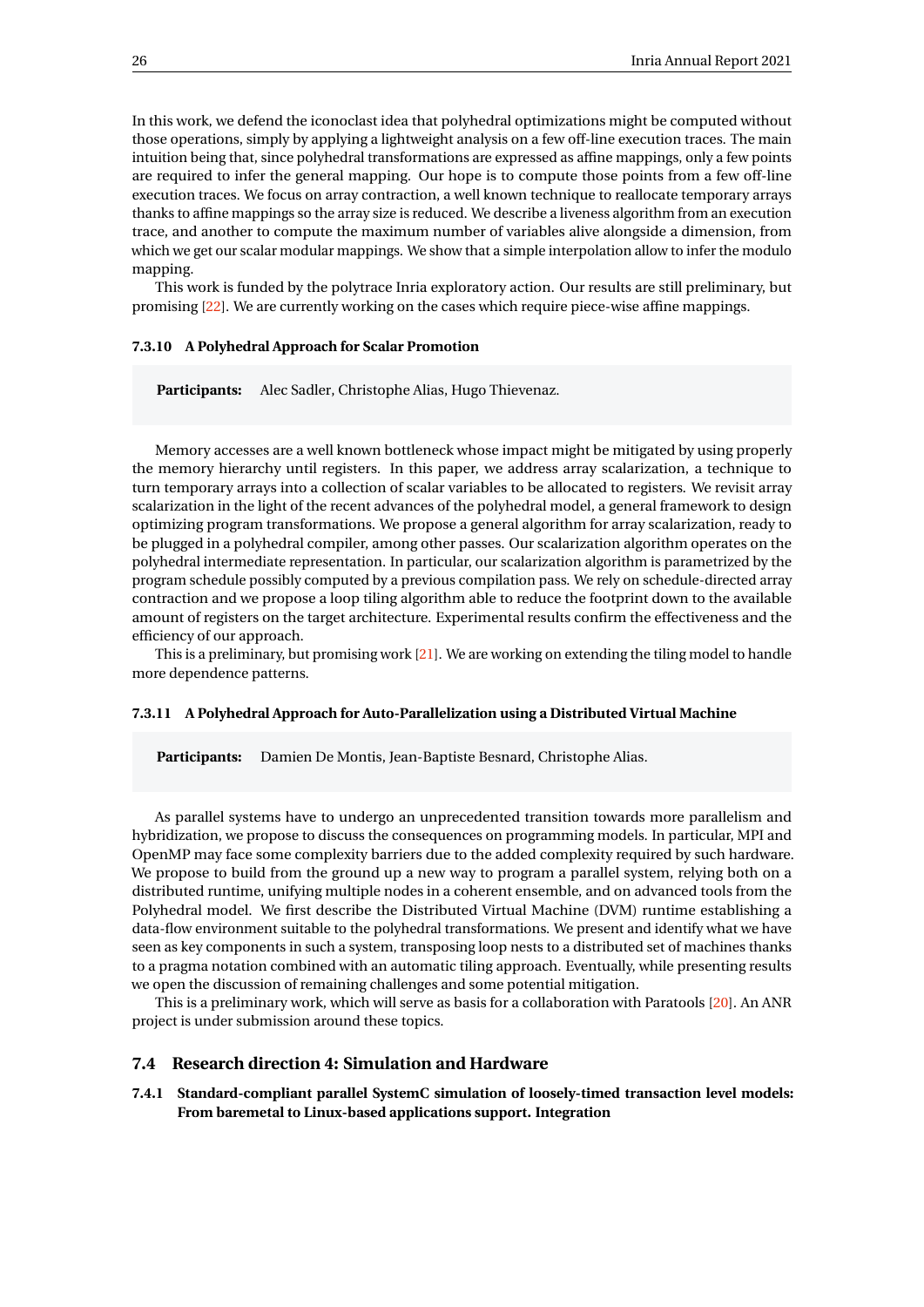In this work, we defend the iconoclast idea that polyhedral optimizations might be computed without those operations, simply by applying a lightweight analysis on a few off-line execution traces. The main intuition being that, since polyhedral transformations are expressed as affine mappings, only a few points are required to infer the general mapping. Our hope is to compute those points from a few off-line execution traces. We focus on array contraction, a well known technique to reallocate temporary arrays thanks to affine mappings so the array size is reduced. We describe a liveness algorithm from an execution trace, and another to compute the maximum number of variables alive alongside a dimension, from which we get our scalar modular mappings. We show that a simple interpolation allow to infer the modulo mapping.

This work is funded by the polytrace Inria exploratory action. Our results are still preliminary, but promising [22]. We are currently working on the cases which require piece-wise affine mappings.

#### 7.3.10 A Polyhedral Approach for Scalar Promotion

**Participants:** Alec Sadler, Christophe Alias, Hugo Thievenaz.

Memory accesses are a well known bottleneck whose impact might be mitigated by using properly the memory hierarchy until registers. In this paper, we address array scalarization, a technique to turn temporary arrays into a collection of scalar variables to be allocated to registers. We revisit array scalarization in the light of the recent advances of the polyhedral model, a general framework to design optimizing program transformations. We propose a general algorithm for array scalarization, ready to be plugged in a polyhedral compiler, among other passes. Our scalarization algorithm operates on the polyhedral intermediate representation. In particular, our scalarization algorithm is parametrized by the program schedule possibly computed by a previous compilation pass. We rely on schedule-directed array contraction and we propose a loop tiling algorithm able to reduce the footprint down to the available amount of registers on the target architecture. Experimental results confirm the effectiveness and the efficiency of our approach.

This is a preliminary, but promising work [21]. We are working on extending the tiling model to handle more dependence patterns.

#### 7.3.11 A Polyhedral Approach for Auto-Parallelization using a Distributed Virtual Machine

**Participants:** Damien De Montis, Jean-Baptiste Besnard, Christophe Alias.

As parallel systems have to undergo an unprecedented transition towards more parallelism and hybridization, we propose to discuss the consequences on programming models. In particular, MPI and OpenMP may face some complexity barriers due to the added complexity required by such hardware. We propose to build from the ground up a new way to program a parallel system, relying both on a distributed runtime, unifying multiple nodes in a coherent ensemble, and on advanced tools from the Polyhedral model. We first describe the Distributed Virtual Machine (DVM) runtime establishing a data-flow environment suitable to the polyhedral transformations. We present and identify what we have seen as key components in such a system, transposing loop nests to a distributed set of machines thanks to a pragma notation combined with an automatic tiling approach. Eventually, while presenting results we open the discussion of remaining challenges and some potential mitigation.

This is a preliminary work, which will serve as basis for a collaboration with Paratools [20]. An ANR project is under submission around these topics.

### 7.4 Research direction 4: Simulation and Hardware

#### 7.4.1 Standard-compliant parallel SystemC simulation of loosely-timed transaction level models: From baremetal to Linux-based applications support. Integration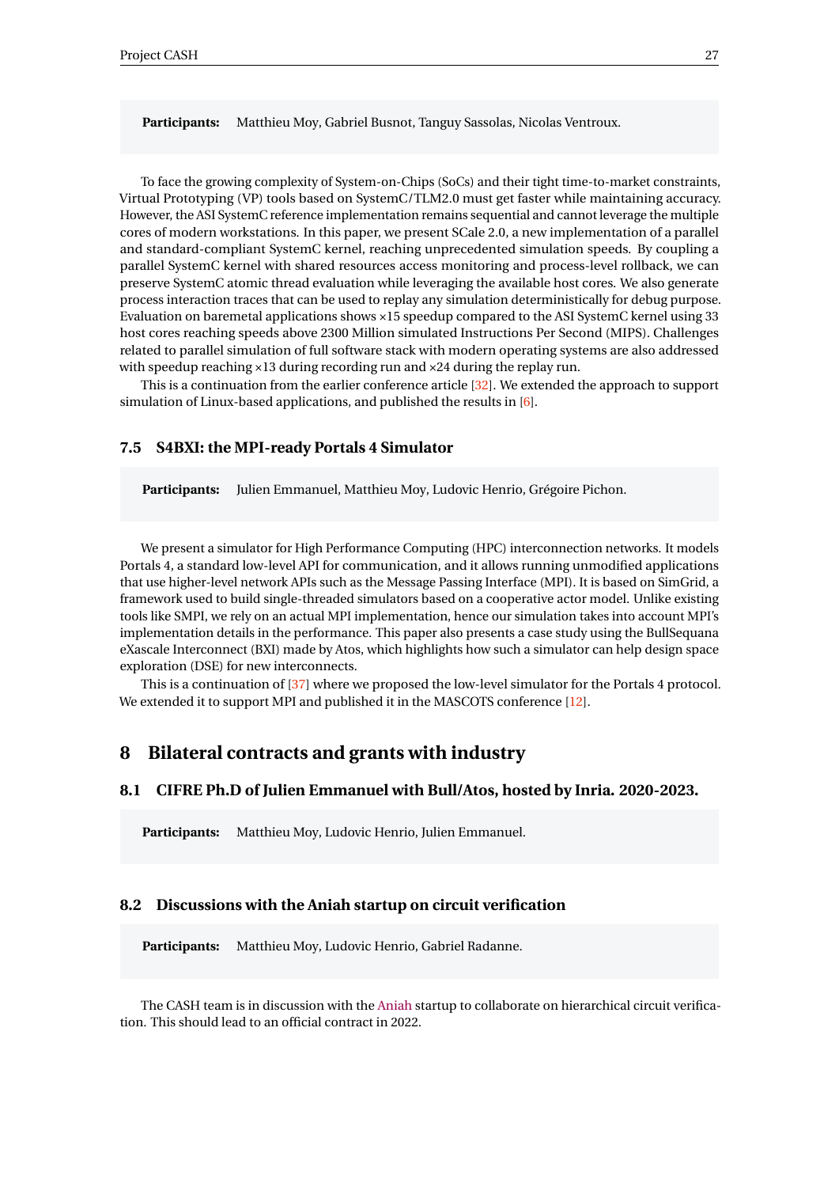**Participants:** Matthieu Moy, Gabriel Busnot, Tanguy Sassolas, Nicolas Ventroux.

To face the growing complexity of System-on-Chips (SoCs) and their tight time-to-market constraints, Virtual Prototyping (VP) tools based on SystemC/TLM2.0 must get faster while maintaining accuracy. However, the ASI SystemC reference implementation remains sequential and cannot leverage the multiple cores of modern workstations. In this paper, we present SCale 2.0, a new implementation of a parallel and standard-compliant SystemC kernel, reaching unprecedented simulation speeds. By coupling a parallel SystemC kernel with shared resources access monitoring and process-level rollback, we can preserve SystemC atomic thread evaluation while leveraging the available host cores. We also generate process interaction traces that can be used to replay any simulation deterministically for debug purpose. Evaluation on baremetal applications shows ×15 speedup compared to the ASI SystemC kernel using 33 host cores reaching speeds above 2300 Million simulated Instructions Per Second (MIPS). Challenges related to parallel simulation of full software stack with modern operating systems are also addressed with speedup reaching ×13 during recording run and ×24 during the replay run.

This is a continuation from the earlier conference article [32]. We extended the approach to support simulation of Linux-based applications, and published the results in [6].

### 7.5 S4BXI: the MPI-ready Portals 4 Simulator

**Participants:** Julien Emmanuel, Matthieu Moy, Ludovic Henrio, Grégoire Pichon.

We present a simulator for High Performance Computing (HPC) interconnection networks. It models Portals 4, a standard low-level API for communication, and it allows running unmodified applications that use higher-level network APIs such as the Message Passing Interface (MPI). It is based on SimGrid, a framework used to build single-threaded simulators based on a cooperative actor model. Unlike existing tools like SMPI, we rely on an actual MPI implementation, hence our simulation takes into account MPI's implementation details in the performance. This paper also presents a case study using the BullSequana eXascale Interconnect (BXI) made by Atos, which highlights how such a simulator can help design space exploration (DSE) for new interconnects.

This is a continuation of [37] where we proposed the low-level simulator for the Portals 4 protocol. We extended it to support MPI and published it in the MASCOTS conference [12].

## 8 Bilateral contracts and grants with industry

### 8.1 CIFRE Ph.D of Julien Emmanuel with Bull/Atos, hosted by Inria. 2020-2023.

**Participants:** Matthieu Moy, Ludovic Henrio, Julien Emmanuel.

### 8.2 Discussions with the Aniah startup on circuit verification

**Participants:** Matthieu Moy, Ludovic Henrio, Gabriel Radanne.

The CASH team is in discussion with the Aniah startup to collaborate on hierarchical circuit verification. This should lead to an official contract in 2022.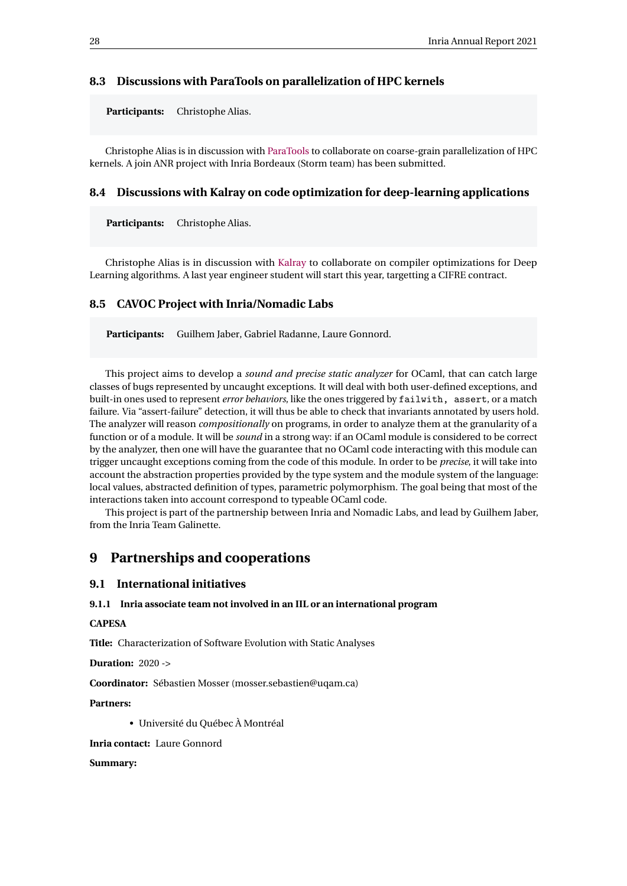### 8.3 Discussions with ParaTools on parallelization of HPC kernels

**Participants:** Christophe Alias.

Christophe Alias is in discussion with ParaTools to collaborate on coarse-grain parallelization of HPC kernels. A join ANR project with Inria Bordeaux (Storm team) has been submitted.

### 8.4 Discussions with Kalray on code optimization for deep-learning applications

**Participants:** Christophe Alias.

Christophe Alias is in discussion with Kalray to collaborate on compiler optimizations for Deep Learning algorithms. A last year engineer student will start this year, targetting a CIFRE contract.

### 8.5 CAVOC Project with Inria/Nomadic Labs

**Participants:** Guilhem Jaber, Gabriel Radanne, Laure Gonnord.

This project aims to develop a *sound and precise static analyzer* for OCaml, that can catch large classes of bugs represented by uncaught exceptions. It will deal with both user-defined exceptions, and built-in ones used to represent *error behaviors*, like the ones triggered by `failwith, assert`, or a match failure. Via "assert-failure" detection, it will thus be able to check that invariants annotated by users hold. The analyzer will reason *compositionally* on programs, in order to analyze them at the granularity of a function or of a module. It will be *sound* in a strong way: if an OCaml module is considered to be correct by the analyzer, then one will have the guarantee that no OCaml code interacting with this module can trigger uncaught exceptions coming from the code of this module. In order to be *precise*, it will take into account the abstraction properties provided by the type system and the module system of the language: local values, abstracted definition of types, parametric polymorphism. The goal being that most of the interactions taken into account correspond to typeable OCaml code.

This project is part of the partnership between Inria and Nomadic Labs, and lead by Guilhem Jaber, from the Inria Team Galinette.

## 9 Partnerships and cooperations

### 9.1 International initiatives

#### 9.1.1 Inria associate team not involved in an IIL or an international program

**CAPESA**

**Title:** Characterization of Software Evolution with Static Analyses

**Duration:** 2020 ->

**Coordinator:** Sébastien Mosser (mosser.sebastien@uqam.ca)

**Partners:**

- Université du Québec À Montréal

**Inria contact:** Laure Gonnord

**Summary:**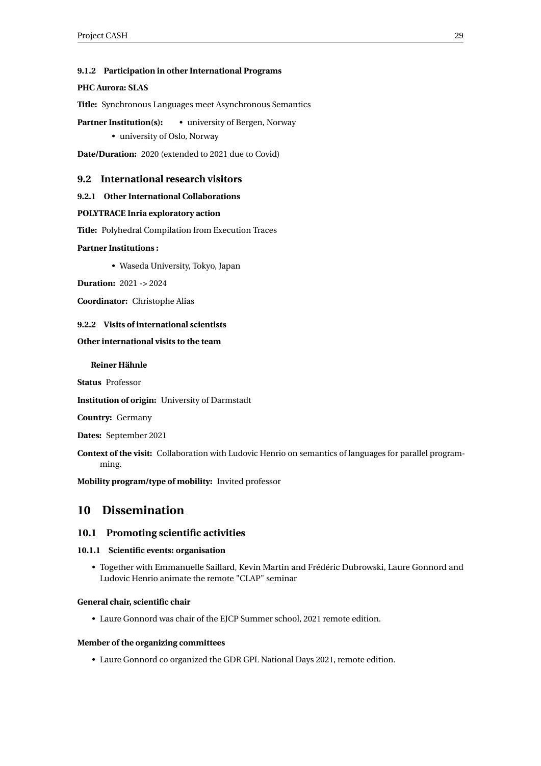#### 9.1.2 Participation in other International Programs

**PHC Aurora: SLAS**

**Title:** Synchronous Languages meet Asynchronous Semantics

**Partner Institution(s):**
- university of Bergen, Norway
- university of Oslo, Norway

**Date/Duration:** 2020 (extended to 2021 due to Covid)

### 9.2 International research visitors

#### 9.2.1 Other International Collaborations

**POLYTRACE Inria exploratory action**

**Title:** Polyhedral Compilation from Execution Traces

**Partner Institutions :**

- Waseda University, Tokyo, Japan

**Duration:** 2021 -> 2024

**Coordinator:** Christophe Alias

#### 9.2.2 Visits of international scientists

**Other international visits to the team**

**Reiner Hähnle**

**Status** Professor

**Institution of origin:** University of Darmstadt

**Country:** Germany

**Dates:** September 2021

**Context of the visit:** Collaboration with Ludovic Henrio on semantics of languages for parallel programming.

**Mobility program/type of mobility:** Invited professor

## 10 Dissemination

### 10.1 Promoting scientific activities

#### 10.1.1 Scientific events: organisation

- Together with Emmanuelle Saillard, Kevin Martin and Frédéric Dubrowski, Laure Gonnord and Ludovic Henrio animate the remote "CLAP" seminar

**General chair, scientific chair**

- Laure Gonnord was chair of the EJCP Summer school, 2021 remote edition.

**Member of the organizing committees**

- Laure Gonnord co organized the GDR GPL National Days 2021, remote edition.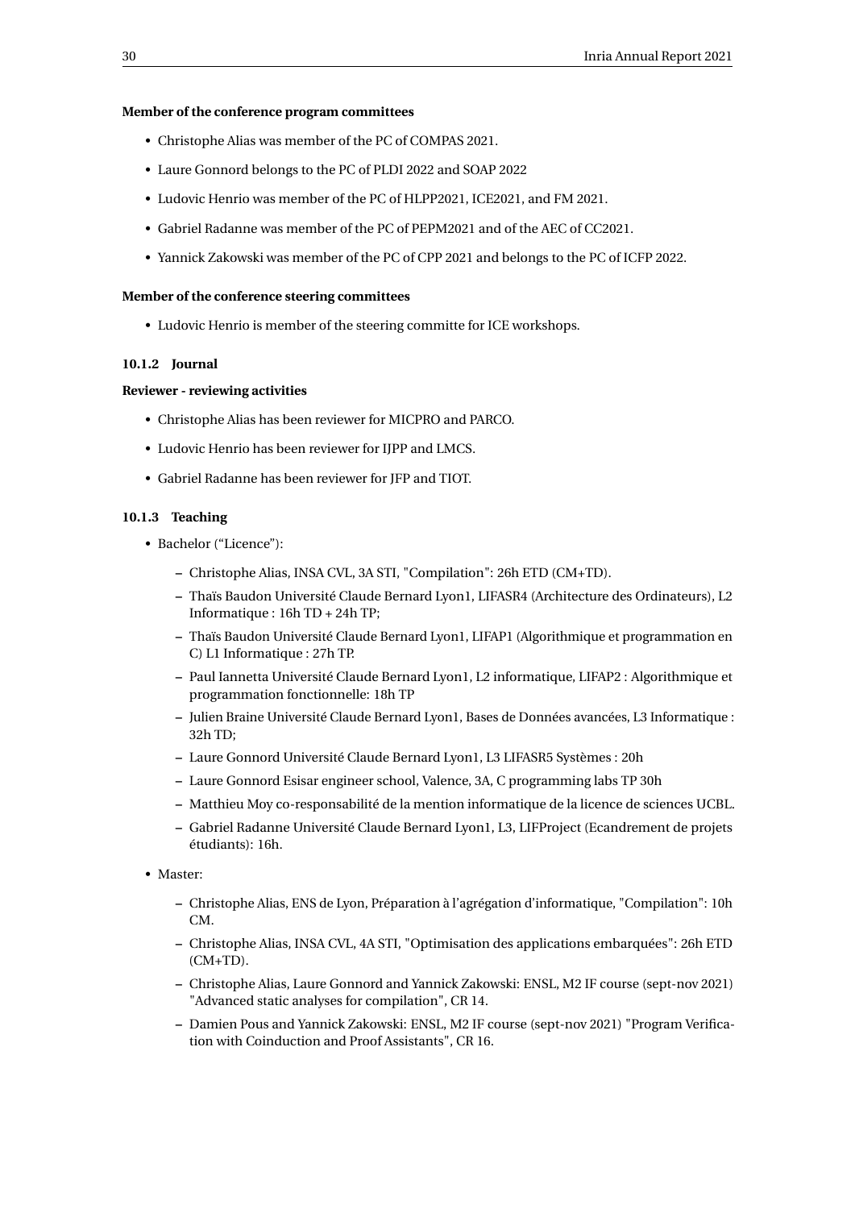**Member of the conference program committees**

- Christophe Alias was member of the PC of COMPAS 2021.
- Laure Gonnord belongs to the PC of PLDI 2022 and SOAP 2022
- Ludovic Henrio was member of the PC of HLPP2021, ICE2021, and FM 2021.
- Gabriel Radanne was member of the PC of PEPM2021 and of the AEC of CC2021.
- Yannick Zakowski was member of the PC of CPP 2021 and belongs to the PC of ICFP 2022.

**Member of the conference steering committees**

- Ludovic Henrio is member of the steering committe for ICE workshops.

#### 10.1.2 Journal

**Reviewer - reviewing activities**

- Christophe Alias has been reviewer for MICPRO and PARCO.
- Ludovic Henrio has been reviewer for IJPP and LMCS.
- Gabriel Radanne has been reviewer for JFP and TIOT.

#### 10.1.3 Teaching

- Bachelor ("Licence"):
  - Christophe Alias, INSA CVL, 3A STI, "Compilation": 26h ETD (CM+TD).
  - Thaïs Baudon Université Claude Bernard Lyon1, LIFASR4 (Architecture des Ordinateurs), L2 Informatique : 16h TD + 24h TP;
  - Thaïs Baudon Université Claude Bernard Lyon1, LIFAP1 (Algorithmique et programmation en C) L1 Informatique : 27h TP.
  - Paul Iannetta Université Claude Bernard Lyon1, L2 informatique, LIFAP2 : Algorithmique et programmation fonctionnelle: 18h TP
  - Julien Braine Université Claude Bernard Lyon1, Bases de Données avancées, L3 Informatique : 32h TD;
  - Laure Gonnord Université Claude Bernard Lyon1, L3 LIFASR5 Systèmes : 20h
  - Laure Gonnord Esisar engineer school, Valence, 3A, C programming labs TP 30h
  - Matthieu Moy co-responsabilité de la mention informatique de la licence de sciences UCBL.
  - Gabriel Radanne Université Claude Bernard Lyon1, L3, LIFProject (Ecandrement de projets étudiants): 16h.
- Master:
  - Christophe Alias, ENS de Lyon, Préparation à l'agrégation d'informatique, "Compilation": 10h CM.
  - Christophe Alias, INSA CVL, 4A STI, "Optimisation des applications embarquées": 26h ETD (CM+TD).
  - Christophe Alias, Laure Gonnord and Yannick Zakowski: ENSL, M2 IF course (sept-nov 2021) "Advanced static analyses for compilation", CR 14.
  - Damien Pous and Yannick Zakowski: ENSL, M2 IF course (sept-nov 2021) "Program Verification with Coinduction and Proof Assistants", CR 16.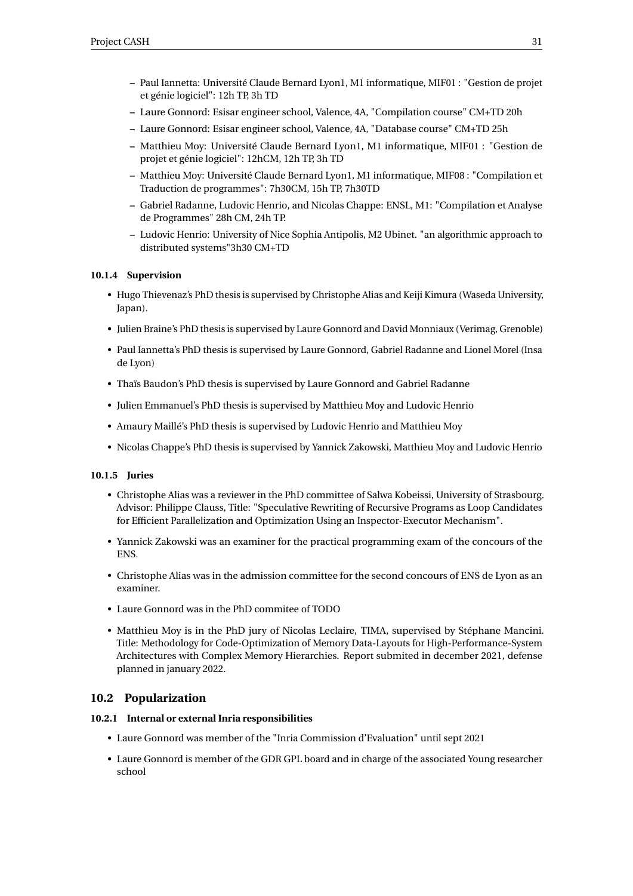- Paul Iannetta: Université Claude Bernard Lyon1, M1 informatique, MIF01 : "Gestion de projet et génie logiciel": 12h TP, 3h TD
- Laure Gonnord: Esisar engineer school, Valence, 4A, "Compilation course" CM+TD 20h
- Laure Gonnord: Esisar engineer school, Valence, 4A, "Database course" CM+TD 25h
- Matthieu Moy: Université Claude Bernard Lyon1, M1 informatique, MIF01 : "Gestion de projet et génie logiciel": 12hCM, 12h TP, 3h TD
- Matthieu Moy: Université Claude Bernard Lyon1, M1 informatique, MIF08 : "Compilation et Traduction de programmes": 7h30CM, 15h TP, 7h30TD
- Gabriel Radanne, Ludovic Henrio, and Nicolas Chappe: ENSL, M1: "Compilation et Analyse de Programmes" 28h CM, 24h TP.
- Ludovic Henrio: University of Nice Sophia Antipolis, M2 Ubinet. "an algorithmic approach to distributed systems"3h30 CM+TD

#### 10.1.4 Supervision

- Hugo Thievenaz's PhD thesis is supervised by Christophe Alias and Keiji Kimura (Waseda University, Japan).
- Julien Braine's PhD thesis is supervised by Laure Gonnord and David Monniaux (Verimag, Grenoble)
- Paul Iannetta's PhD thesis is supervised by Laure Gonnord, Gabriel Radanne and Lionel Morel (Insa de Lyon)
- Thaïs Baudon's PhD thesis is supervised by Laure Gonnord and Gabriel Radanne
- Julien Emmanuel's PhD thesis is supervised by Matthieu Moy and Ludovic Henrio
- Amaury Maillé's PhD thesis is supervised by Ludovic Henrio and Matthieu Moy
- Nicolas Chappe's PhD thesis is supervised by Yannick Zakowski, Matthieu Moy and Ludovic Henrio

#### 10.1.5 Juries

- Christophe Alias was a reviewer in the PhD committee of Salwa Kobeissi, University of Strasbourg. Advisor: Philippe Clauss, Title: "Speculative Rewriting of Recursive Programs as Loop Candidates for Efficient Parallelization and Optimization Using an Inspector-Executor Mechanism".
- Yannick Zakowski was an examiner for the practical programming exam of the concours of the ENS.
- Christophe Alias was in the admission committee for the second concours of ENS de Lyon as an examiner.
- Laure Gonnord was in the PhD commitee of TODO
- Matthieu Moy is in the PhD jury of Nicolas Leclaire, TIMA, supervised by Stéphane Mancini. Title: Methodology for Code-Optimization of Memory Data-Layouts for High-Performance-System Architectures with Complex Memory Hierarchies. Report submited in december 2021, defense planned in january 2022.

### 10.2 Popularization

#### 10.2.1 Internal or external Inria responsibilities

- Laure Gonnord was member of the "Inria Commission d'Evaluation" until sept 2021
- Laure Gonnord is member of the GDR GPL board and in charge of the associated Young researcher school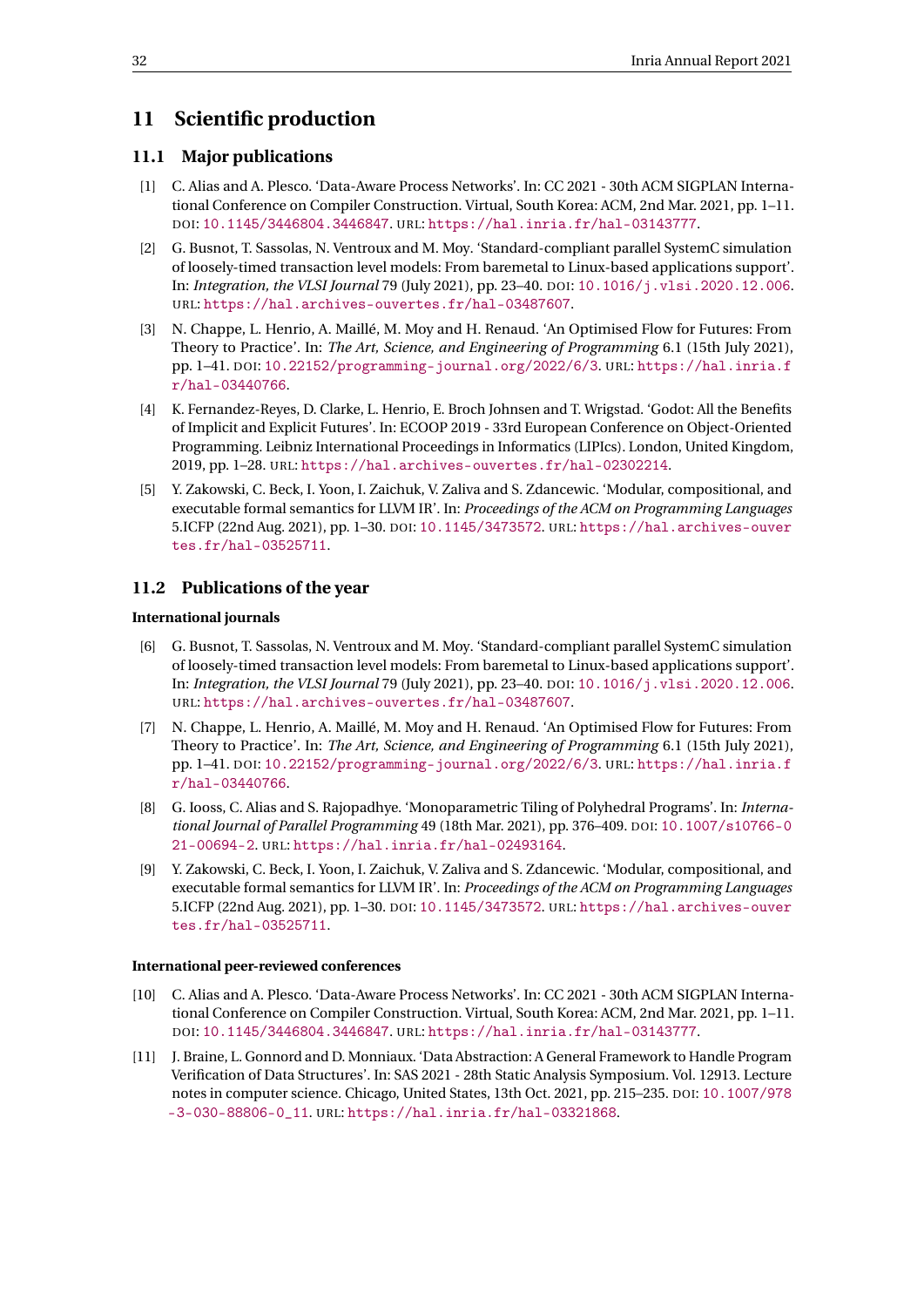# 11 Scientific production

## 11.1 Major publications

[1] C. Alias and A. Plesco. 'Data-Aware Process Networks'. In: CC 2021 - 30th ACM SIGPLAN International Conference on Compiler Construction. Virtual, South Korea: ACM, 2nd Mar. 2021, pp. 1–11. DOI: 10.1145/3446804.3446847. URL: https://hal.inria.fr/hal-03143777.

[2] G. Busnot, T. Sassolas, N. Ventroux and M. Moy. 'Standard-compliant parallel SystemC simulation of loosely-timed transaction level models: From baremetal to Linux-based applications support'. In: *Integration, the VLSI Journal* 79 (July 2021), pp. 23–40. DOI: 10.1016/j.vlsi.2020.12.006. URL: https://hal.archives-ouvertes.fr/hal-03487607.

[3] N. Chappe, L. Henrio, A. Maillé, M. Moy and H. Renaud. 'An Optimised Flow for Futures: From Theory to Practice'. In: *The Art, Science, and Engineering of Programming* 6.1 (15th July 2021), pp. 1–41. DOI: 10.22152/programming-journal.org/2022/6/3. URL: https://hal.inria.fr/hal-03440766.

[4] K. Fernandez-Reyes, D. Clarke, L. Henrio, E. Broch Johnsen and T. Wrigstad. 'Godot: All the Benefits of Implicit and Explicit Futures'. In: ECOOP 2019 - 33rd European Conference on Object-Oriented Programming. Leibniz International Proceedings in Informatics (LIPIcs). London, United Kingdom, 2019, pp. 1–28. URL: https://hal.archives-ouvertes.fr/hal-02302214.

[5] Y. Zakowski, C. Beck, I. Yoon, I. Zaichuk, V. Zaliva and S. Zdancewic. 'Modular, compositional, and executable formal semantics for LLVM IR'. In: *Proceedings of the ACM on Programming Languages* 5.ICFP (22nd Aug. 2021), pp. 1–30. DOI: 10.1145/3473572. URL: https://hal.archives-ouvertes.fr/hal-03525711.

## 11.2 Publications of the year

**International journals**

[6] G. Busnot, T. Sassolas, N. Ventroux and M. Moy. 'Standard-compliant parallel SystemC simulation of loosely-timed transaction level models: From baremetal to Linux-based applications support'. In: *Integration, the VLSI Journal* 79 (July 2021), pp. 23–40. DOI: 10.1016/j.vlsi.2020.12.006. URL: https://hal.archives-ouvertes.fr/hal-03487607.

[7] N. Chappe, L. Henrio, A. Maillé, M. Moy and H. Renaud. 'An Optimised Flow for Futures: From Theory to Practice'. In: *The Art, Science, and Engineering of Programming* 6.1 (15th July 2021), pp. 1–41. DOI: 10.22152/programming-journal.org/2022/6/3. URL: https://hal.inria.fr/hal-03440766.

[8] G. Iooss, C. Alias and S. Rajopadhye. 'Monoparametric Tiling of Polyhedral Programs'. In: *International Journal of Parallel Programming* 49 (18th Mar. 2021), pp. 376–409. DOI: 10.1007/s10766-021-00694-2. URL: https://hal.inria.fr/hal-02493164.

[9] Y. Zakowski, C. Beck, I. Yoon, I. Zaichuk, V. Zaliva and S. Zdancewic. 'Modular, compositional, and executable formal semantics for LLVM IR'. In: *Proceedings of the ACM on Programming Languages* 5.ICFP (22nd Aug. 2021), pp. 1–30. DOI: 10.1145/3473572. URL: https://hal.archives-ouvertes.fr/hal-03525711.

**International peer-reviewed conferences**

[10] C. Alias and A. Plesco. 'Data-Aware Process Networks'. In: CC 2021 - 30th ACM SIGPLAN International Conference on Compiler Construction. Virtual, South Korea: ACM, 2nd Mar. 2021, pp. 1–11. DOI: 10.1145/3446804.3446847. URL: https://hal.inria.fr/hal-03143777.

[11] J. Braine, L. Gonnord and D. Monniaux. 'Data Abstraction: A General Framework to Handle Program Verification of Data Structures'. In: SAS 2021 - 28th Static Analysis Symposium. Vol. 12913. Lecture notes in computer science. Chicago, United States, 13th Oct. 2021, pp. 215–235. DOI: 10.1007/978-3-030-88806-0_11. URL: https://hal.inria.fr/hal-03321868.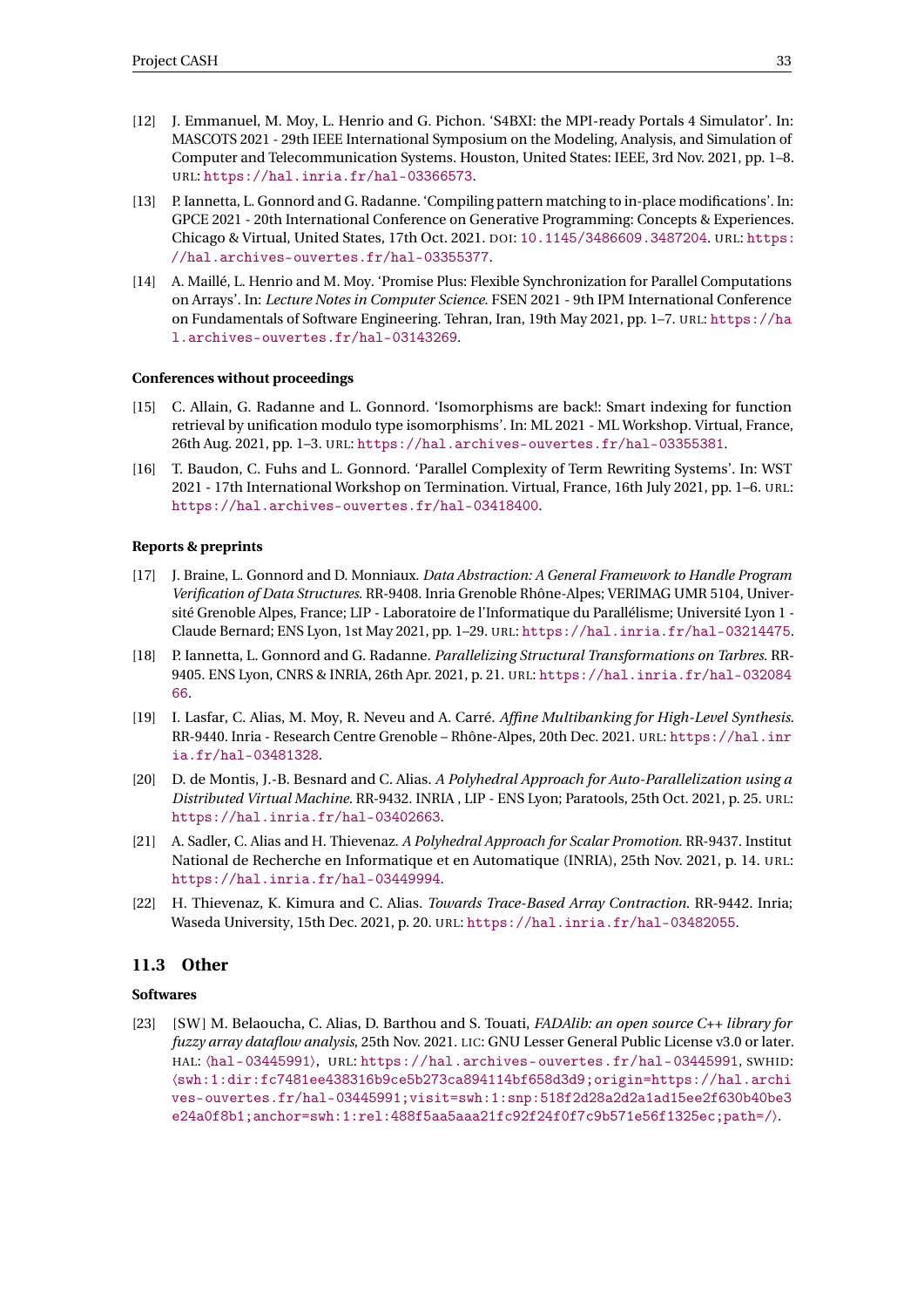[12] J. Emmanuel, M. Moy, L. Henrio and G. Pichon. 'S4BXI: the MPI-ready Portals 4 Simulator'. In: MASCOTS 2021 - 29th IEEE International Symposium on the Modeling, Analysis, and Simulation of Computer and Telecommunication Systems. Houston, United States: IEEE, 3rd Nov. 2021, pp. 1–8. URL: https://hal.inria.fr/hal-03366573.

[13] P. Iannetta, L. Gonnord and G. Radanne. 'Compiling pattern matching to in-place modifications'. In: GPCE 2021 - 20th International Conference on Generative Programming: Concepts & Experiences. Chicago & Virtual, United States, 17th Oct. 2021. DOI: 10.1145/3486609.3487204. URL: https://hal.archives-ouvertes.fr/hal-03355377.

[14] A. Maillé, L. Henrio and M. Moy. 'Promise Plus: Flexible Synchronization for Parallel Computations on Arrays'. In: *Lecture Notes in Computer Science*. FSEN 2021 - 9th IPM International Conference on Fundamentals of Software Engineering. Tehran, Iran, 19th May 2021, pp. 1–7. URL: https://hal.archives-ouvertes.fr/hal-03143269.

#### Conferences without proceedings

[15] C. Allain, G. Radanne and L. Gonnord. 'Isomorphisms are back!: Smart indexing for function retrieval by unification modulo type isomorphisms'. In: ML 2021 - ML Workshop. Virtual, France, 26th Aug. 2021, pp. 1–3. URL: https://hal.archives-ouvertes.fr/hal-03355381.

[16] T. Baudon, C. Fuhs and L. Gonnord. 'Parallel Complexity of Term Rewriting Systems'. In: WST 2021 - 17th International Workshop on Termination. Virtual, France, 16th July 2021, pp. 1–6. URL: https://hal.archives-ouvertes.fr/hal-03418400.

#### Reports & preprints

[17] J. Braine, L. Gonnord and D. Monniaux. *Data Abstraction: A General Framework to Handle Program Verification of Data Structures*. RR-9408. Inria Grenoble Rhône-Alpes; VERIMAG UMR 5104, Université Grenoble Alpes, France; LIP - Laboratoire de l'Informatique du Parallélisme; Université Lyon 1 - Claude Bernard; ENS Lyon, 1st May 2021, pp. 1–29. URL: https://hal.inria.fr/hal-03214475.

[18] P. Iannetta, L. Gonnord and G. Radanne. *Parallelizing Structural Transformations on Tarbres*. RR-9405. ENS Lyon, CNRS & INRIA, 26th Apr. 2021, p. 21. URL: https://hal.inria.fr/hal-03208466.

[19] I. Lasfar, C. Alias, M. Moy, R. Neveu and A. Carré. *Affine Multibanking for High-Level Synthesis*. RR-9440. Inria - Research Centre Grenoble – Rhône-Alpes, 20th Dec. 2021. URL: https://hal.inria.fr/hal-03481328.

[20] D. de Montis, J.-B. Besnard and C. Alias. *A Polyhedral Approach for Auto-Parallelization using a Distributed Virtual Machine*. RR-9432. INRIA , LIP - ENS Lyon; Paratools, 25th Oct. 2021, p. 25. URL: https://hal.inria.fr/hal-03402663.

[21] A. Sadler, C. Alias and H. Thievenaz. *A Polyhedral Approach for Scalar Promotion*. RR-9437. Institut National de Recherche en Informatique et en Automatique (INRIA), 25th Nov. 2021, p. 14. URL: https://hal.inria.fr/hal-03449994.

[22] H. Thievenaz, K. Kimura and C. Alias. *Towards Trace-Based Array Contraction*. RR-9442. Inria; Waseda University, 15th Dec. 2021, p. 20. URL: https://hal.inria.fr/hal-03482055.

## 11.3 Other

#### Softwares

[23] [SW] M. Belaoucha, C. Alias, D. Barthou and S. Touati, *FADAlib: an open source C++ library for fuzzy array dataflow analysis*, 25th Nov. 2021. LIC: GNU Lesser General Public License v3.0 or later. HAL: ⟨hal-03445991⟩, URL: https://hal.archives-ouvertes.fr/hal-03445991, SWHID: ⟨swh:1:dir:fc7481ee438316b9ce5b273ca894114bf658d3d9;origin=https://hal.archives-ouvertes.fr/hal-03445991;visit=swh:1:snp:518f2d28a2d2a1ad15ee2f630b40be3e24a0f8b1;anchor=swh:1:rel:488f5aa5aaa21fc92f24f0f7c9b571e56f1325ec;path=/⟩.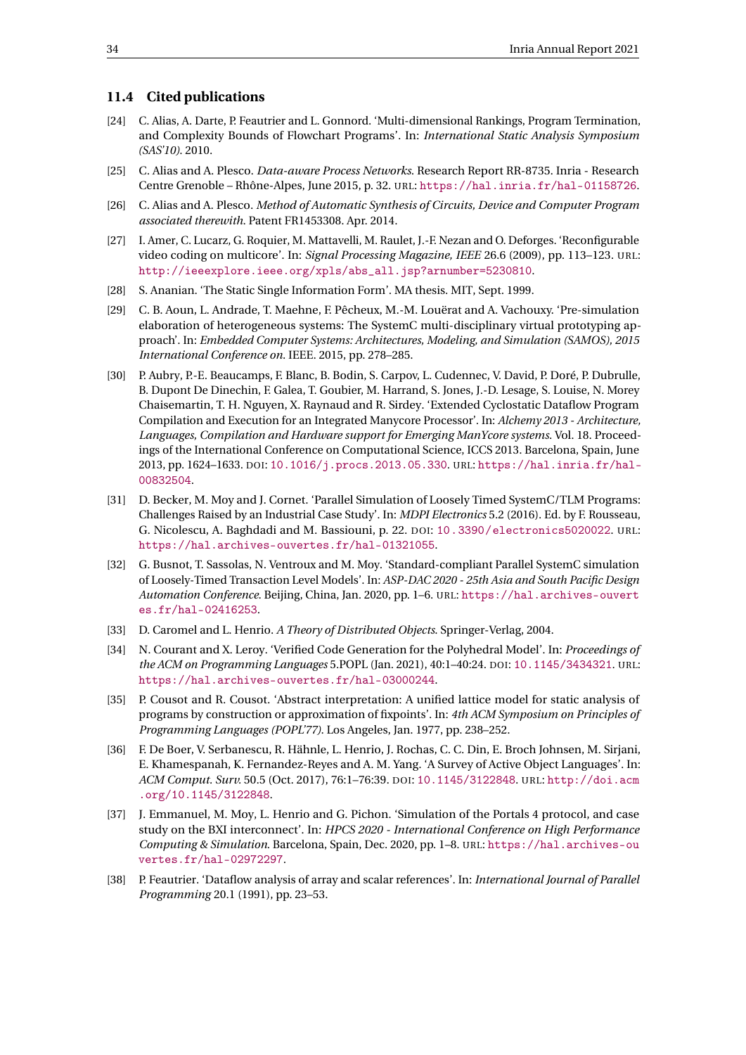### 11.4 Cited publications

[24] C. Alias, A. Darte, P. Feautrier and L. Gonnord. 'Multi-dimensional Rankings, Program Termination, and Complexity Bounds of Flowchart Programs'. In: *International Static Analysis Symposium (SAS'10)*. 2010.

[25] C. Alias and A. Plesco. *Data-aware Process Networks*. Research Report RR-8735. Inria - Research Centre Grenoble – Rhône-Alpes, June 2015, p. 32. URL: https://hal.inria.fr/hal-01158726.

[26] C. Alias and A. Plesco. *Method of Automatic Synthesis of Circuits, Device and Computer Program associated therewith*. Patent FR1453308. Apr. 2014.

[27] I. Amer, C. Lucarz, G. Roquier, M. Mattavelli, M. Raulet, J.-F. Nezan and O. Deforges. 'Reconfigurable video coding on multicore'. In: *Signal Processing Magazine, IEEE* 26.6 (2009), pp. 113–123. URL: http://ieeexplore.ieee.org/xpls/abs_all.jsp?arnumber=5230810.

[28] S. Ananian. 'The Static Single Information Form'. MA thesis. MIT, Sept. 1999.

[29] C. B. Aoun, L. Andrade, T. Maehne, F. Pêcheux, M.-M. Louërat and A. Vachouxy. 'Pre-simulation elaboration of heterogeneous systems: The SystemC multi-disciplinary virtual prototyping approach'. In: *Embedded Computer Systems: Architectures, Modeling, and Simulation (SAMOS), 2015 International Conference on*. IEEE. 2015, pp. 278–285.

[30] P. Aubry, P.-E. Beaucamps, F. Blanc, B. Bodin, S. Carpov, L. Cudennec, V. David, P. Doré, P. Dubrulle, B. Dupont De Dinechin, F. Galea, T. Goubier, M. Harrand, S. Jones, J.-D. Lesage, S. Louise, N. Morey Chaisemartin, T. H. Nguyen, X. Raynaud and R. Sirdey. 'Extended Cyclostatic Dataflow Program Compilation and Execution for an Integrated Manycore Processor'. In: *Alchemy 2013 - Architecture, Languages, Compilation and Hardware support for Emerging ManYcore systems*. Vol. 18. Proceedings of the International Conference on Computational Science, ICCS 2013. Barcelona, Spain, June 2013, pp. 1624–1633. DOI: 10.1016/j.procs.2013.05.330. URL: https://hal.inria.fr/hal-00832504.

[31] D. Becker, M. Moy and J. Cornet. 'Parallel Simulation of Loosely Timed SystemC/TLM Programs: Challenges Raised by an Industrial Case Study'. In: *MDPI Electronics* 5.2 (2016). Ed. by F. Rousseau, G. Nicolescu, A. Baghdadi and M. Bassiouni, p. 22. DOI: 10.3390/electronics5020022. URL: https://hal.archives-ouvertes.fr/hal-01321055.

[32] G. Busnot, T. Sassolas, N. Ventroux and M. Moy. 'Standard-compliant Parallel SystemC simulation of Loosely-Timed Transaction Level Models'. In: *ASP-DAC 2020 - 25th Asia and South Pacific Design Automation Conference*. Beijing, China, Jan. 2020, pp. 1–6. URL: https://hal.archives-ouvertes.fr/hal-02416253.

[33] D. Caromel and L. Henrio. *A Theory of Distributed Objects*. Springer-Verlag, 2004.

[34] N. Courant and X. Leroy. 'Verified Code Generation for the Polyhedral Model'. In: *Proceedings of the ACM on Programming Languages* 5.POPL (Jan. 2021), 40:1–40:24. DOI: 10.1145/3434321. URL: https://hal.archives-ouvertes.fr/hal-03000244.

[35] P. Cousot and R. Cousot. 'Abstract interpretation: A unified lattice model for static analysis of programs by construction or approximation of fixpoints'. In: *4th ACM Symposium on Principles of Programming Languages (POPL'77)*. Los Angeles, Jan. 1977, pp. 238–252.

[36] F. De Boer, V. Serbanescu, R. Hähnle, L. Henrio, J. Rochas, C. C. Din, E. Broch Johnsen, M. Sirjani, E. Khamespanah, K. Fernandez-Reyes and A. M. Yang. 'A Survey of Active Object Languages'. In: *ACM Comput. Surv.* 50.5 (Oct. 2017), 76:1–76:39. DOI: 10.1145/3122848. URL: http://doi.acm.org/10.1145/3122848.

[37] J. Emmanuel, M. Moy, L. Henrio and G. Pichon. 'Simulation of the Portals 4 protocol, and case study on the BXI interconnect'. In: *HPCS 2020 - International Conference on High Performance Computing & Simulation*. Barcelona, Spain, Dec. 2020, pp. 1–8. URL: https://hal.archives-ouvertes.fr/hal-02972297.

[38] P. Feautrier. 'Dataflow analysis of array and scalar references'. In: *International Journal of Parallel Programming* 20.1 (1991), pp. 23–53.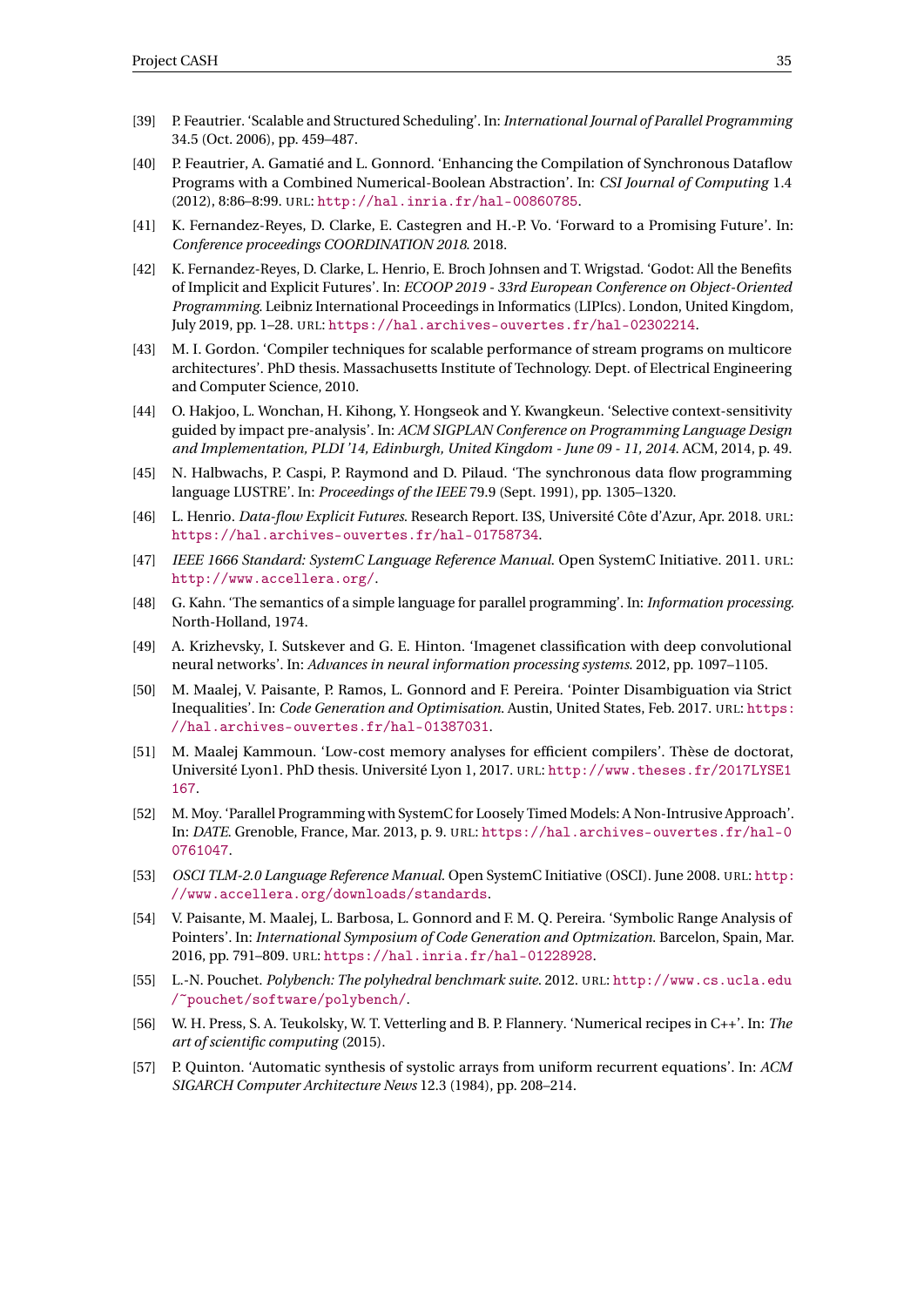[39] P. Feautrier. 'Scalable and Structured Scheduling'. In: *International Journal of Parallel Programming* 34.5 (Oct. 2006), pp. 459–487.

[40] P. Feautrier, A. Gamatié and L. Gonnord. 'Enhancing the Compilation of Synchronous Dataflow Programs with a Combined Numerical-Boolean Abstraction'. In: *CSI Journal of Computing* 1.4 (2012), 8:86–8:99. URL: http://hal.inria.fr/hal-00860785.

[41] K. Fernandez-Reyes, D. Clarke, E. Castegren and H.-P. Vo. 'Forward to a Promising Future'. In: *Conference proceedings COORDINATION 2018*. 2018.

[42] K. Fernandez-Reyes, D. Clarke, L. Henrio, E. Broch Johnsen and T. Wrigstad. 'Godot: All the Benefits of Implicit and Explicit Futures'. In: *ECOOP 2019 - 33rd European Conference on Object-Oriented Programming*. Leibniz International Proceedings in Informatics (LIPIcs). London, United Kingdom, July 2019, pp. 1–28. URL: https://hal.archives-ouvertes.fr/hal-02302214.

[43] M. I. Gordon. 'Compiler techniques for scalable performance of stream programs on multicore architectures'. PhD thesis. Massachusetts Institute of Technology. Dept. of Electrical Engineering and Computer Science, 2010.

[44] O. Hakjoo, L. Wonchan, H. Kihong, Y. Hongseok and Y. Kwangkeun. 'Selective context-sensitivity guided by impact pre-analysis'. In: *ACM SIGPLAN Conference on Programming Language Design and Implementation, PLDI '14, Edinburgh, United Kingdom - June 09 - 11, 2014*. ACM, 2014, p. 49.

[45] N. Halbwachs, P. Caspi, P. Raymond and D. Pilaud. 'The synchronous data flow programming language LUSTRE'. In: *Proceedings of the IEEE* 79.9 (Sept. 1991), pp. 1305–1320.

[46] L. Henrio. *Data-flow Explicit Futures*. Research Report. I3S, Université Côte d'Azur, Apr. 2018. URL: https://hal.archives-ouvertes.fr/hal-01758734.

[47] *IEEE 1666 Standard: SystemC Language Reference Manual*. Open SystemC Initiative. 2011. URL: http://www.accellera.org/.

[48] G. Kahn. 'The semantics of a simple language for parallel programming'. In: *Information processing*. North-Holland, 1974.

[49] A. Krizhevsky, I. Sutskever and G. E. Hinton. 'Imagenet classification with deep convolutional neural networks'. In: *Advances in neural information processing systems*. 2012, pp. 1097–1105.

[50] M. Maalej, V. Paisante, P. Ramos, L. Gonnord and F. Pereira. 'Pointer Disambiguation via Strict Inequalities'. In: *Code Generation and Optimisation*. Austin, United States, Feb. 2017. URL: https://hal.archives-ouvertes.fr/hal-01387031.

[51] M. Maalej Kammoun. 'Low-cost memory analyses for efficient compilers'. Thèse de doctorat, Université Lyon1. PhD thesis. Université Lyon 1, 2017. URL: http://www.theses.fr/2017LYSE1167.

[52] M. Moy. 'Parallel Programming with SystemC for Loosely Timed Models: A Non-Intrusive Approach'. In: *DATE*. Grenoble, France, Mar. 2013, p. 9. URL: https://hal.archives-ouvertes.fr/hal-00761047.

[53] *OSCI TLM-2.0 Language Reference Manual*. Open SystemC Initiative (OSCI). June 2008. URL: http://www.accellera.org/downloads/standards.

[54] V. Paisante, M. Maalej, L. Barbosa, L. Gonnord and F. M. Q. Pereira. 'Symbolic Range Analysis of Pointers'. In: *International Symposium of Code Generation and Optmization*. Barcelon, Spain, Mar. 2016, pp. 791–809. URL: https://hal.inria.fr/hal-01228928.

[55] L.-N. Pouchet. *Polybench: The polyhedral benchmark suite*. 2012. URL: http://www.cs.ucla.edu/~pouchet/software/polybench/.

[56] W. H. Press, S. A. Teukolsky, W. T. Vetterling and B. P. Flannery. 'Numerical recipes in C++'. In: *The art of scientific computing* (2015).

[57] P. Quinton. 'Automatic synthesis of systolic arrays from uniform recurrent equations'. In: *ACM SIGARCH Computer Architecture News* 12.3 (1984), pp. 208–214.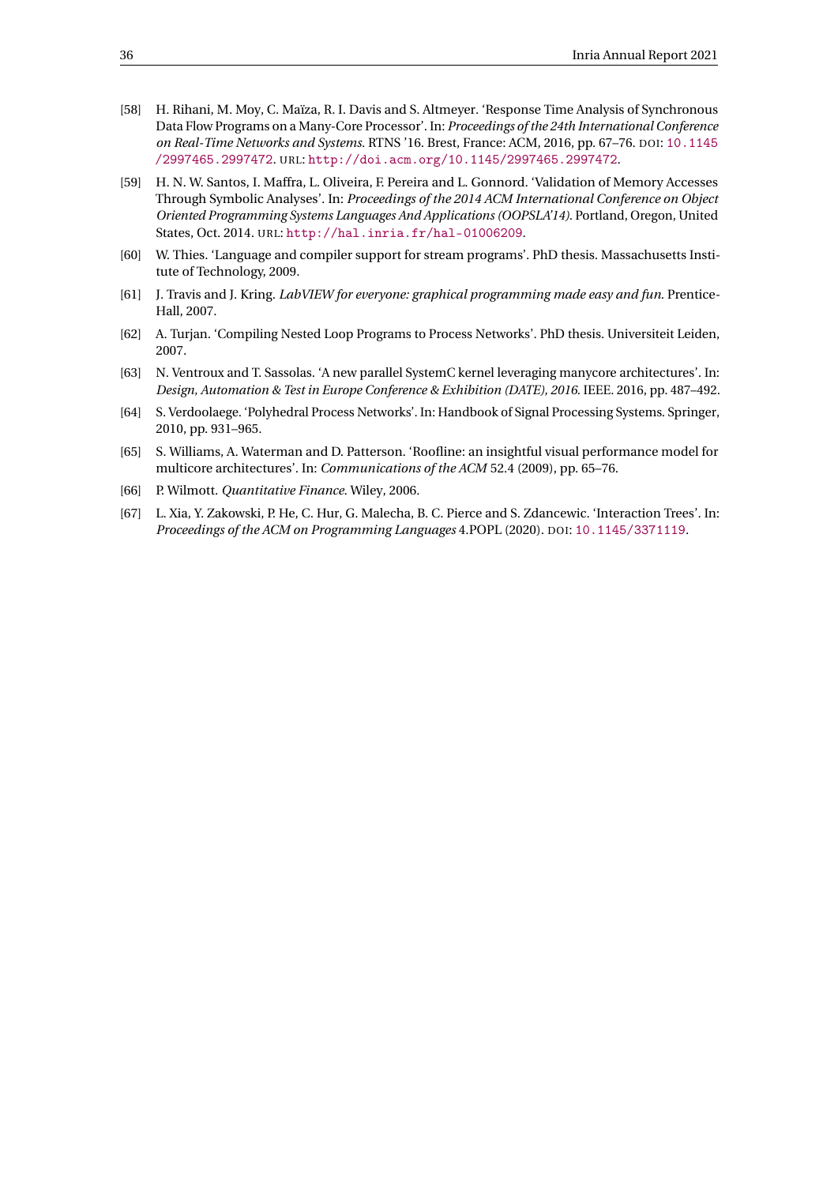[58] H. Rihani, M. Moy, C. Maïza, R. I. Davis and S. Altmeyer. 'Response Time Analysis of Synchronous Data Flow Programs on a Many-Core Processor'. In: *Proceedings of the 24th International Conference on Real-Time Networks and Systems*. RTNS '16. Brest, France: ACM, 2016, pp. 67–76. DOI: 10.1145/2997465.2997472. URL: http://doi.acm.org/10.1145/2997465.2997472.

[59] H. N. W. Santos, I. Maffra, L. Oliveira, F. Pereira and L. Gonnord. 'Validation of Memory Accesses Through Symbolic Analyses'. In: *Proceedings of the 2014 ACM International Conference on Object Oriented Programming Systems Languages And Applications (OOPSLA'14)*. Portland, Oregon, United States, Oct. 2014. URL: http://hal.inria.fr/hal-01006209.

[60] W. Thies. 'Language and compiler support for stream programs'. PhD thesis. Massachusetts Institute of Technology, 2009.

[61] J. Travis and J. Kring. *LabVIEW for everyone: graphical programming made easy and fun*. Prentice-Hall, 2007.

[62] A. Turjan. 'Compiling Nested Loop Programs to Process Networks'. PhD thesis. Universiteit Leiden, 2007.

[63] N. Ventroux and T. Sassolas. 'A new parallel SystemC kernel leveraging manycore architectures'. In: *Design, Automation & Test in Europe Conference & Exhibition (DATE), 2016*. IEEE. 2016, pp. 487–492.

[64] S. Verdoolaege. 'Polyhedral Process Networks'. In: Handbook of Signal Processing Systems. Springer, 2010, pp. 931–965.

[65] S. Williams, A. Waterman and D. Patterson. 'Roofline: an insightful visual performance model for multicore architectures'. In: *Communications of the ACM* 52.4 (2009), pp. 65–76.

[66] P. Wilmott. *Quantitative Finance*. Wiley, 2006.

[67] L. Xia, Y. Zakowski, P. He, C. Hur, G. Malecha, B. C. Pierce and S. Zdancewic. 'Interaction Trees'. In: *Proceedings of the ACM on Programming Languages* 4.POPL (2020). DOI: 10.1145/3371119.